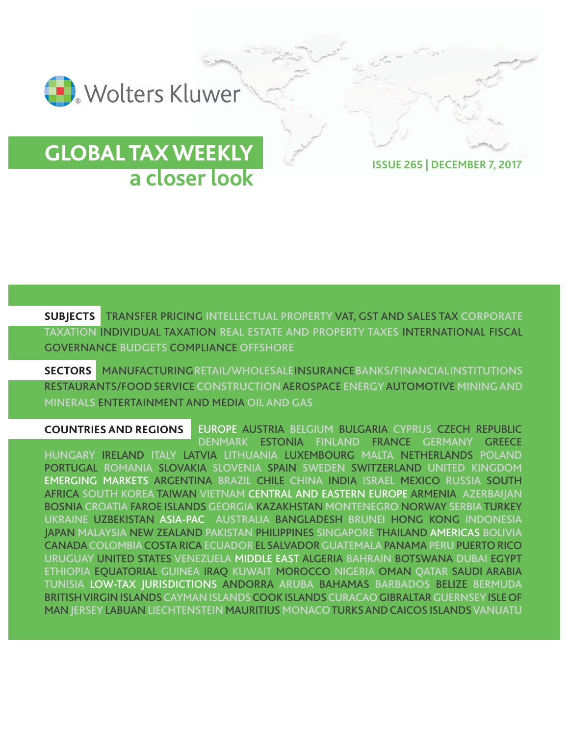Wolters Kluwer

# GLOBAL TAX WEEKLY

## a closer look

ISSUE 265 | DECEMBER 7, 2017

**SUBJECTS** TRANSFER PRICING INTELLECTUAL PROPERTY VAT, GST AND SALES TAX CORPORATE TAXATION INDIVIDUAL TAXATION REAL ESTATE AND PROPERTY TAXES INTERNATIONAL FISCAL GOVERNANCE BUDGETS COMPLIANCE OFFSHORE

**SECTORS** MANUFACTURING RETAIL/WHOLESALE INSURANCE BANKS/FINANCIAL INSTITUTIONS RESTAURANTS/FOOD SERVICE CONSTRUCTION AEROSPACE ENERGY AUTOMOTIVE MINING AND MINERALS ENTERTAINMENT AND MEDIA OIL AND GAS

**COUNTRIES AND REGIONS** EUROPE AUSTRIA BELGIUM BULGARIA CYPRUS CZECH REPUBLIC DENMARK ESTONIA FINLAND FRANCE GERMANY GREECE HUNGARY IRELAND ITALY LATVIA LITHUANIA LUXEMBOURG MALTA NETHERLANDS POLAND PORTUGAL ROMANIA SLOVAKIA SLOVENIA SPAIN SWEDEN SWITZERLAND UNITED KINGDOM EMERGING MARKETS ARGENTINA BRAZIL CHILE CHINA INDIA ISRAEL MEXICO RUSSIA SOUTH AFRICA SOUTH KOREA TAIWAN VIETNAM CENTRAL AND EASTERN EUROPE ARMENIA AZERBAIJAN BOSNIA CROATIA FAROE ISLANDS GEORGIA KAZAKHSTAN MONTENEGRO NORWAY SERBIA TURKEY UKRAINE UZBEKISTAN ASIA-PAC AUSTRALIA BANGLADESH BRUNEI HONG KONG INDONESIA JAPAN MALAYSIA NEW ZEALAND PAKISTAN PHILIPPINES SINGAPORE THAILAND AMERICAS BOLIVIA CANADA COLOMBIA COSTA RICA ECUADOR EL SALVADOR GUATEMALA PANAMA PERU PUERTO RICO URUGUAY UNITED STATES VENEZUELA MIDDLE EAST ALGERIA BAHRAIN BOTSWANA DUBAI EGYPT ETHIOPIA EQUATORIAL GUINEA IRAQ KUWAIT MOROCCO NIGERIA OMAN QATAR SAUDI ARABIA TUNISIA LOW-TAX JURISDICTIONS ANDORRA ARUBA BAHAMAS BARBADOS BELIZE BERMUDA BRITISH VIRGIN ISLANDS CAYMAN ISLANDS COOK ISLANDS CURACAO GIBRALTAR GUERNSEY ISLE OF MAN JERSEY LABUAN LIECHTENSTEIN MAURITIUS MONACO TURKS AND CAICOS ISLANDS VANUATU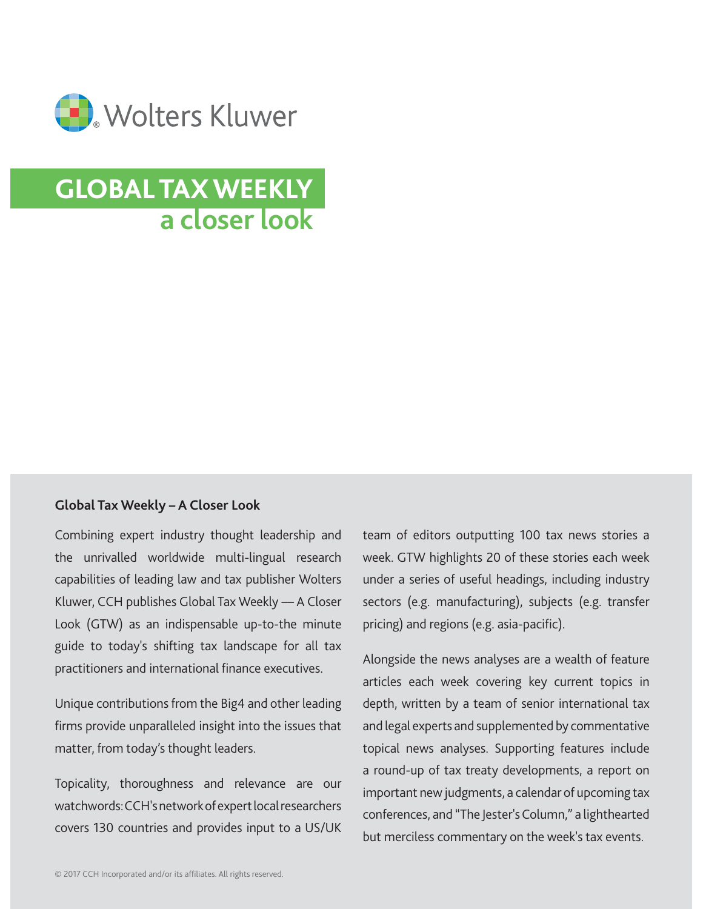Wolters Kluwer

# GLOBAL TAX WEEKLY
## a closer look

### Global Tax Weekly – A Closer Look

Combining expert industry thought leadership and the unrivalled worldwide multi-lingual research capabilities of leading law and tax publisher Wolters Kluwer, CCH publishes Global Tax Weekly — A Closer Look (GTW) as an indispensable up-to-the minute guide to today's shifting tax landscape for all tax practitioners and international finance executives.

Unique contributions from the Big4 and other leading firms provide unparalleled insight into the issues that matter, from today's thought leaders.

Topicality, thoroughness and relevance are our watchwords: CCH's network of expert local researchers covers 130 countries and provides input to a US/UK team of editors outputting 100 tax news stories a week. GTW highlights 20 of these stories each week under a series of useful headings, including industry sectors (e.g. manufacturing), subjects (e.g. transfer pricing) and regions (e.g. asia-pacific).

Alongside the news analyses are a wealth of feature articles each week covering key current topics in depth, written by a team of senior international tax and legal experts and supplemented by commentative topical news analyses. Supporting features include a round-up of tax treaty developments, a report on important new judgments, a calendar of upcoming tax conferences, and "The Jester's Column," a lighthearted but merciless commentary on the week's tax events.

© 2017 CCH Incorporated and/or its affiliates. All rights reserved.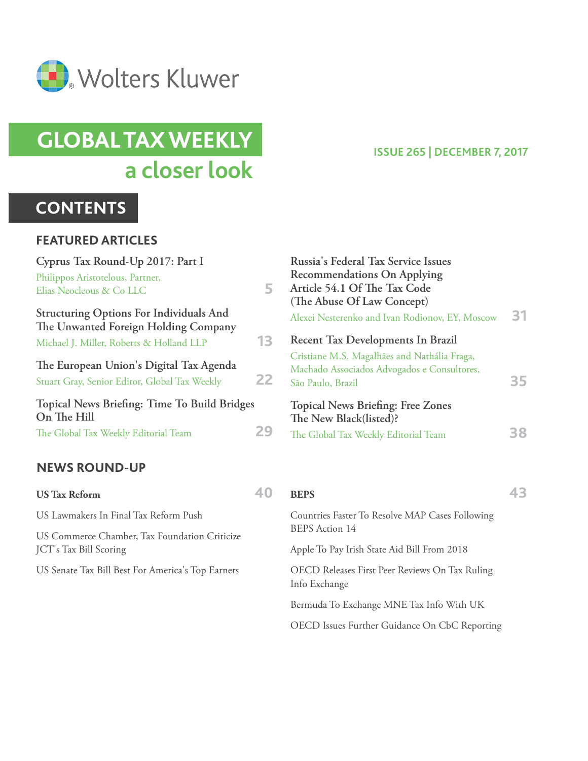Wolters Kluwer

# GLOBAL TAX WEEKLY

## a closer look

ISSUE 265 | DECEMBER 7, 2017

## CONTENTS

### FEATURED ARTICLES

**Cyprus Tax Round-Up 2017: Part I**
Philippos Aristotelous, Partner, Elias Neocleous & Co LLC — 5

**Structuring Options For Individuals And The Unwanted Foreign Holding Company**
Michael J. Miller, Roberts & Holland LLP — 13

**The European Union's Digital Tax Agenda**
Stuart Gray, Senior Editor, Global Tax Weekly — 22

**Topical News Briefing: Time To Build Bridges On The Hill**
The Global Tax Weekly Editorial Team — 29

**Russia's Federal Tax Service Issues Recommendations On Applying Article 54.1 Of The Tax Code (The Abuse Of Law Concept)**
Alexei Nesterenko and Ivan Rodionov, EY, Moscow — 31

**Recent Tax Developments In Brazil**
Cristiane M.S. Magalhães and Nathália Fraga, Machado Associados Advogados e Consultores, São Paulo, Brazil — 35

**Topical News Briefing: Free Zones The New Black(listed)?**
The Global Tax Weekly Editorial Team — 38

### NEWS ROUND-UP

**US Tax Reform** — 40

US Lawmakers In Final Tax Reform Push

US Commerce Chamber, Tax Foundation Criticize JCT's Tax Bill Scoring

US Senate Tax Bill Best For America's Top Earners

**BEPS** — 43

Countries Faster To Resolve MAP Cases Following BEPS Action 14

Apple To Pay Irish State Aid Bill From 2018

OECD Releases First Peer Reviews On Tax Ruling Info Exchange

Bermuda To Exchange MNE Tax Info With UK

OECD Issues Further Guidance On CbC Reporting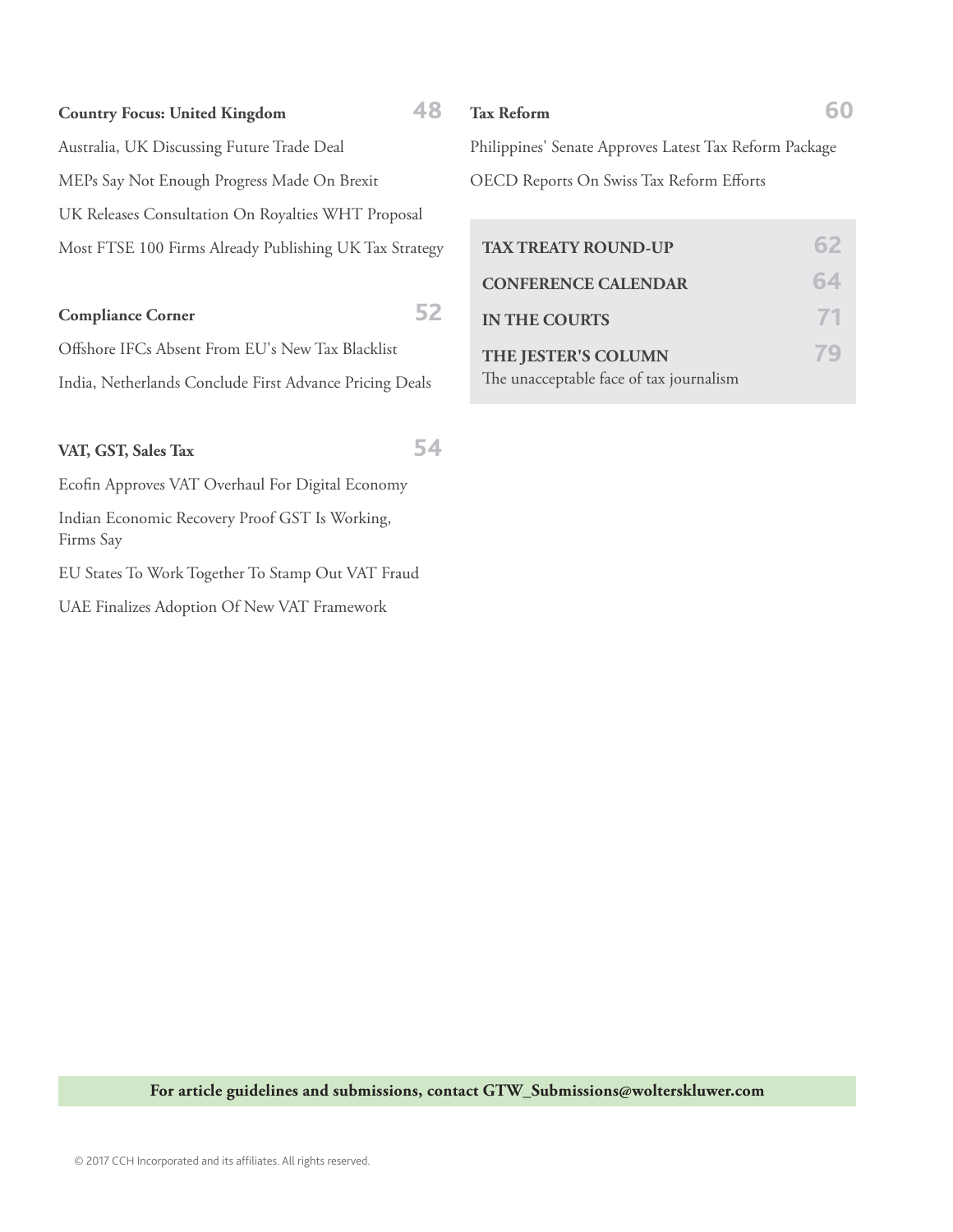**Country Focus: United Kingdom** 48

Australia, UK Discussing Future Trade Deal

MEPs Say Not Enough Progress Made On Brexit

UK Releases Consultation On Royalties WHT Proposal

Most FTSE 100 Firms Already Publishing UK Tax Strategy

**Compliance Corner** 52

Offshore IFCs Absent From EU's New Tax Blacklist

India, Netherlands Conclude First Advance Pricing Deals

**VAT, GST, Sales Tax** 54

Ecofin Approves VAT Overhaul For Digital Economy

Indian Economic Recovery Proof GST Is Working, Firms Say

EU States To Work Together To Stamp Out VAT Fraud

UAE Finalizes Adoption Of New VAT Framework

**Tax Reform** 60

Philippines' Senate Approves Latest Tax Reform Package

OECD Reports On Swiss Tax Reform Efforts

**TAX TREATY ROUND-UP** 62

**CONFERENCE CALENDAR** 64

**IN THE COURTS** 71

**THE JESTER'S COLUMN** 79

The unacceptable face of tax journalism

**For article guidelines and submissions, contact GTW_Submissions@wolterskluwer.com**

© 2017 CCH Incorporated and its affiliates. All rights reserved.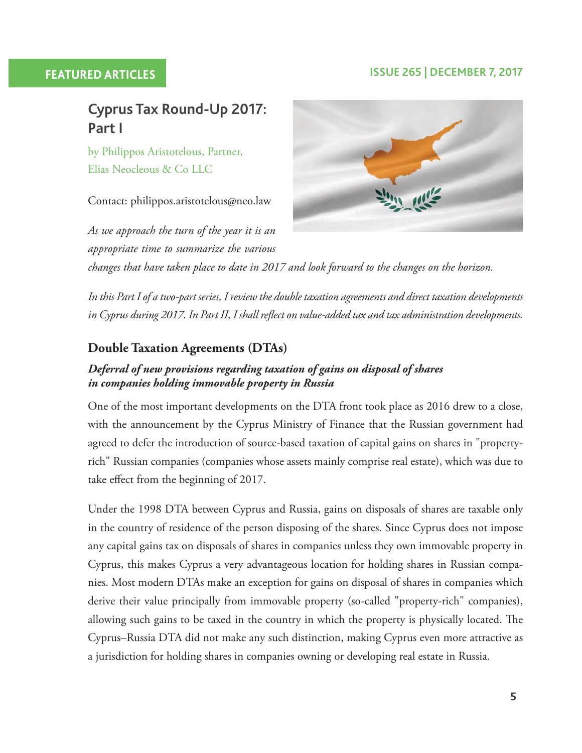FEATURED ARTICLES

# Cyprus Tax Round-Up 2017: Part I

by Philippos Aristotelous, Partner, Elias Neocleous & Co LLC

Contact: philippos.aristotelous@neo.law

*As we approach the turn of the year it is an appropriate time to summarize the various changes that have taken place to date in 2017 and look forward to the changes on the horizon.*

*In this Part I of a two-part series, I review the double taxation agreements and direct taxation developments in Cyprus during 2017. In Part II, I shall reflect on value-added tax and tax administration developments.*

## Double Taxation Agreements (DTAs)

### *Deferral of new provisions regarding taxation of gains on disposal of shares in companies holding immovable property in Russia*

One of the most important developments on the DTA front took place as 2016 drew to a close, with the announcement by the Cyprus Ministry of Finance that the Russian government had agreed to defer the introduction of source-based taxation of capital gains on shares in "property-rich" Russian companies (companies whose assets mainly comprise real estate), which was due to take effect from the beginning of 2017.

Under the 1998 DTA between Cyprus and Russia, gains on disposals of shares are taxable only in the country of residence of the person disposing of the shares. Since Cyprus does not impose any capital gains tax on disposals of shares in companies unless they own immovable property in Cyprus, this makes Cyprus a very advantageous location for holding shares in Russian companies. Most modern DTAs make an exception for gains on disposal of shares in companies which derive their value principally from immovable property (so-called "property-rich" companies), allowing such gains to be taxed in the country in which the property is physically located. The Cyprus–Russia DTA did not make any such distinction, making Cyprus even more attractive as a jurisdiction for holding shares in companies owning or developing real estate in Russia.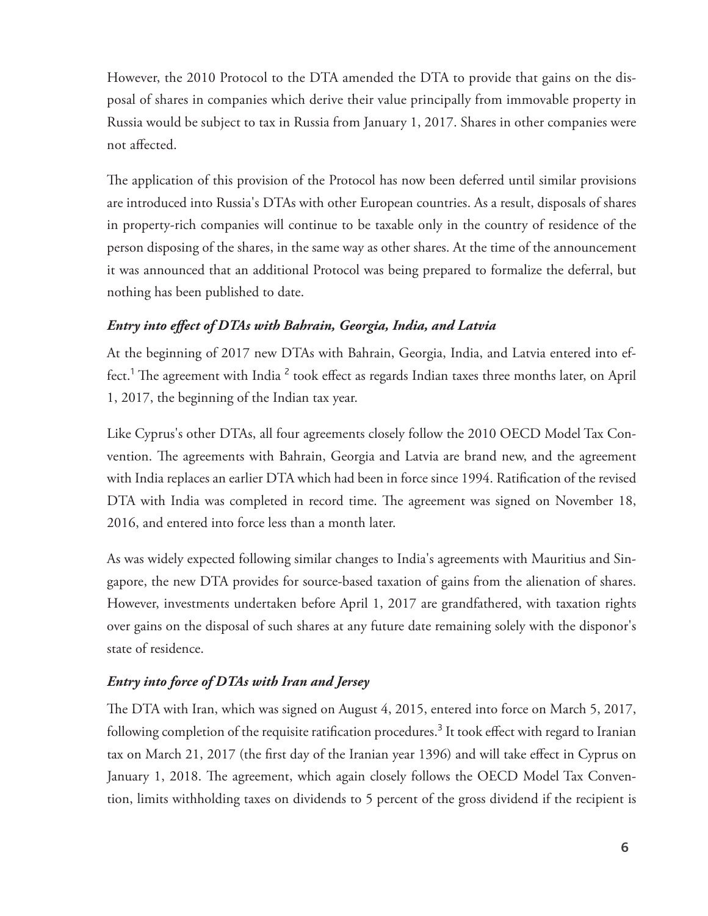However, the 2010 Protocol to the DTA amended the DTA to provide that gains on the disposal of shares in companies which derive their value principally from immovable property in Russia would be subject to tax in Russia from January 1, 2017. Shares in other companies were not affected.

The application of this provision of the Protocol has now been deferred until similar provisions are introduced into Russia's DTAs with other European countries. As a result, disposals of shares in property-rich companies will continue to be taxable only in the country of residence of the person disposing of the shares, in the same way as other shares. At the time of the announcement it was announced that an additional Protocol was being prepared to formalize the deferral, but nothing has been published to date.

### *Entry into effect of DTAs with Bahrain, Georgia, India, and Latvia*

At the beginning of 2017 new DTAs with Bahrain, Georgia, India, and Latvia entered into effect.[1] The agreement with India [2] took effect as regards Indian taxes three months later, on April 1, 2017, the beginning of the Indian tax year.

Like Cyprus's other DTAs, all four agreements closely follow the 2010 OECD Model Tax Convention. The agreements with Bahrain, Georgia and Latvia are brand new, and the agreement with India replaces an earlier DTA which had been in force since 1994. Ratification of the revised DTA with India was completed in record time. The agreement was signed on November 18, 2016, and entered into force less than a month later.

As was widely expected following similar changes to India's agreements with Mauritius and Singapore, the new DTA provides for source-based taxation of gains from the alienation of shares. However, investments undertaken before April 1, 2017 are grandfathered, with taxation rights over gains on the disposal of such shares at any future date remaining solely with the disponor's state of residence.

### *Entry into force of DTAs with Iran and Jersey*

The DTA with Iran, which was signed on August 4, 2015, entered into force on March 5, 2017, following completion of the requisite ratification procedures.[3] It took effect with regard to Iranian tax on March 21, 2017 (the first day of the Iranian year 1396) and will take effect in Cyprus on January 1, 2018. The agreement, which again closely follows the OECD Model Tax Convention, limits withholding taxes on dividends to 5 percent of the gross dividend if the recipient is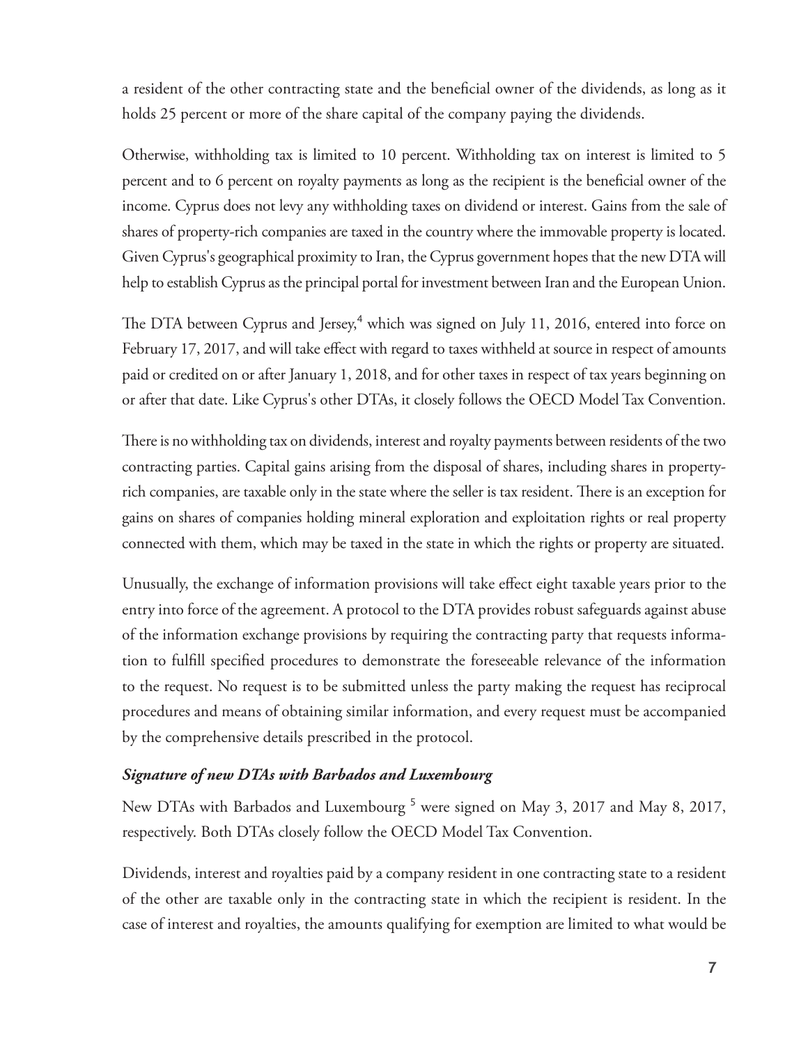a resident of the other contracting state and the beneficial owner of the dividends, as long as it holds 25 percent or more of the share capital of the company paying the dividends.

Otherwise, withholding tax is limited to 10 percent. Withholding tax on interest is limited to 5 percent and to 6 percent on royalty payments as long as the recipient is the beneficial owner of the income. Cyprus does not levy any withholding taxes on dividend or interest. Gains from the sale of shares of property-rich companies are taxed in the country where the immovable property is located. Given Cyprus's geographical proximity to Iran, the Cyprus government hopes that the new DTA will help to establish Cyprus as the principal portal for investment between Iran and the European Union.

The DTA between Cyprus and Jersey,[4] which was signed on July 11, 2016, entered into force on February 17, 2017, and will take effect with regard to taxes withheld at source in respect of amounts paid or credited on or after January 1, 2018, and for other taxes in respect of tax years beginning on or after that date. Like Cyprus's other DTAs, it closely follows the OECD Model Tax Convention.

There is no withholding tax on dividends, interest and royalty payments between residents of the two contracting parties. Capital gains arising from the disposal of shares, including shares in property-rich companies, are taxable only in the state where the seller is tax resident. There is an exception for gains on shares of companies holding mineral exploration and exploitation rights or real property connected with them, which may be taxed in the state in which the rights or property are situated.

Unusually, the exchange of information provisions will take effect eight taxable years prior to the entry into force of the agreement. A protocol to the DTA provides robust safeguards against abuse of the information exchange provisions by requiring the contracting party that requests information to fulfill specified procedures to demonstrate the foreseeable relevance of the information to the request. No request is to be submitted unless the party making the request has reciprocal procedures and means of obtaining similar information, and every request must be accompanied by the comprehensive details prescribed in the protocol.

### *Signature of new DTAs with Barbados and Luxembourg*

New DTAs with Barbados and Luxembourg [5] were signed on May 3, 2017 and May 8, 2017, respectively. Both DTAs closely follow the OECD Model Tax Convention.

Dividends, interest and royalties paid by a company resident in one contracting state to a resident of the other are taxable only in the contracting state in which the recipient is resident. In the case of interest and royalties, the amounts qualifying for exemption are limited to what would be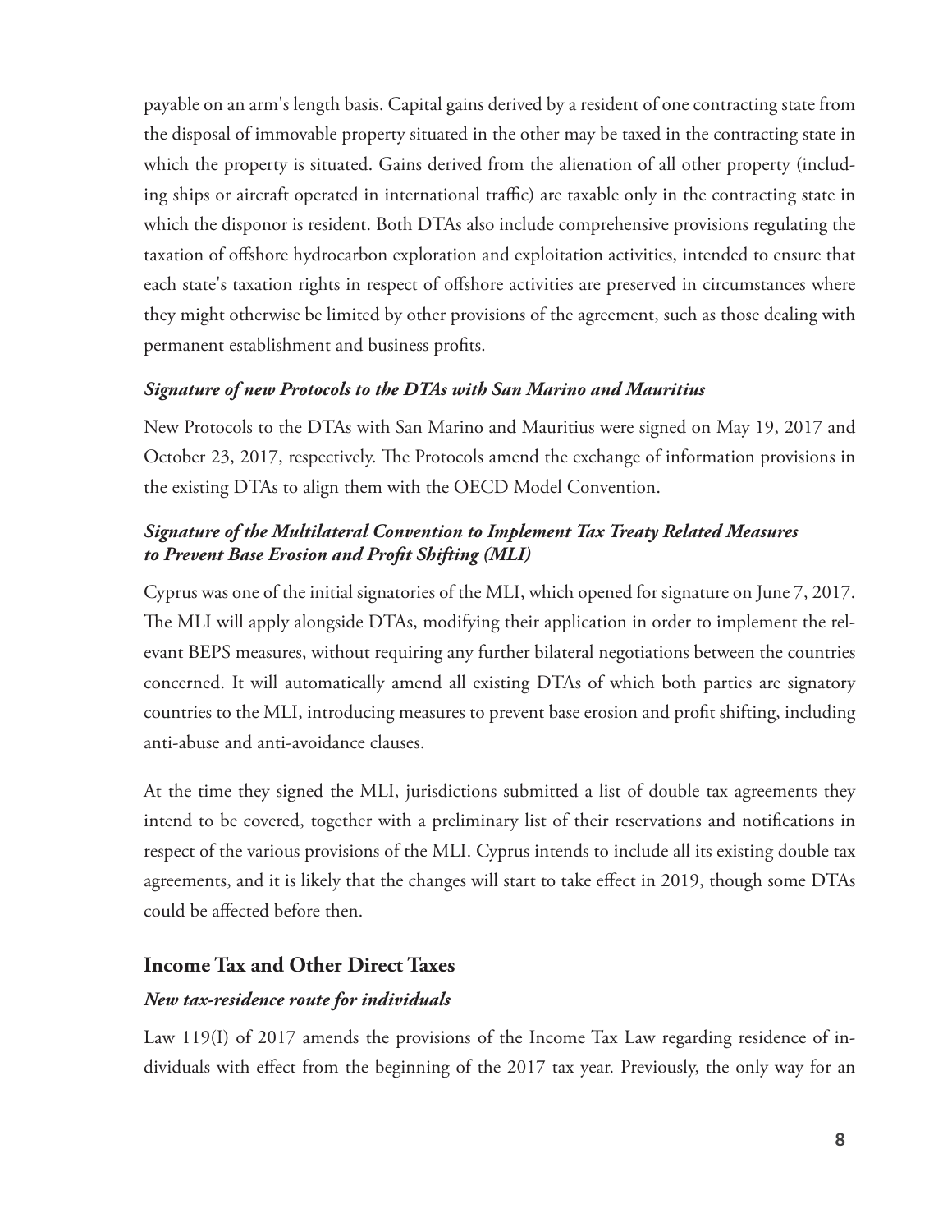payable on an arm's length basis. Capital gains derived by a resident of one contracting state from the disposal of immovable property situated in the other may be taxed in the contracting state in which the property is situated. Gains derived from the alienation of all other property (including ships or aircraft operated in international traffic) are taxable only in the contracting state in which the disponor is resident. Both DTAs also include comprehensive provisions regulating the taxation of offshore hydrocarbon exploration and exploitation activities, intended to ensure that each state's taxation rights in respect of offshore activities are preserved in circumstances where they might otherwise be limited by other provisions of the agreement, such as those dealing with permanent establishment and business profits.

### *Signature of new Protocols to the DTAs with San Marino and Mauritius*

New Protocols to the DTAs with San Marino and Mauritius were signed on May 19, 2017 and October 23, 2017, respectively. The Protocols amend the exchange of information provisions in the existing DTAs to align them with the OECD Model Convention.

### *Signature of the Multilateral Convention to Implement Tax Treaty Related Measures to Prevent Base Erosion and Profit Shifting (MLI)*

Cyprus was one of the initial signatories of the MLI, which opened for signature on June 7, 2017. The MLI will apply alongside DTAs, modifying their application in order to implement the relevant BEPS measures, without requiring any further bilateral negotiations between the countries concerned. It will automatically amend all existing DTAs of which both parties are signatory countries to the MLI, introducing measures to prevent base erosion and profit shifting, including anti-abuse and anti-avoidance clauses.

At the time they signed the MLI, jurisdictions submitted a list of double tax agreements they intend to be covered, together with a preliminary list of their reservations and notifications in respect of the various provisions of the MLI. Cyprus intends to include all its existing double tax agreements, and it is likely that the changes will start to take effect in 2019, though some DTAs could be affected before then.

## Income Tax and Other Direct Taxes

### *New tax-residence route for individuals*

Law 119(I) of 2017 amends the provisions of the Income Tax Law regarding residence of individuals with effect from the beginning of the 2017 tax year. Previously, the only way for an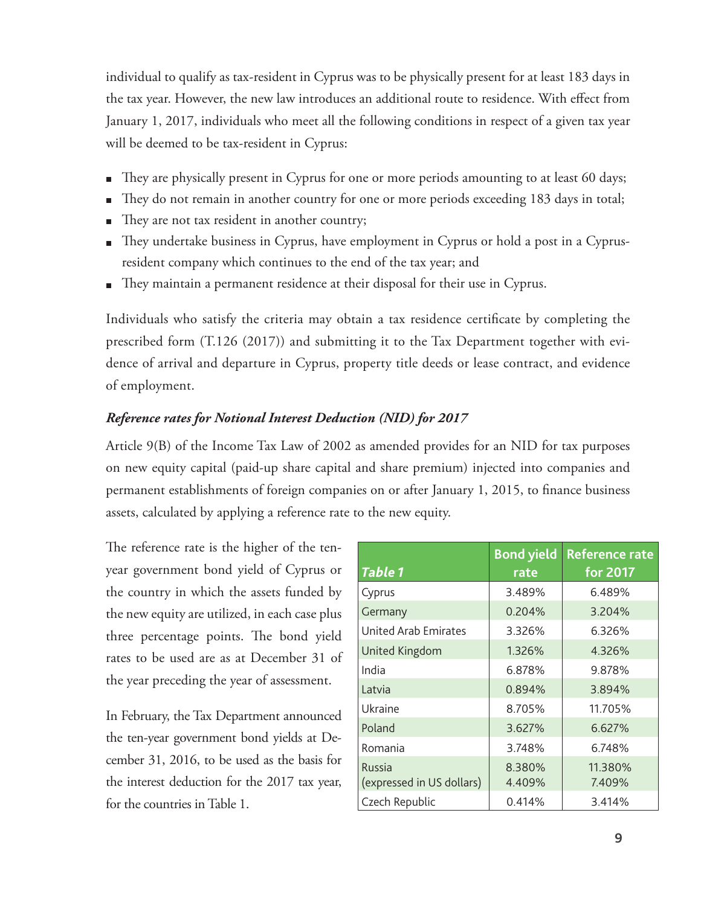individual to qualify as tax-resident in Cyprus was to be physically present for at least 183 days in the tax year. However, the new law introduces an additional route to residence. With effect from January 1, 2017, individuals who meet all the following conditions in respect of a given tax year will be deemed to be tax-resident in Cyprus:

- They are physically present in Cyprus for one or more periods amounting to at least 60 days;
- They do not remain in another country for one or more periods exceeding 183 days in total;
- They are not tax resident in another country;
- They undertake business in Cyprus, have employment in Cyprus or hold a post in a Cyprus-resident company which continues to the end of the tax year; and
- They maintain a permanent residence at their disposal for their use in Cyprus.

Individuals who satisfy the criteria may obtain a tax residence certificate by completing the prescribed form (T.126 (2017)) and submitting it to the Tax Department together with evidence of arrival and departure in Cyprus, property title deeds or lease contract, and evidence of employment.

***Reference rates for Notional Interest Deduction (NID) for 2017***

Article 9(B) of the Income Tax Law of 2002 as amended provides for an NID for tax purposes on new equity capital (paid-up share capital and share premium) injected into companies and permanent establishments of foreign companies on or after January 1, 2015, to finance business assets, calculated by applying a reference rate to the new equity.

The reference rate is the higher of the ten-year government bond yield of Cyprus or the country in which the assets funded by the new equity are utilized, in each case plus three percentage points. The bond yield rates to be used are as at December 31 of the year preceding the year of assessment.

In February, the Tax Department announced the ten-year government bond yields at December 31, 2016, to be used as the basis for the interest deduction for the 2017 tax year, for the countries in Table 1.

| *Table 1* | Bond yield rate | Reference rate for 2017 |
|---|---|---|
| Cyprus | 3.489% | 6.489% |
| Germany | 0.204% | 3.204% |
| United Arab Emirates | 3.326% | 6.326% |
| United Kingdom | 1.326% | 4.326% |
| India | 6.878% | 9.878% |
| Latvia | 0.894% | 3.894% |
| Ukraine | 8.705% | 11.705% |
| Poland | 3.627% | 6.627% |
| Romania | 3.748% | 6.748% |
| Russia | 8.380% | 11.380% |
| (expressed in US dollars) | 4.409% | 7.409% |
| Czech Republic | 0.414% | 3.414% |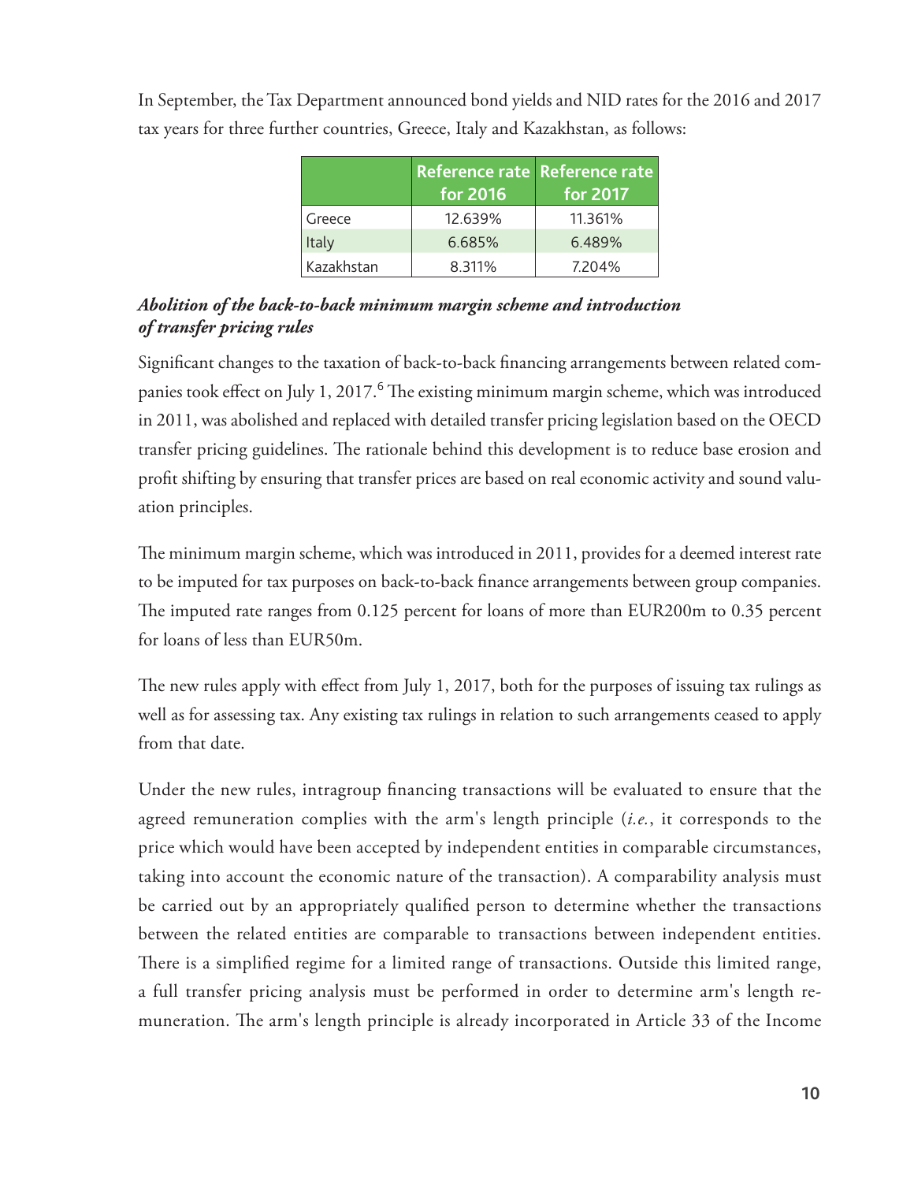In September, the Tax Department announced bond yields and NID rates for the 2016 and 2017 tax years for three further countries, Greece, Italy and Kazakhstan, as follows:

| | Reference rate for 2016 | Reference rate for 2017 |
|---|---|---|
| Greece | 12.639% | 11.361% |
| Italy | 6.685% | 6.489% |
| Kazakhstan | 8.311% | 7.204% |

### *Abolition of the back-to-back minimum margin scheme and introduction of transfer pricing rules*

Significant changes to the taxation of back-to-back financing arrangements between related companies took effect on July 1, 2017.[6] The existing minimum margin scheme, which was introduced in 2011, was abolished and replaced with detailed transfer pricing legislation based on the OECD transfer pricing guidelines. The rationale behind this development is to reduce base erosion and profit shifting by ensuring that transfer prices are based on real economic activity and sound valuation principles.

The minimum margin scheme, which was introduced in 2011, provides for a deemed interest rate to be imputed for tax purposes on back-to-back finance arrangements between group companies. The imputed rate ranges from 0.125 percent for loans of more than EUR200m to 0.35 percent for loans of less than EUR50m.

The new rules apply with effect from July 1, 2017, both for the purposes of issuing tax rulings as well as for assessing tax. Any existing tax rulings in relation to such arrangements ceased to apply from that date.

Under the new rules, intragroup financing transactions will be evaluated to ensure that the agreed remuneration complies with the arm's length principle (*i.e.*, it corresponds to the price which would have been accepted by independent entities in comparable circumstances, taking into account the economic nature of the transaction). A comparability analysis must be carried out by an appropriately qualified person to determine whether the transactions between the related entities are comparable to transactions between independent entities. There is a simplified regime for a limited range of transactions. Outside this limited range, a full transfer pricing analysis must be performed in order to determine arm's length remuneration. The arm's length principle is already incorporated in Article 33 of the Income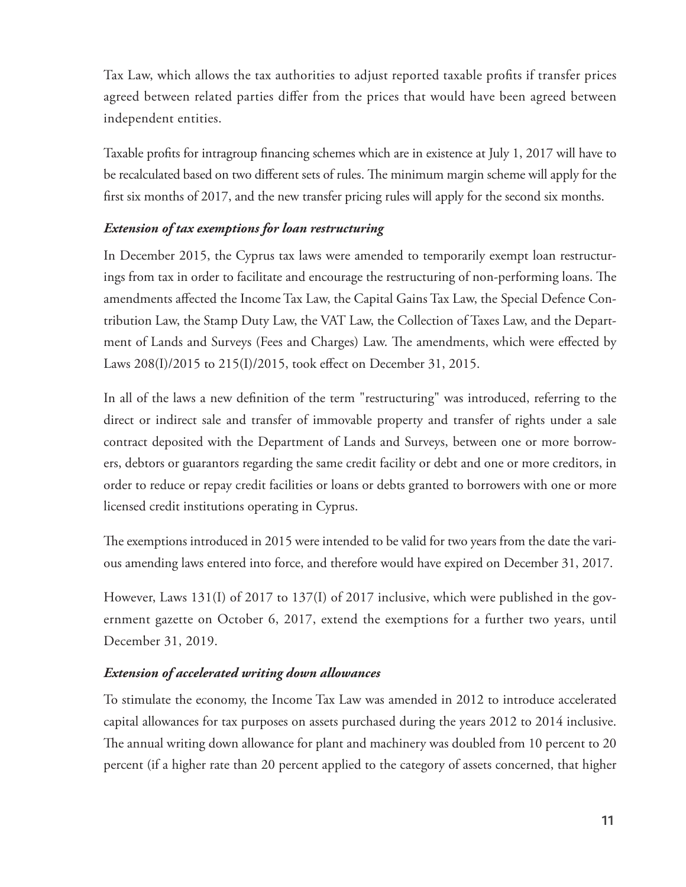Tax Law, which allows the tax authorities to adjust reported taxable profits if transfer prices agreed between related parties differ from the prices that would have been agreed between independent entities.

Taxable profits for intragroup financing schemes which are in existence at July 1, 2017 will have to be recalculated based on two different sets of rules. The minimum margin scheme will apply for the first six months of 2017, and the new transfer pricing rules will apply for the second six months.

***Extension of tax exemptions for loan restructuring***

In December 2015, the Cyprus tax laws were amended to temporarily exempt loan restructurings from tax in order to facilitate and encourage the restructuring of non-performing loans. The amendments affected the Income Tax Law, the Capital Gains Tax Law, the Special Defence Contribution Law, the Stamp Duty Law, the VAT Law, the Collection of Taxes Law, and the Department of Lands and Surveys (Fees and Charges) Law. The amendments, which were effected by Laws 208(I)/2015 to 215(I)/2015, took effect on December 31, 2015.

In all of the laws a new definition of the term "restructuring" was introduced, referring to the direct or indirect sale and transfer of immovable property and transfer of rights under a sale contract deposited with the Department of Lands and Surveys, between one or more borrowers, debtors or guarantors regarding the same credit facility or debt and one or more creditors, in order to reduce or repay credit facilities or loans or debts granted to borrowers with one or more licensed credit institutions operating in Cyprus.

The exemptions introduced in 2015 were intended to be valid for two years from the date the various amending laws entered into force, and therefore would have expired on December 31, 2017.

However, Laws 131(I) of 2017 to 137(I) of 2017 inclusive, which were published in the government gazette on October 6, 2017, extend the exemptions for a further two years, until December 31, 2019.

***Extension of accelerated writing down allowances***

To stimulate the economy, the Income Tax Law was amended in 2012 to introduce accelerated capital allowances for tax purposes on assets purchased during the years 2012 to 2014 inclusive. The annual writing down allowance for plant and machinery was doubled from 10 percent to 20 percent (if a higher rate than 20 percent applied to the category of assets concerned, that higher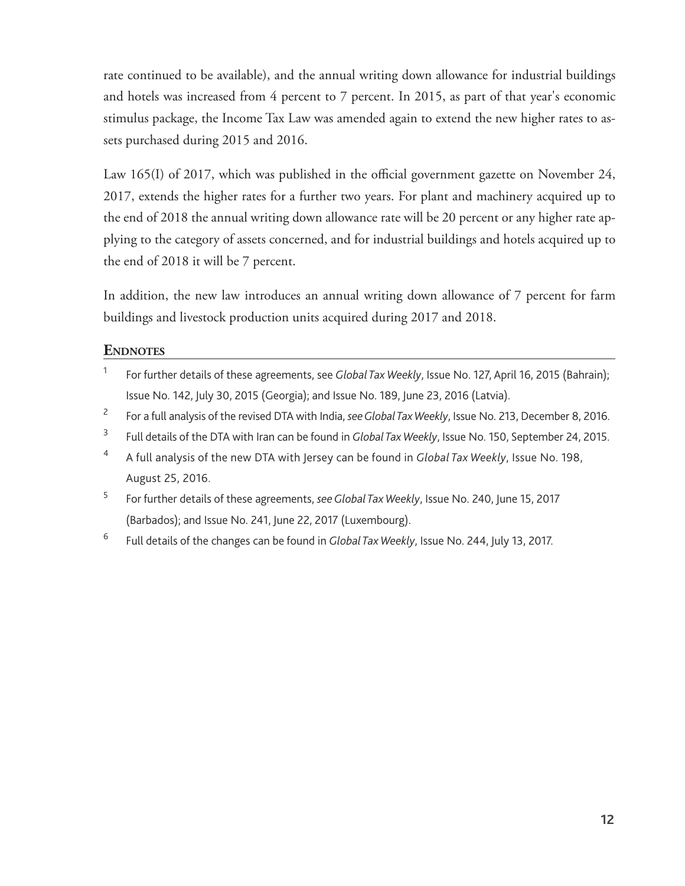rate continued to be available), and the annual writing down allowance for industrial buildings and hotels was increased from 4 percent to 7 percent. In 2015, as part of that year's economic stimulus package, the Income Tax Law was amended again to extend the new higher rates to assets purchased during 2015 and 2016.

Law 165(I) of 2017, which was published in the official government gazette on November 24, 2017, extends the higher rates for a further two years. For plant and machinery acquired up to the end of 2018 the annual writing down allowance rate will be 20 percent or any higher rate applying to the category of assets concerned, and for industrial buildings and hotels acquired up to the end of 2018 it will be 7 percent.

In addition, the new law introduces an annual writing down allowance of 7 percent for farm buildings and livestock production units acquired during 2017 and 2018.

## Endnotes

1. For further details of these agreements, see *Global Tax Weekly*, Issue No. 127, April 16, 2015 (Bahrain); Issue No. 142, July 30, 2015 (Georgia); and Issue No. 189, June 23, 2016 (Latvia).
2. For a full analysis of the revised DTA with India, *see Global Tax Weekly*, Issue No. 213, December 8, 2016.
3. Full details of the DTA with Iran can be found in *Global Tax Weekly*, Issue No. 150, September 24, 2015.
4. A full analysis of the new DTA with Jersey can be found in *Global Tax Weekly*, Issue No. 198, August 25, 2016.
5. For further details of these agreements, *see Global Tax Weekly*, Issue No. 240, June 15, 2017 (Barbados); and Issue No. 241, June 22, 2017 (Luxembourg).
6. Full details of the changes can be found in *Global Tax Weekly*, Issue No. 244, July 13, 2017.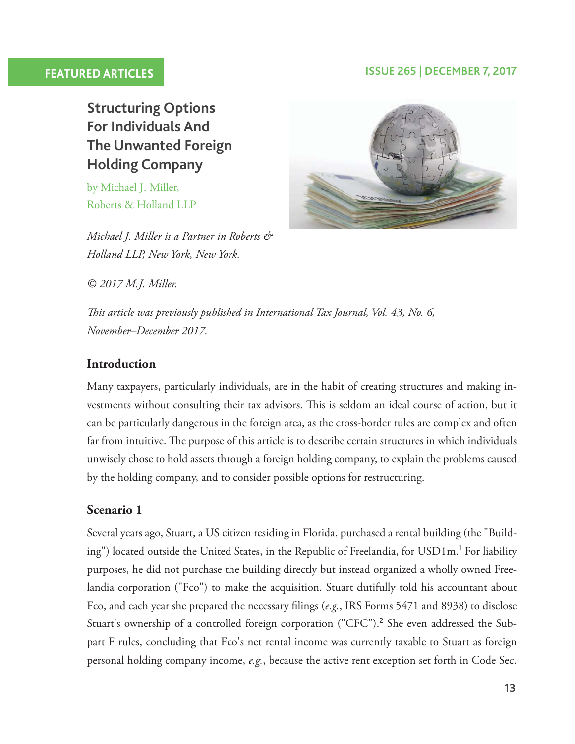# Structuring Options For Individuals And The Unwanted Foreign Holding Company

by Michael J. Miller, Roberts & Holland LLP

*Michael J. Miller is a Partner in Roberts & Holland LLP, New York, New York.*

*© 2017 M.J. Miller.*

*This article was previously published in International Tax Journal, Vol. 43, No. 6, November–December 2017.*

## Introduction

Many taxpayers, particularly individuals, are in the habit of creating structures and making investments without consulting their tax advisors. This is seldom an ideal course of action, but it can be particularly dangerous in the foreign area, as the cross-border rules are complex and often far from intuitive. The purpose of this article is to describe certain structures in which individuals unwisely chose to hold assets through a foreign holding company, to explain the problems caused by the holding company, and to consider possible options for restructuring.

## Scenario 1

Several years ago, Stuart, a US citizen residing in Florida, purchased a rental building (the "Building") located outside the United States, in the Republic of Freelandia, for USD1m.[1] For liability purposes, he did not purchase the building directly but instead organized a wholly owned Freelandia corporation ("Fco") to make the acquisition. Stuart dutifully told his accountant about Fco, and each year she prepared the necessary filings (*e.g.*, IRS Forms 5471 and 8938) to disclose Stuart's ownership of a controlled foreign corporation ("CFC").[2] She even addressed the Subpart F rules, concluding that Fco's net rental income was currently taxable to Stuart as foreign personal holding company income, *e.g.*, because the active rent exception set forth in Code Sec.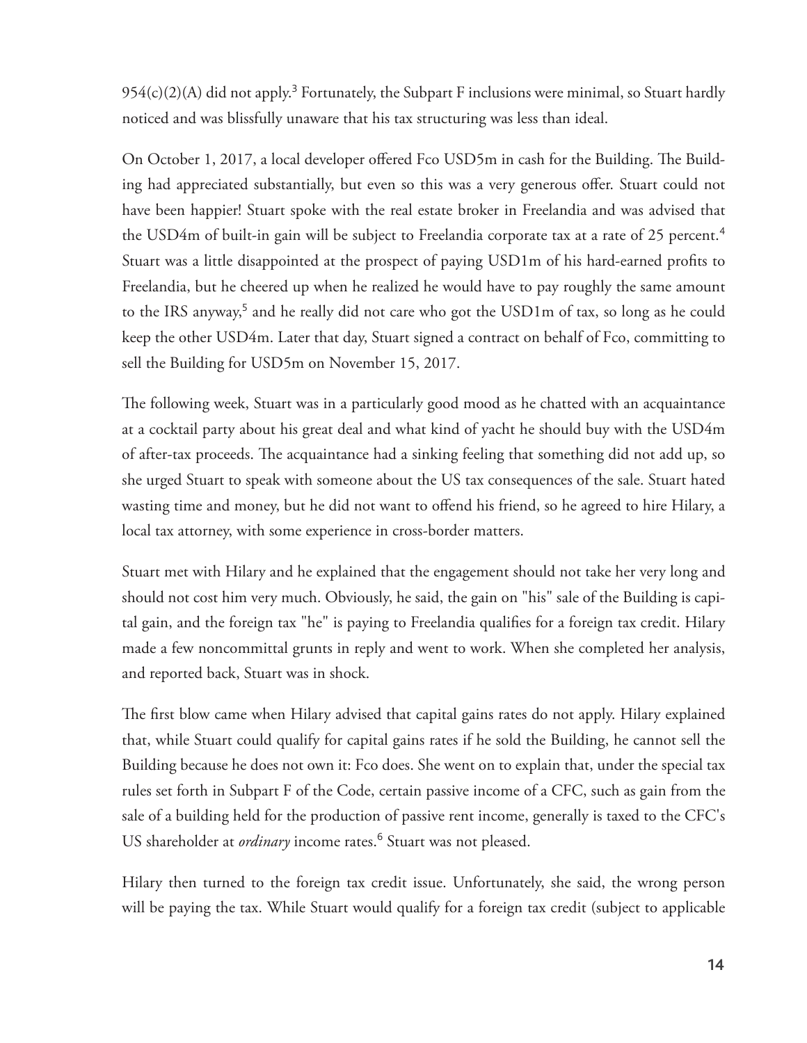954(c)(2)(A) did not apply.[3] Fortunately, the Subpart F inclusions were minimal, so Stuart hardly noticed and was blissfully unaware that his tax structuring was less than ideal.

On October 1, 2017, a local developer offered Fco USD5m in cash for the Building. The Building had appreciated substantially, but even so this was a very generous offer. Stuart could not have been happier! Stuart spoke with the real estate broker in Freelandia and was advised that the USD4m of built-in gain will be subject to Freelandia corporate tax at a rate of 25 percent.[4] Stuart was a little disappointed at the prospect of paying USD1m of his hard-earned profits to Freelandia, but he cheered up when he realized he would have to pay roughly the same amount to the IRS anyway,[5] and he really did not care who got the USD1m of tax, so long as he could keep the other USD4m. Later that day, Stuart signed a contract on behalf of Fco, committing to sell the Building for USD5m on November 15, 2017.

The following week, Stuart was in a particularly good mood as he chatted with an acquaintance at a cocktail party about his great deal and what kind of yacht he should buy with the USD4m of after-tax proceeds. The acquaintance had a sinking feeling that something did not add up, so she urged Stuart to speak with someone about the US tax consequences of the sale. Stuart hated wasting time and money, but he did not want to offend his friend, so he agreed to hire Hilary, a local tax attorney, with some experience in cross-border matters.

Stuart met with Hilary and he explained that the engagement should not take her very long and should not cost him very much. Obviously, he said, the gain on "his" sale of the Building is capital gain, and the foreign tax "he" is paying to Freelandia qualifies for a foreign tax credit. Hilary made a few noncommittal grunts in reply and went to work. When she completed her analysis, and reported back, Stuart was in shock.

The first blow came when Hilary advised that capital gains rates do not apply. Hilary explained that, while Stuart could qualify for capital gains rates if he sold the Building, he cannot sell the Building because he does not own it: Fco does. She went on to explain that, under the special tax rules set forth in Subpart F of the Code, certain passive income of a CFC, such as gain from the sale of a building held for the production of passive rent income, generally is taxed to the CFC's US shareholder at *ordinary* income rates.[6] Stuart was not pleased.

Hilary then turned to the foreign tax credit issue. Unfortunately, she said, the wrong person will be paying the tax. While Stuart would qualify for a foreign tax credit (subject to applicable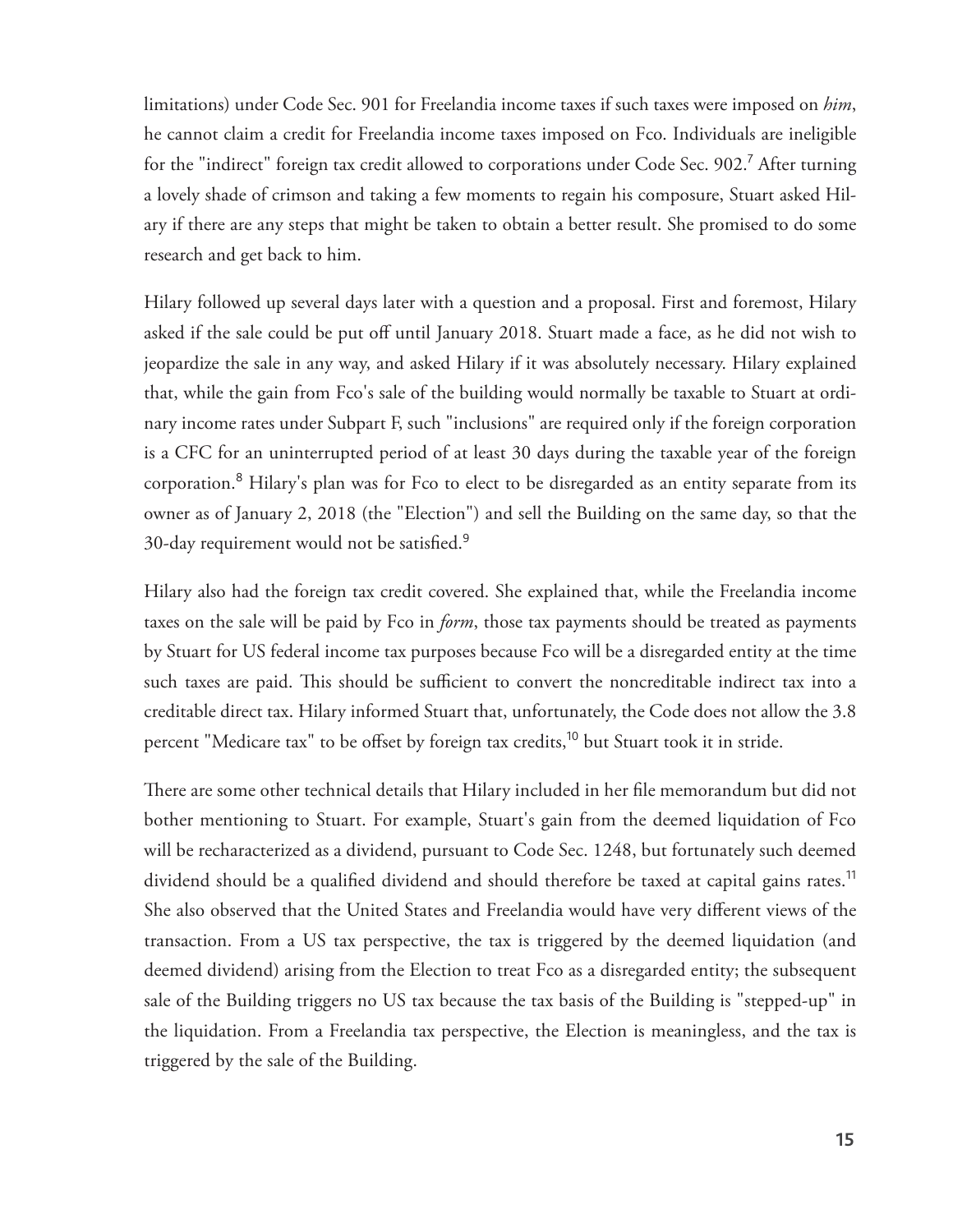limitations) under Code Sec. 901 for Freelandia income taxes if such taxes were imposed on *him*, he cannot claim a credit for Freelandia income taxes imposed on Fco. Individuals are ineligible for the "indirect" foreign tax credit allowed to corporations under Code Sec. 902.[7] After turning a lovely shade of crimson and taking a few moments to regain his composure, Stuart asked Hilary if there are any steps that might be taken to obtain a better result. She promised to do some research and get back to him.

Hilary followed up several days later with a question and a proposal. First and foremost, Hilary asked if the sale could be put off until January 2018. Stuart made a face, as he did not wish to jeopardize the sale in any way, and asked Hilary if it was absolutely necessary. Hilary explained that, while the gain from Fco's sale of the building would normally be taxable to Stuart at ordinary income rates under Subpart F, such "inclusions" are required only if the foreign corporation is a CFC for an uninterrupted period of at least 30 days during the taxable year of the foreign corporation.[8] Hilary's plan was for Fco to elect to be disregarded as an entity separate from its owner as of January 2, 2018 (the "Election") and sell the Building on the same day, so that the 30-day requirement would not be satisfied.[9]

Hilary also had the foreign tax credit covered. She explained that, while the Freelandia income taxes on the sale will be paid by Fco in *form*, those tax payments should be treated as payments by Stuart for US federal income tax purposes because Fco will be a disregarded entity at the time such taxes are paid. This should be sufficient to convert the noncreditable indirect tax into a creditable direct tax. Hilary informed Stuart that, unfortunately, the Code does not allow the 3.8 percent "Medicare tax" to be offset by foreign tax credits,[10] but Stuart took it in stride.

There are some other technical details that Hilary included in her file memorandum but did not bother mentioning to Stuart. For example, Stuart's gain from the deemed liquidation of Fco will be recharacterized as a dividend, pursuant to Code Sec. 1248, but fortunately such deemed dividend should be a qualified dividend and should therefore be taxed at capital gains rates.[11] She also observed that the United States and Freelandia would have very different views of the transaction. From a US tax perspective, the tax is triggered by the deemed liquidation (and deemed dividend) arising from the Election to treat Fco as a disregarded entity; the subsequent sale of the Building triggers no US tax because the tax basis of the Building is "stepped-up" in the liquidation. From a Freelandia tax perspective, the Election is meaningless, and the tax is triggered by the sale of the Building.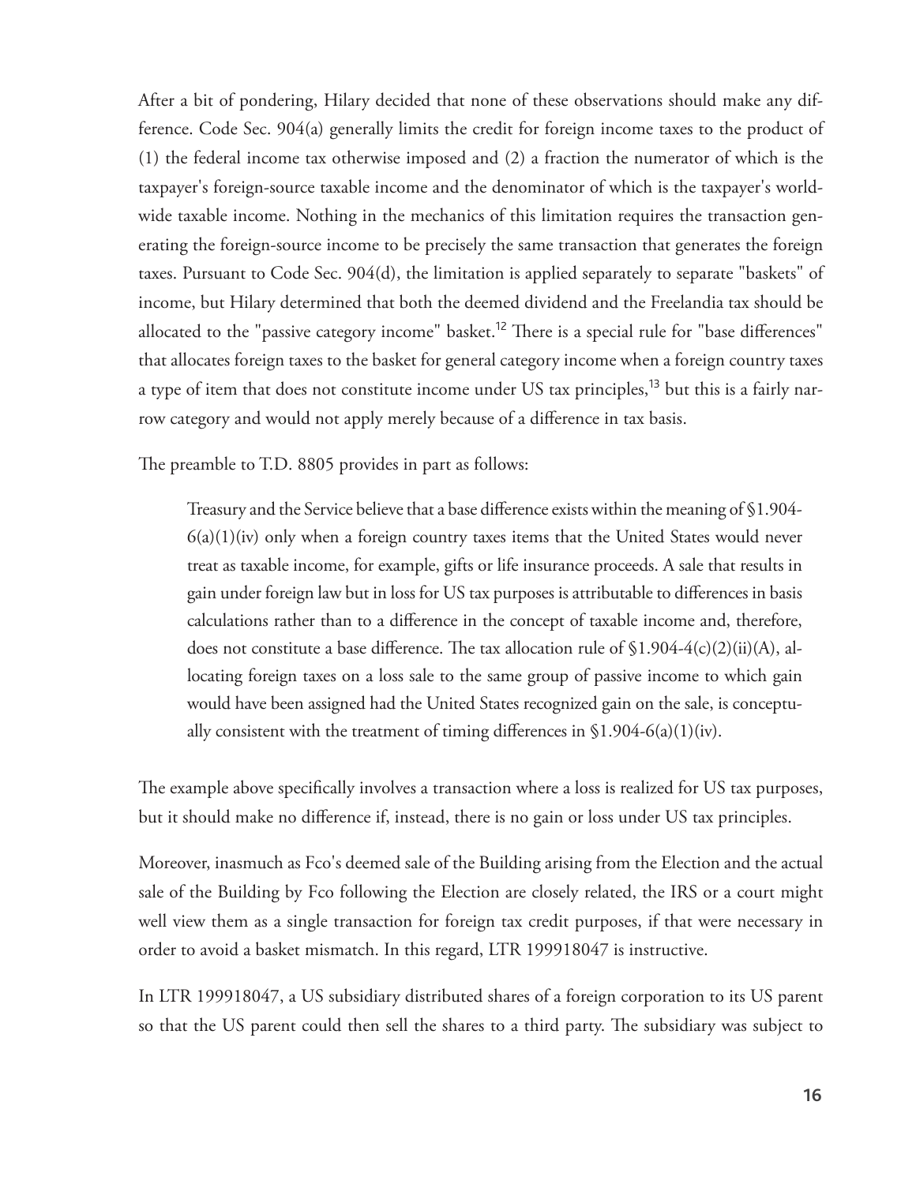After a bit of pondering, Hilary decided that none of these observations should make any difference. Code Sec. 904(a) generally limits the credit for foreign income taxes to the product of (1) the federal income tax otherwise imposed and (2) a fraction the numerator of which is the taxpayer's foreign-source taxable income and the denominator of which is the taxpayer's worldwide taxable income. Nothing in the mechanics of this limitation requires the transaction generating the foreign-source income to be precisely the same transaction that generates the foreign taxes. Pursuant to Code Sec. 904(d), the limitation is applied separately to separate "baskets" of income, but Hilary determined that both the deemed dividend and the Freelandia tax should be allocated to the "passive category income" basket.[12] There is a special rule for "base differences" that allocates foreign taxes to the basket for general category income when a foreign country taxes a type of item that does not constitute income under US tax principles,[13] but this is a fairly narrow category and would not apply merely because of a difference in tax basis.

The preamble to T.D. 8805 provides in part as follows:

> Treasury and the Service believe that a base difference exists within the meaning of §1.904-6(a)(1)(iv) only when a foreign country taxes items that the United States would never treat as taxable income, for example, gifts or life insurance proceeds. A sale that results in gain under foreign law but in loss for US tax purposes is attributable to differences in basis calculations rather than to a difference in the concept of taxable income and, therefore, does not constitute a base difference. The tax allocation rule of §1.904-4(c)(2)(ii)(A), allocating foreign taxes on a loss sale to the same group of passive income to which gain would have been assigned had the United States recognized gain on the sale, is conceptually consistent with the treatment of timing differences in §1.904-6(a)(1)(iv).

The example above specifically involves a transaction where a loss is realized for US tax purposes, but it should make no difference if, instead, there is no gain or loss under US tax principles.

Moreover, inasmuch as Fco's deemed sale of the Building arising from the Election and the actual sale of the Building by Fco following the Election are closely related, the IRS or a court might well view them as a single transaction for foreign tax credit purposes, if that were necessary in order to avoid a basket mismatch. In this regard, LTR 199918047 is instructive.

In LTR 199918047, a US subsidiary distributed shares of a foreign corporation to its US parent so that the US parent could then sell the shares to a third party. The subsidiary was subject to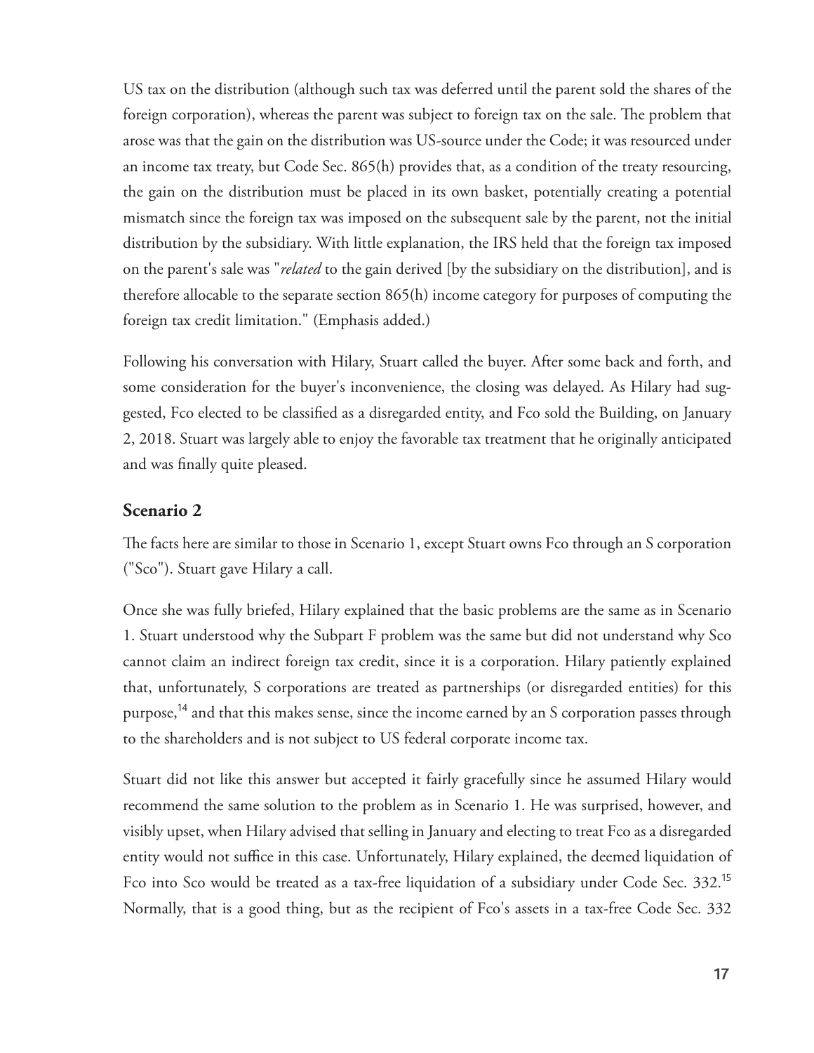US tax on the distribution (although such tax was deferred until the parent sold the shares of the foreign corporation), whereas the parent was subject to foreign tax on the sale. The problem that arose was that the gain on the distribution was US-source under the Code; it was resourced under an income tax treaty, but Code Sec. 865(h) provides that, as a condition of the treaty resourcing, the gain on the distribution must be placed in its own basket, potentially creating a potential mismatch since the foreign tax was imposed on the subsequent sale by the parent, not the initial distribution by the subsidiary. With little explanation, the IRS held that the foreign tax imposed on the parent's sale was "*related* to the gain derived [by the subsidiary on the distribution], and is therefore allocable to the separate section 865(h) income category for purposes of computing the foreign tax credit limitation." (Emphasis added.)

Following his conversation with Hilary, Stuart called the buyer. After some back and forth, and some consideration for the buyer's inconvenience, the closing was delayed. As Hilary had suggested, Fco elected to be classified as a disregarded entity, and Fco sold the Building, on January 2, 2018. Stuart was largely able to enjoy the favorable tax treatment that he originally anticipated and was finally quite pleased.

## Scenario 2

The facts here are similar to those in Scenario 1, except Stuart owns Fco through an S corporation ("Sco"). Stuart gave Hilary a call.

Once she was fully briefed, Hilary explained that the basic problems are the same as in Scenario 1. Stuart understood why the Subpart F problem was the same but did not understand why Sco cannot claim an indirect foreign tax credit, since it is a corporation. Hilary patiently explained that, unfortunately, S corporations are treated as partnerships (or disregarded entities) for this purpose,[14] and that this makes sense, since the income earned by an S corporation passes through to the shareholders and is not subject to US federal corporate income tax.

Stuart did not like this answer but accepted it fairly gracefully since he assumed Hilary would recommend the same solution to the problem as in Scenario 1. He was surprised, however, and visibly upset, when Hilary advised that selling in January and electing to treat Fco as a disregarded entity would not suffice in this case. Unfortunately, Hilary explained, the deemed liquidation of Fco into Sco would be treated as a tax-free liquidation of a subsidiary under Code Sec. 332.[15] Normally, that is a good thing, but as the recipient of Fco's assets in a tax-free Code Sec. 332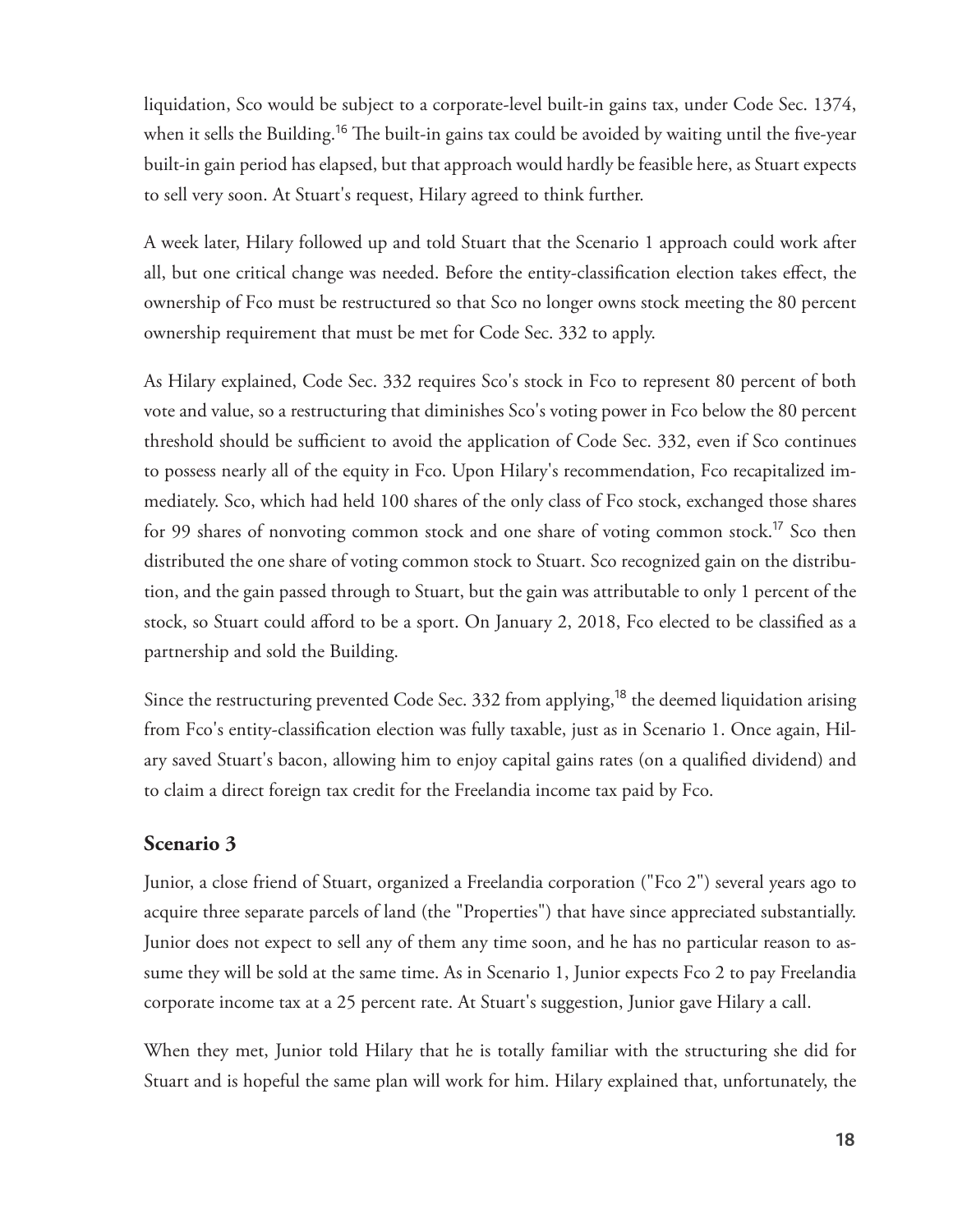liquidation, Sco would be subject to a corporate-level built-in gains tax, under Code Sec. 1374, when it sells the Building.[16] The built-in gains tax could be avoided by waiting until the five-year built-in gain period has elapsed, but that approach would hardly be feasible here, as Stuart expects to sell very soon. At Stuart's request, Hilary agreed to think further.

A week later, Hilary followed up and told Stuart that the Scenario 1 approach could work after all, but one critical change was needed. Before the entity-classification election takes effect, the ownership of Fco must be restructured so that Sco no longer owns stock meeting the 80 percent ownership requirement that must be met for Code Sec. 332 to apply.

As Hilary explained, Code Sec. 332 requires Sco's stock in Fco to represent 80 percent of both vote and value, so a restructuring that diminishes Sco's voting power in Fco below the 80 percent threshold should be sufficient to avoid the application of Code Sec. 332, even if Sco continues to possess nearly all of the equity in Fco. Upon Hilary's recommendation, Fco recapitalized immediately. Sco, which had held 100 shares of the only class of Fco stock, exchanged those shares for 99 shares of nonvoting common stock and one share of voting common stock.[17] Sco then distributed the one share of voting common stock to Stuart. Sco recognized gain on the distribution, and the gain passed through to Stuart, but the gain was attributable to only 1 percent of the stock, so Stuart could afford to be a sport. On January 2, 2018, Fco elected to be classified as a partnership and sold the Building.

Since the restructuring prevented Code Sec. 332 from applying,[18] the deemed liquidation arising from Fco's entity-classification election was fully taxable, just as in Scenario 1. Once again, Hilary saved Stuart's bacon, allowing him to enjoy capital gains rates (on a qualified dividend) and to claim a direct foreign tax credit for the Freelandia income tax paid by Fco.

### Scenario 3

Junior, a close friend of Stuart, organized a Freelandia corporation ("Fco 2") several years ago to acquire three separate parcels of land (the "Properties") that have since appreciated substantially. Junior does not expect to sell any of them any time soon, and he has no particular reason to assume they will be sold at the same time. As in Scenario 1, Junior expects Fco 2 to pay Freelandia corporate income tax at a 25 percent rate. At Stuart's suggestion, Junior gave Hilary a call.

When they met, Junior told Hilary that he is totally familiar with the structuring she did for Stuart and is hopeful the same plan will work for him. Hilary explained that, unfortunately, the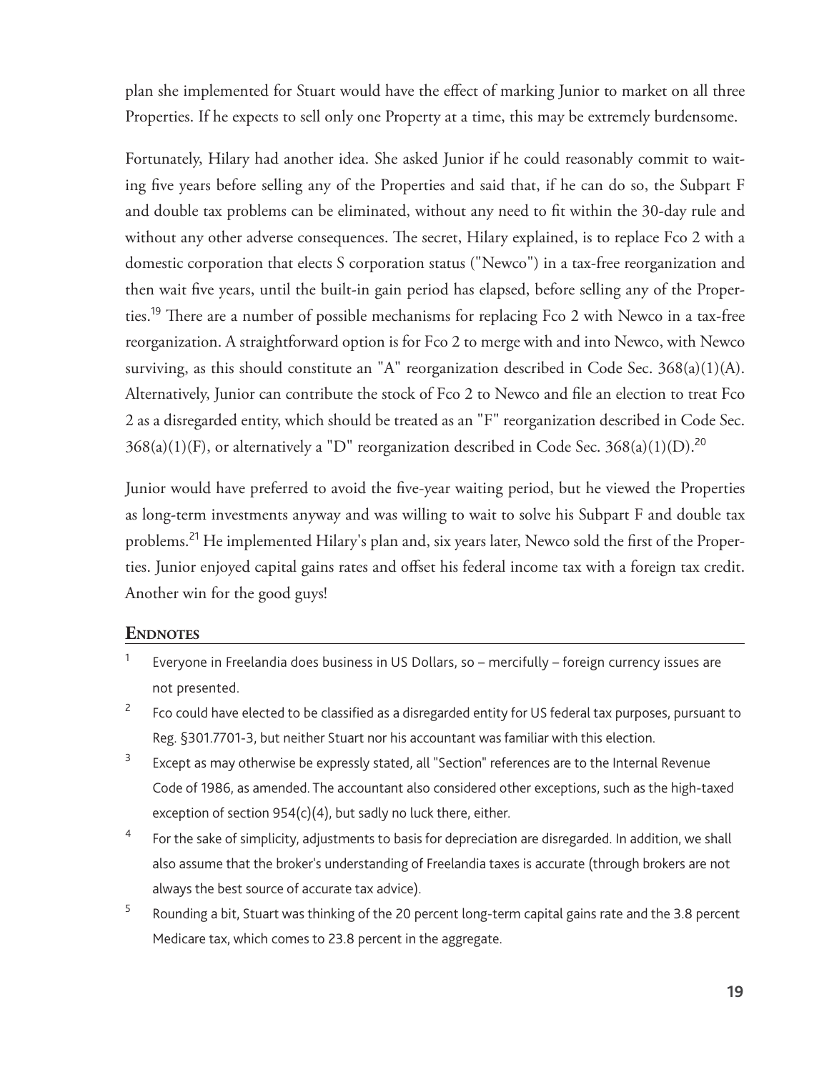plan she implemented for Stuart would have the effect of marking Junior to market on all three Properties. If he expects to sell only one Property at a time, this may be extremely burdensome.

Fortunately, Hilary had another idea. She asked Junior if he could reasonably commit to waiting five years before selling any of the Properties and said that, if he can do so, the Subpart F and double tax problems can be eliminated, without any need to fit within the 30-day rule and without any other adverse consequences. The secret, Hilary explained, is to replace Fco 2 with a domestic corporation that elects S corporation status ("Newco") in a tax-free reorganization and then wait five years, until the built-in gain period has elapsed, before selling any of the Properties.[19] There are a number of possible mechanisms for replacing Fco 2 with Newco in a tax-free reorganization. A straightforward option is for Fco 2 to merge with and into Newco, with Newco surviving, as this should constitute an "A" reorganization described in Code Sec. 368(a)(1)(A). Alternatively, Junior can contribute the stock of Fco 2 to Newco and file an election to treat Fco 2 as a disregarded entity, which should be treated as an "F" reorganization described in Code Sec. 368(a)(1)(F), or alternatively a "D" reorganization described in Code Sec. 368(a)(1)(D).[20]

Junior would have preferred to avoid the five-year waiting period, but he viewed the Properties as long-term investments anyway and was willing to wait to solve his Subpart F and double tax problems.[21] He implemented Hilary's plan and, six years later, Newco sold the first of the Properties. Junior enjoyed capital gains rates and offset his federal income tax with a foreign tax credit. Another win for the good guys!

## Endnotes

1. Everyone in Freelandia does business in US Dollars, so – mercifully – foreign currency issues are not presented.
2. Fco could have elected to be classified as a disregarded entity for US federal tax purposes, pursuant to Reg. §301.7701-3, but neither Stuart nor his accountant was familiar with this election.
3. Except as may otherwise be expressly stated, all "Section" references are to the Internal Revenue Code of 1986, as amended. The accountant also considered other exceptions, such as the high-taxed exception of section 954(c)(4), but sadly no luck there, either.
4. For the sake of simplicity, adjustments to basis for depreciation are disregarded. In addition, we shall also assume that the broker's understanding of Freelandia taxes is accurate (through brokers are not always the best source of accurate tax advice).
5. Rounding a bit, Stuart was thinking of the 20 percent long-term capital gains rate and the 3.8 percent Medicare tax, which comes to 23.8 percent in the aggregate.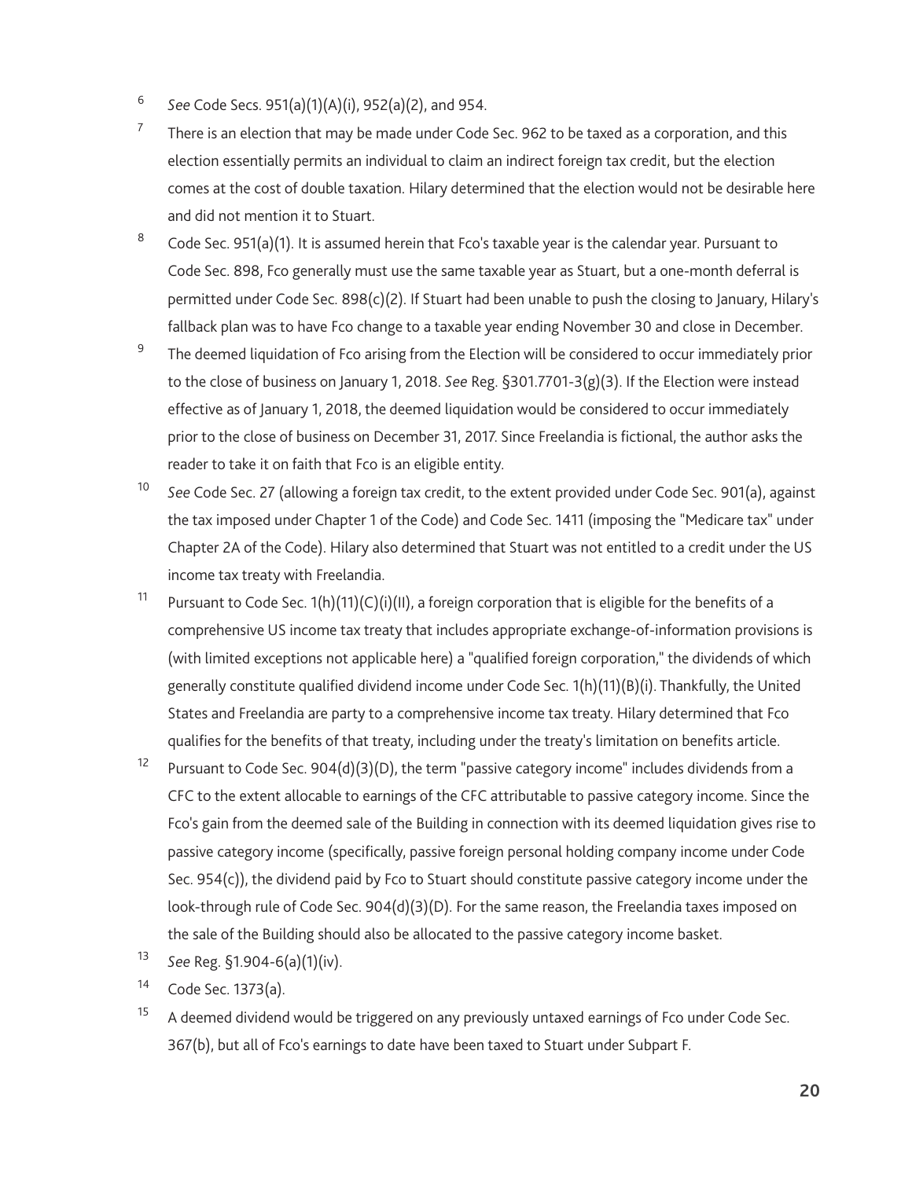[6] *See* Code Secs. 951(a)(1)(A)(i), 952(a)(2), and 954.

[7] There is an election that may be made under Code Sec. 962 to be taxed as a corporation, and this election essentially permits an individual to claim an indirect foreign tax credit, but the election comes at the cost of double taxation. Hilary determined that the election would not be desirable here and did not mention it to Stuart.

[8] Code Sec. 951(a)(1). It is assumed herein that Fco's taxable year is the calendar year. Pursuant to Code Sec. 898, Fco generally must use the same taxable year as Stuart, but a one-month deferral is permitted under Code Sec. 898(c)(2). If Stuart had been unable to push the closing to January, Hilary's fallback plan was to have Fco change to a taxable year ending November 30 and close in December.

[9] The deemed liquidation of Fco arising from the Election will be considered to occur immediately prior to the close of business on January 1, 2018. *See* Reg. §301.7701-3(g)(3). If the Election were instead effective as of January 1, 2018, the deemed liquidation would be considered to occur immediately prior to the close of business on December 31, 2017. Since Freelandia is fictional, the author asks the reader to take it on faith that Fco is an eligible entity.

[10] *See* Code Sec. 27 (allowing a foreign tax credit, to the extent provided under Code Sec. 901(a), against the tax imposed under Chapter 1 of the Code) and Code Sec. 1411 (imposing the "Medicare tax" under Chapter 2A of the Code). Hilary also determined that Stuart was not entitled to a credit under the US income tax treaty with Freelandia.

[11] Pursuant to Code Sec. 1(h)(11)(C)(i)(II), a foreign corporation that is eligible for the benefits of a comprehensive US income tax treaty that includes appropriate exchange-of-information provisions is (with limited exceptions not applicable here) a "qualified foreign corporation," the dividends of which generally constitute qualified dividend income under Code Sec. 1(h)(11)(B)(i). Thankfully, the United States and Freelandia are party to a comprehensive income tax treaty. Hilary determined that Fco qualifies for the benefits of that treaty, including under the treaty's limitation on benefits article.

[12] Pursuant to Code Sec. 904(d)(3)(D), the term "passive category income" includes dividends from a CFC to the extent allocable to earnings of the CFC attributable to passive category income. Since the Fco's gain from the deemed sale of the Building in connection with its deemed liquidation gives rise to passive category income (specifically, passive foreign personal holding company income under Code Sec. 954(c)), the dividend paid by Fco to Stuart should constitute passive category income under the look-through rule of Code Sec. 904(d)(3)(D). For the same reason, the Freelandia taxes imposed on the sale of the Building should also be allocated to the passive category income basket.

[13] *See* Reg. §1.904-6(a)(1)(iv).

[14] Code Sec. 1373(a).

[15] A deemed dividend would be triggered on any previously untaxed earnings of Fco under Code Sec. 367(b), but all of Fco's earnings to date have been taxed to Stuart under Subpart F.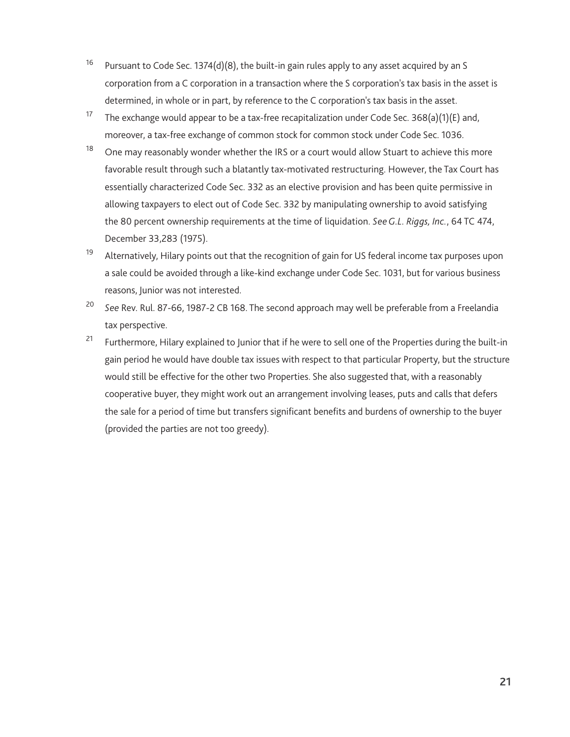[16] Pursuant to Code Sec. 1374(d)(8), the built-in gain rules apply to any asset acquired by an S corporation from a C corporation in a transaction where the S corporation's tax basis in the asset is determined, in whole or in part, by reference to the C corporation's tax basis in the asset.

[17] The exchange would appear to be a tax-free recapitalization under Code Sec. 368(a)(1)(E) and, moreover, a tax-free exchange of common stock for common stock under Code Sec. 1036.

[18] One may reasonably wonder whether the IRS or a court would allow Stuart to achieve this more favorable result through such a blatantly tax-motivated restructuring. However, the Tax Court has essentially characterized Code Sec. 332 as an elective provision and has been quite permissive in allowing taxpayers to elect out of Code Sec. 332 by manipulating ownership to avoid satisfying the 80 percent ownership requirements at the time of liquidation. *See G.L. Riggs, Inc.*, 64 TC 474, December 33,283 (1975).

[19] Alternatively, Hilary points out that the recognition of gain for US federal income tax purposes upon a sale could be avoided through a like-kind exchange under Code Sec. 1031, but for various business reasons, Junior was not interested.

[20] *See* Rev. Rul. 87-66, 1987-2 CB 168. The second approach may well be preferable from a Freelandia tax perspective.

[21] Furthermore, Hilary explained to Junior that if he were to sell one of the Properties during the built-in gain period he would have double tax issues with respect to that particular Property, but the structure would still be effective for the other two Properties. She also suggested that, with a reasonably cooperative buyer, they might work out an arrangement involving leases, puts and calls that defers the sale for a period of time but transfers significant benefits and burdens of ownership to the buyer (provided the parties are not too greedy).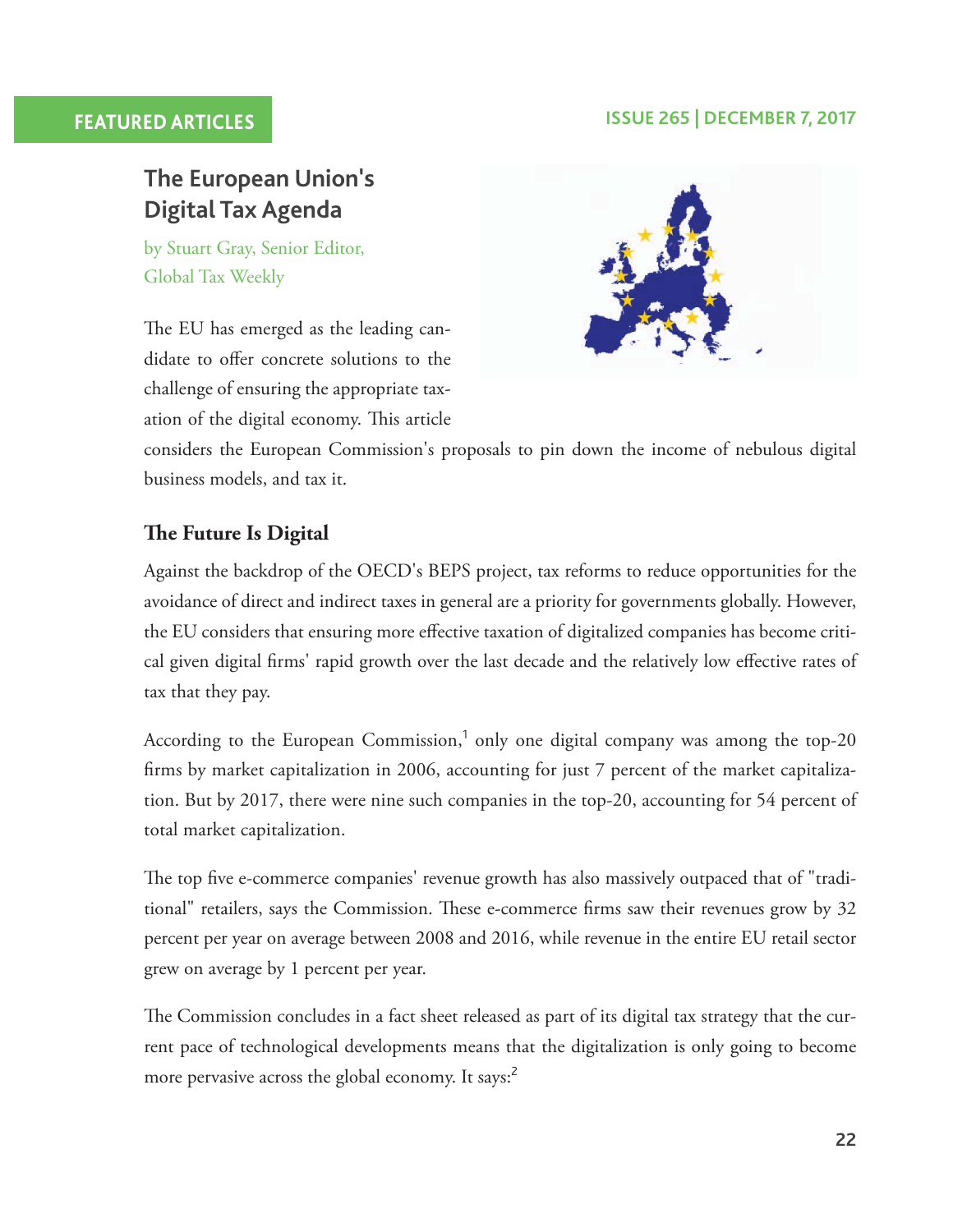# The European Union's Digital Tax Agenda

by Stuart Gray, Senior Editor, Global Tax Weekly

The EU has emerged as the leading candidate to offer concrete solutions to the challenge of ensuring the appropriate taxation of the digital economy. This article considers the European Commission's proposals to pin down the income of nebulous digital business models, and tax it.

## The Future Is Digital

Against the backdrop of the OECD's BEPS project, tax reforms to reduce opportunities for the avoidance of direct and indirect taxes in general are a priority for governments globally. However, the EU considers that ensuring more effective taxation of digitalized companies has become critical given digital firms' rapid growth over the last decade and the relatively low effective rates of tax that they pay.

According to the European Commission,[1] only one digital company was among the top-20 firms by market capitalization in 2006, accounting for just 7 percent of the market capitalization. But by 2017, there were nine such companies in the top-20, accounting for 54 percent of total market capitalization.

The top five e-commerce companies' revenue growth has also massively outpaced that of "traditional" retailers, says the Commission. These e-commerce firms saw their revenues grow by 32 percent per year on average between 2008 and 2016, while revenue in the entire EU retail sector grew on average by 1 percent per year.

The Commission concludes in a fact sheet released as part of its digital tax strategy that the current pace of technological developments means that the digitalization is only going to become more pervasive across the global economy. It says:[2]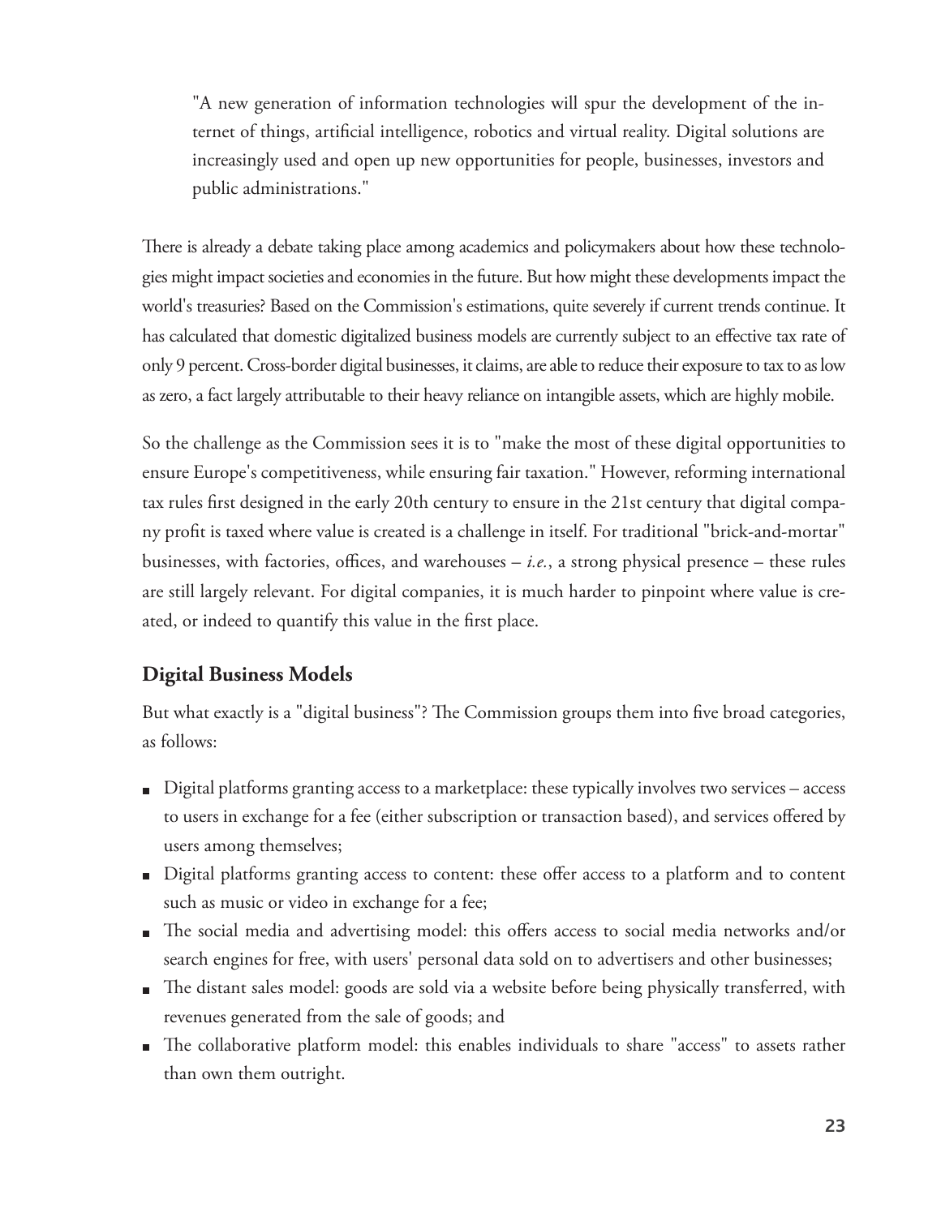> "A new generation of information technologies will spur the development of the internet of things, artificial intelligence, robotics and virtual reality. Digital solutions are increasingly used and open up new opportunities for people, businesses, investors and public administrations."

There is already a debate taking place among academics and policymakers about how these technologies might impact societies and economies in the future. But how might these developments impact the world's treasuries? Based on the Commission's estimations, quite severely if current trends continue. It has calculated that domestic digitalized business models are currently subject to an effective tax rate of only 9 percent. Cross-border digital businesses, it claims, are able to reduce their exposure to tax to as low as zero, a fact largely attributable to their heavy reliance on intangible assets, which are highly mobile.

So the challenge as the Commission sees it is to "make the most of these digital opportunities to ensure Europe's competitiveness, while ensuring fair taxation." However, reforming international tax rules first designed in the early 20th century to ensure in the 21st century that digital company profit is taxed where value is created is a challenge in itself. For traditional "brick-and-mortar" businesses, with factories, offices, and warehouses – *i.e.*, a strong physical presence – these rules are still largely relevant. For digital companies, it is much harder to pinpoint where value is created, or indeed to quantify this value in the first place.

## Digital Business Models

But what exactly is a "digital business"? The Commission groups them into five broad categories, as follows:

- Digital platforms granting access to a marketplace: these typically involves two services – access to users in exchange for a fee (either subscription or transaction based), and services offered by users among themselves;
- Digital platforms granting access to content: these offer access to a platform and to content such as music or video in exchange for a fee;
- The social media and advertising model: this offers access to social media networks and/or search engines for free, with users' personal data sold on to advertisers and other businesses;
- The distant sales model: goods are sold via a website before being physically transferred, with revenues generated from the sale of goods; and
- The collaborative platform model: this enables individuals to share "access" to assets rather than own them outright.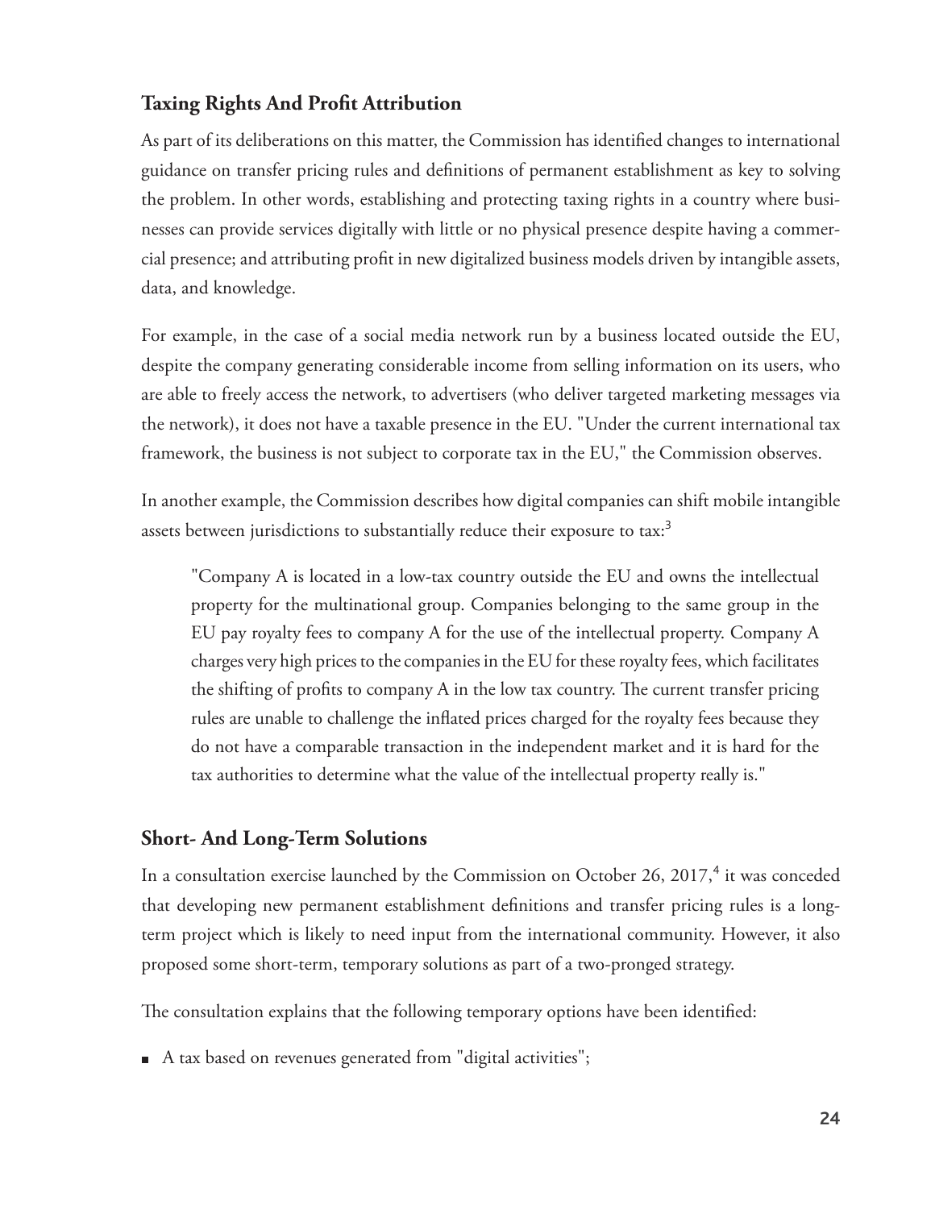## Taxing Rights And Profit Attribution

As part of its deliberations on this matter, the Commission has identified changes to international guidance on transfer pricing rules and definitions of permanent establishment as key to solving the problem. In other words, establishing and protecting taxing rights in a country where businesses can provide services digitally with little or no physical presence despite having a commercial presence; and attributing profit in new digitalized business models driven by intangible assets, data, and knowledge.

For example, in the case of a social media network run by a business located outside the EU, despite the company generating considerable income from selling information on its users, who are able to freely access the network, to advertisers (who deliver targeted marketing messages via the network), it does not have a taxable presence in the EU. "Under the current international tax framework, the business is not subject to corporate tax in the EU," the Commission observes.

In another example, the Commission describes how digital companies can shift mobile intangible assets between jurisdictions to substantially reduce their exposure to tax:[3]

> "Company A is located in a low-tax country outside the EU and owns the intellectual property for the multinational group. Companies belonging to the same group in the EU pay royalty fees to company A for the use of the intellectual property. Company A charges very high prices to the companies in the EU for these royalty fees, which facilitates the shifting of profits to company A in the low tax country. The current transfer pricing rules are unable to challenge the inflated prices charged for the royalty fees because they do not have a comparable transaction in the independent market and it is hard for the tax authorities to determine what the value of the intellectual property really is."

## Short- And Long-Term Solutions

In a consultation exercise launched by the Commission on October 26, 2017,[4] it was conceded that developing new permanent establishment definitions and transfer pricing rules is a long-term project which is likely to need input from the international community. However, it also proposed some short-term, temporary solutions as part of a two-pronged strategy.

The consultation explains that the following temporary options have been identified:

- A tax based on revenues generated from "digital activities";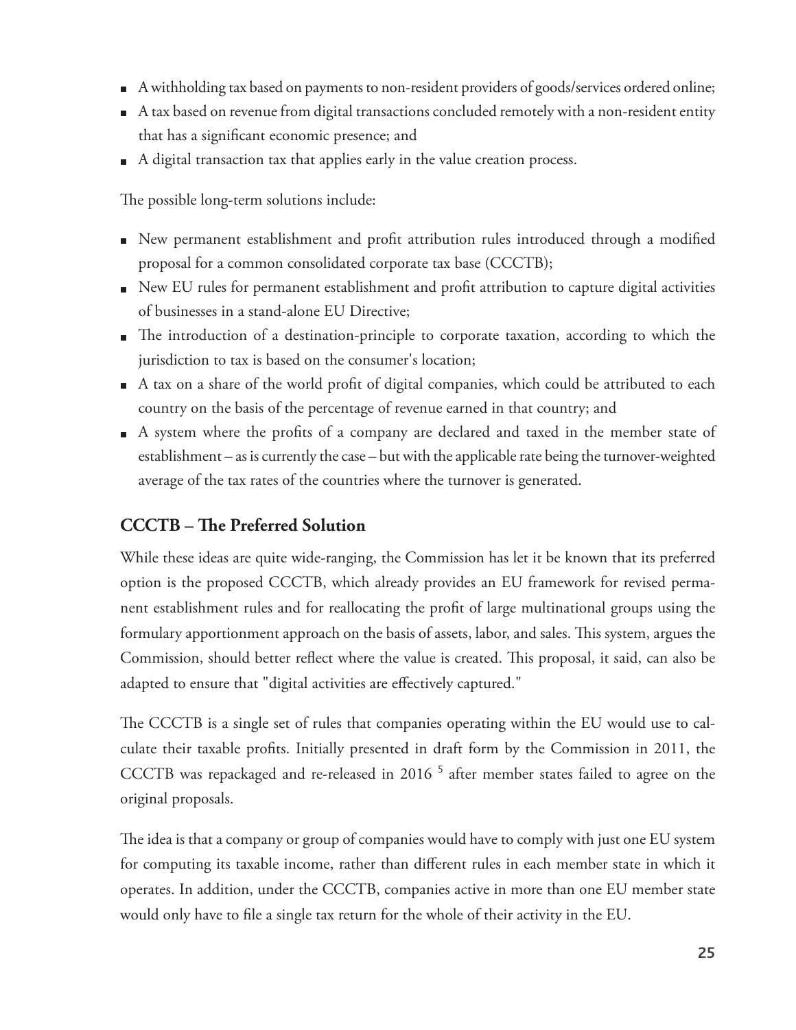- A withholding tax based on payments to non-resident providers of goods/services ordered online;
- A tax based on revenue from digital transactions concluded remotely with a non-resident entity that has a significant economic presence; and
- A digital transaction tax that applies early in the value creation process.

The possible long-term solutions include:

- New permanent establishment and profit attribution rules introduced through a modified proposal for a common consolidated corporate tax base (CCCTB);
- New EU rules for permanent establishment and profit attribution to capture digital activities of businesses in a stand-alone EU Directive;
- The introduction of a destination-principle to corporate taxation, according to which the jurisdiction to tax is based on the consumer's location;
- A tax on a share of the world profit of digital companies, which could be attributed to each country on the basis of the percentage of revenue earned in that country; and
- A system where the profits of a company are declared and taxed in the member state of establishment – as is currently the case – but with the applicable rate being the turnover-weighted average of the tax rates of the countries where the turnover is generated.

## CCCTB – The Preferred Solution

While these ideas are quite wide-ranging, the Commission has let it be known that its preferred option is the proposed CCCTB, which already provides an EU framework for revised permanent establishment rules and for reallocating the profit of large multinational groups using the formulary apportionment approach on the basis of assets, labor, and sales. This system, argues the Commission, should better reflect where the value is created. This proposal, it said, can also be adapted to ensure that "digital activities are effectively captured."

The CCCTB is a single set of rules that companies operating within the EU would use to calculate their taxable profits. Initially presented in draft form by the Commission in 2011, the CCCTB was repackaged and re-released in 2016 [5] after member states failed to agree on the original proposals.

The idea is that a company or group of companies would have to comply with just one EU system for computing its taxable income, rather than different rules in each member state in which it operates. In addition, under the CCCTB, companies active in more than one EU member state would only have to file a single tax return for the whole of their activity in the EU.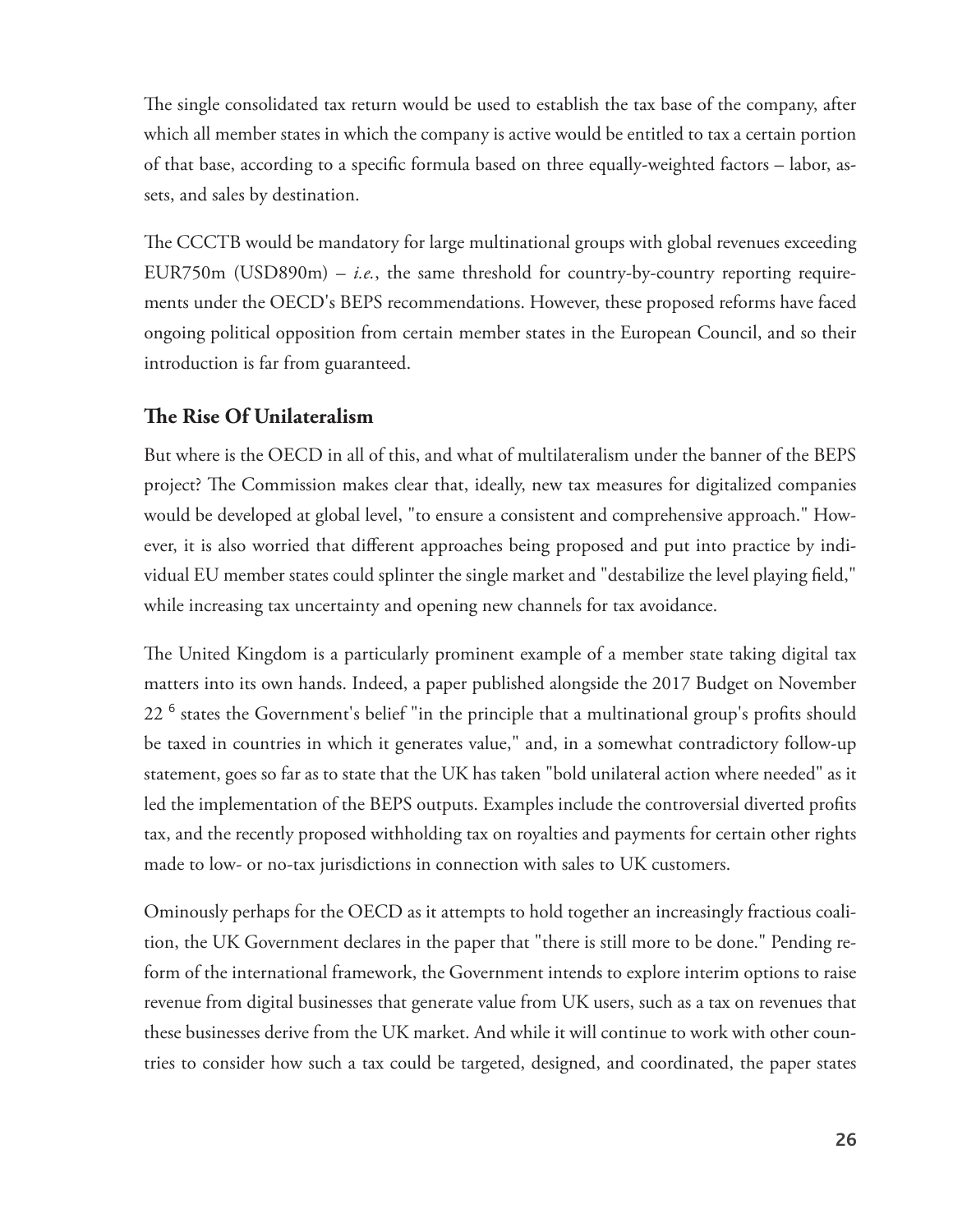The single consolidated tax return would be used to establish the tax base of the company, after which all member states in which the company is active would be entitled to tax a certain portion of that base, according to a specific formula based on three equally-weighted factors – labor, assets, and sales by destination.

The CCCTB would be mandatory for large multinational groups with global revenues exceeding EUR750m (USD890m) – *i.e.*, the same threshold for country-by-country reporting requirements under the OECD's BEPS recommendations. However, these proposed reforms have faced ongoing political opposition from certain member states in the European Council, and so their introduction is far from guaranteed.

## The Rise Of Unilateralism

But where is the OECD in all of this, and what of multilateralism under the banner of the BEPS project? The Commission makes clear that, ideally, new tax measures for digitalized companies would be developed at global level, "to ensure a consistent and comprehensive approach." However, it is also worried that different approaches being proposed and put into practice by individual EU member states could splinter the single market and "destabilize the level playing field," while increasing tax uncertainty and opening new channels for tax avoidance.

The United Kingdom is a particularly prominent example of a member state taking digital tax matters into its own hands. Indeed, a paper published alongside the 2017 Budget on November 22 [6] states the Government's belief "in the principle that a multinational group's profits should be taxed in countries in which it generates value," and, in a somewhat contradictory follow-up statement, goes so far as to state that the UK has taken "bold unilateral action where needed" as it led the implementation of the BEPS outputs. Examples include the controversial diverted profits tax, and the recently proposed withholding tax on royalties and payments for certain other rights made to low- or no-tax jurisdictions in connection with sales to UK customers.

Ominously perhaps for the OECD as it attempts to hold together an increasingly fractious coalition, the UK Government declares in the paper that "there is still more to be done." Pending reform of the international framework, the Government intends to explore interim options to raise revenue from digital businesses that generate value from UK users, such as a tax on revenues that these businesses derive from the UK market. And while it will continue to work with other countries to consider how such a tax could be targeted, designed, and coordinated, the paper states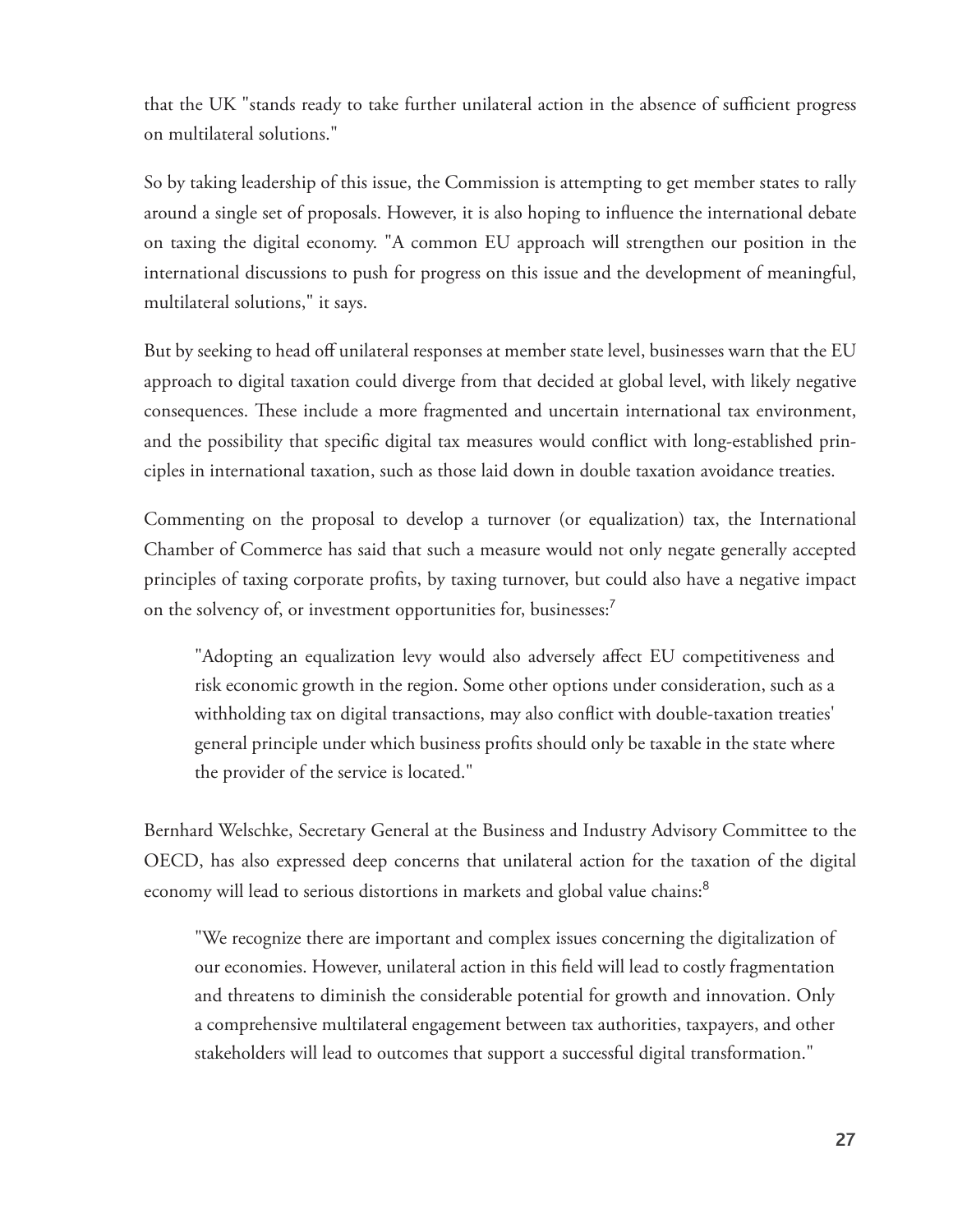that the UK "stands ready to take further unilateral action in the absence of sufficient progress on multilateral solutions."

So by taking leadership of this issue, the Commission is attempting to get member states to rally around a single set of proposals. However, it is also hoping to influence the international debate on taxing the digital economy. "A common EU approach will strengthen our position in the international discussions to push for progress on this issue and the development of meaningful, multilateral solutions," it says.

But by seeking to head off unilateral responses at member state level, businesses warn that the EU approach to digital taxation could diverge from that decided at global level, with likely negative consequences. These include a more fragmented and uncertain international tax environment, and the possibility that specific digital tax measures would conflict with long-established principles in international taxation, such as those laid down in double taxation avoidance treaties.

Commenting on the proposal to develop a turnover (or equalization) tax, the International Chamber of Commerce has said that such a measure would not only negate generally accepted principles of taxing corporate profits, by taxing turnover, but could also have a negative impact on the solvency of, or investment opportunities for, businesses:[7]

> "Adopting an equalization levy would also adversely affect EU competitiveness and risk economic growth in the region. Some other options under consideration, such as a withholding tax on digital transactions, may also conflict with double-taxation treaties' general principle under which business profits should only be taxable in the state where the provider of the service is located."

Bernhard Welschke, Secretary General at the Business and Industry Advisory Committee to the OECD, has also expressed deep concerns that unilateral action for the taxation of the digital economy will lead to serious distortions in markets and global value chains:[8]

> "We recognize there are important and complex issues concerning the digitalization of our economies. However, unilateral action in this field will lead to costly fragmentation and threatens to diminish the considerable potential for growth and innovation. Only a comprehensive multilateral engagement between tax authorities, taxpayers, and other stakeholders will lead to outcomes that support a successful digital transformation."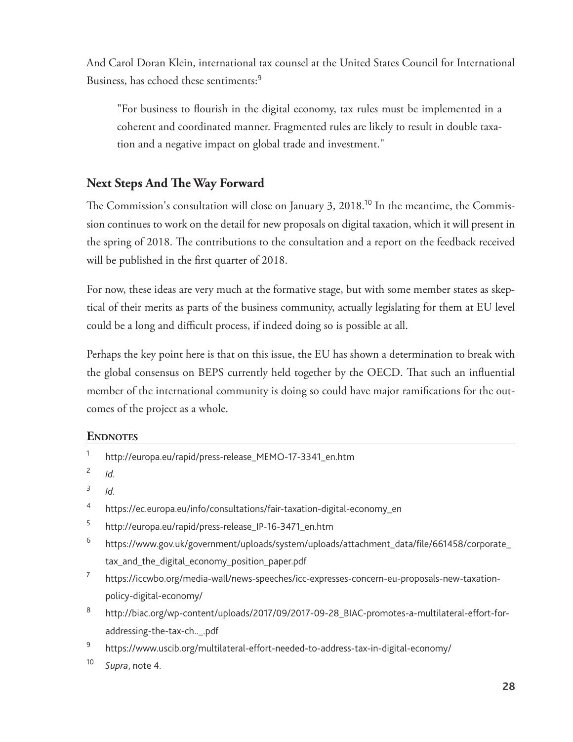And Carol Doran Klein, international tax counsel at the United States Council for International Business, has echoed these sentiments:[9]

> "For business to flourish in the digital economy, tax rules must be implemented in a coherent and coordinated manner. Fragmented rules are likely to result in double taxation and a negative impact on global trade and investment."

## Next Steps And The Way Forward

The Commission's consultation will close on January 3, 2018.[10] In the meantime, the Commission continues to work on the detail for new proposals on digital taxation, which it will present in the spring of 2018. The contributions to the consultation and a report on the feedback received will be published in the first quarter of 2018.

For now, these ideas are very much at the formative stage, but with some member states as skeptical of their merits as parts of the business community, actually legislating for them at EU level could be a long and difficult process, if indeed doing so is possible at all.

Perhaps the key point here is that on this issue, the EU has shown a determination to break with the global consensus on BEPS currently held together by the OECD. That such an influential member of the international community is doing so could have major ramifications for the outcomes of the project as a whole.

### Endnotes

1. http://europa.eu/rapid/press-release_MEMO-17-3341_en.htm
2. *Id.*
3. *Id.*
4. https://ec.europa.eu/info/consultations/fair-taxation-digital-economy_en
5. http://europa.eu/rapid/press-release_IP-16-3471_en.htm
6. https://www.gov.uk/government/uploads/system/uploads/attachment_data/file/661458/corporate_tax_and_the_digital_economy_position_paper.pdf
7. https://iccwbo.org/media-wall/news-speeches/icc-expresses-concern-eu-proposals-new-taxation-policy-digital-economy/
8. http://biac.org/wp-content/uploads/2017/09/2017-09-28_BIAC-promotes-a-multilateral-effort-for-addressing-the-tax-ch..._.pdf
9. https://www.uscib.org/multilateral-effort-needed-to-address-tax-in-digital-economy/
10. *Supra*, note 4.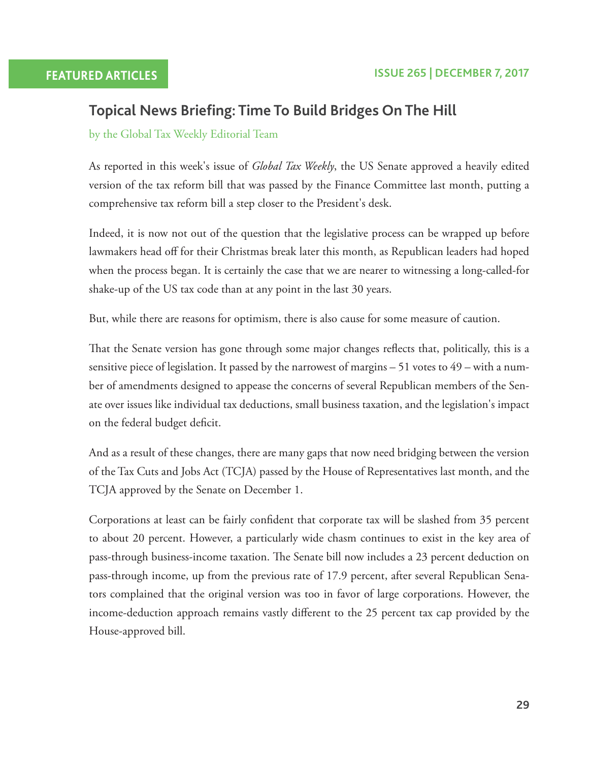# Topical News Briefing: Time To Build Bridges On The Hill

by the Global Tax Weekly Editorial Team

As reported in this week's issue of *Global Tax Weekly*, the US Senate approved a heavily edited version of the tax reform bill that was passed by the Finance Committee last month, putting a comprehensive tax reform bill a step closer to the President's desk.

Indeed, it is now not out of the question that the legislative process can be wrapped up before lawmakers head off for their Christmas break later this month, as Republican leaders had hoped when the process began. It is certainly the case that we are nearer to witnessing a long-called-for shake-up of the US tax code than at any point in the last 30 years.

But, while there are reasons for optimism, there is also cause for some measure of caution.

That the Senate version has gone through some major changes reflects that, politically, this is a sensitive piece of legislation. It passed by the narrowest of margins – 51 votes to 49 – with a number of amendments designed to appease the concerns of several Republican members of the Senate over issues like individual tax deductions, small business taxation, and the legislation's impact on the federal budget deficit.

And as a result of these changes, there are many gaps that now need bridging between the version of the Tax Cuts and Jobs Act (TCJA) passed by the House of Representatives last month, and the TCJA approved by the Senate on December 1.

Corporations at least can be fairly confident that corporate tax will be slashed from 35 percent to about 20 percent. However, a particularly wide chasm continues to exist in the key area of pass-through business-income taxation. The Senate bill now includes a 23 percent deduction on pass-through income, up from the previous rate of 17.9 percent, after several Republican Senators complained that the original version was too in favor of large corporations. However, the income-deduction approach remains vastly different to the 25 percent tax cap provided by the House-approved bill.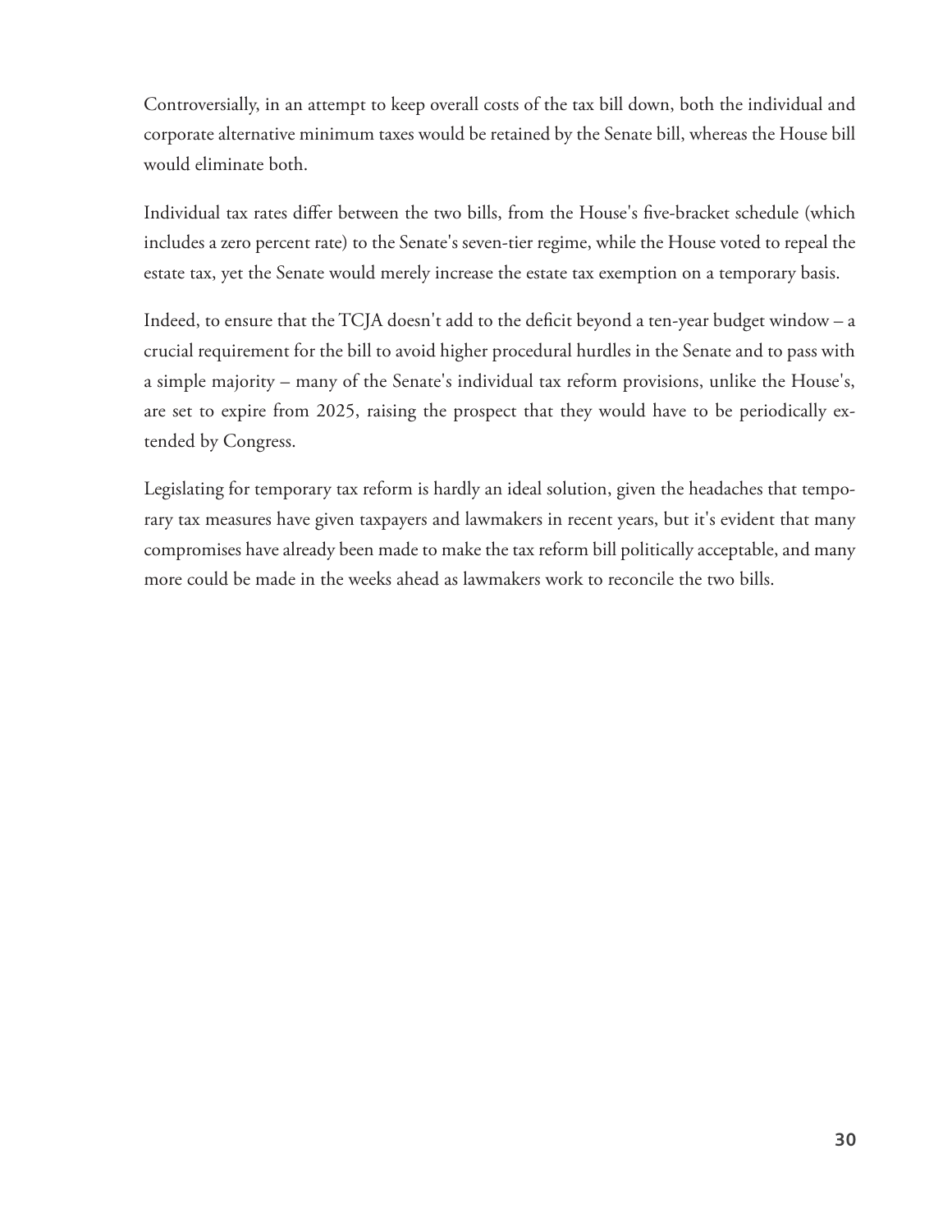Controversially, in an attempt to keep overall costs of the tax bill down, both the individual and corporate alternative minimum taxes would be retained by the Senate bill, whereas the House bill would eliminate both.

Individual tax rates differ between the two bills, from the House's five-bracket schedule (which includes a zero percent rate) to the Senate's seven-tier regime, while the House voted to repeal the estate tax, yet the Senate would merely increase the estate tax exemption on a temporary basis.

Indeed, to ensure that the TCJA doesn't add to the deficit beyond a ten-year budget window – a crucial requirement for the bill to avoid higher procedural hurdles in the Senate and to pass with a simple majority – many of the Senate's individual tax reform provisions, unlike the House's, are set to expire from 2025, raising the prospect that they would have to be periodically extended by Congress.

Legislating for temporary tax reform is hardly an ideal solution, given the headaches that temporary tax measures have given taxpayers and lawmakers in recent years, but it's evident that many compromises have already been made to make the tax reform bill politically acceptable, and many more could be made in the weeks ahead as lawmakers work to reconcile the two bills.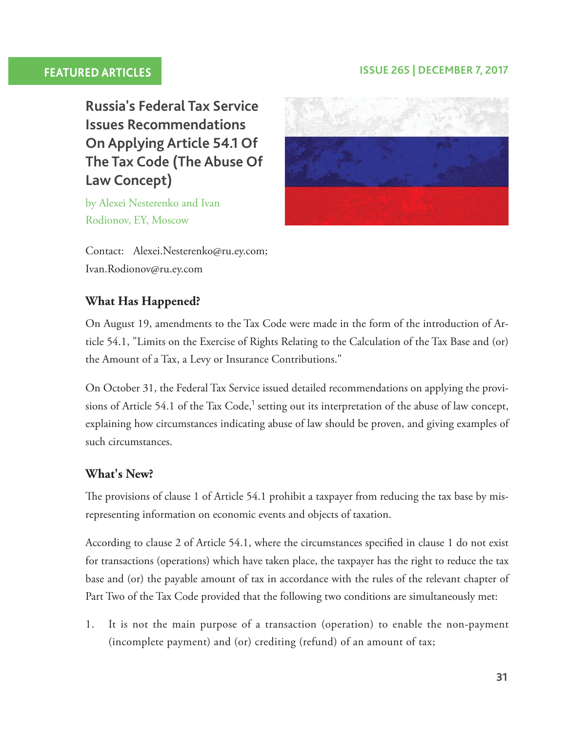FEATURED ARTICLES

# Russia's Federal Tax Service Issues Recommendations On Applying Article 54.1 Of The Tax Code (The Abuse Of Law Concept)

by Alexei Nesterenko and Ivan Rodionov, EY, Moscow

Contact: Alexei.Nesterenko@ru.ey.com; Ivan.Rodionov@ru.ey.com

## What Has Happened?

On August 19, amendments to the Tax Code were made in the form of the introduction of Article 54.1, "Limits on the Exercise of Rights Relating to the Calculation of the Tax Base and (or) the Amount of a Tax, a Levy or Insurance Contributions."

On October 31, the Federal Tax Service issued detailed recommendations on applying the provisions of Article 54.1 of the Tax Code,[1] setting out its interpretation of the abuse of law concept, explaining how circumstances indicating abuse of law should be proven, and giving examples of such circumstances.

## What's New?

The provisions of clause 1 of Article 54.1 prohibit a taxpayer from reducing the tax base by misrepresenting information on economic events and objects of taxation.

According to clause 2 of Article 54.1, where the circumstances specified in clause 1 do not exist for transactions (operations) which have taken place, the taxpayer has the right to reduce the tax base and (or) the payable amount of tax in accordance with the rules of the relevant chapter of Part Two of the Tax Code provided that the following two conditions are simultaneously met:

1. It is not the main purpose of a transaction (operation) to enable the non-payment (incomplete payment) and (or) crediting (refund) of an amount of tax;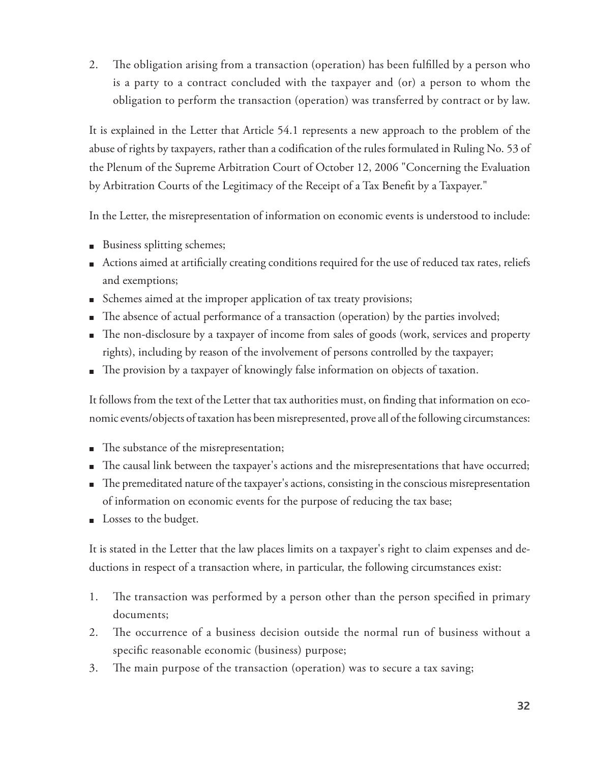2. The obligation arising from a transaction (operation) has been fulfilled by a person who is a party to a contract concluded with the taxpayer and (or) a person to whom the obligation to perform the transaction (operation) was transferred by contract or by law.

It is explained in the Letter that Article 54.1 represents a new approach to the problem of the abuse of rights by taxpayers, rather than a codification of the rules formulated in Ruling No. 53 of the Plenum of the Supreme Arbitration Court of October 12, 2006 "Concerning the Evaluation by Arbitration Courts of the Legitimacy of the Receipt of a Tax Benefit by a Taxpayer."

In the Letter, the misrepresentation of information on economic events is understood to include:

- Business splitting schemes;
- Actions aimed at artificially creating conditions required for the use of reduced tax rates, reliefs and exemptions;
- Schemes aimed at the improper application of tax treaty provisions;
- The absence of actual performance of a transaction (operation) by the parties involved;
- The non-disclosure by a taxpayer of income from sales of goods (work, services and property rights), including by reason of the involvement of persons controlled by the taxpayer;
- The provision by a taxpayer of knowingly false information on objects of taxation.

It follows from the text of the Letter that tax authorities must, on finding that information on economic events/objects of taxation has been misrepresented, prove all of the following circumstances:

- The substance of the misrepresentation;
- The causal link between the taxpayer's actions and the misrepresentations that have occurred;
- The premeditated nature of the taxpayer's actions, consisting in the conscious misrepresentation of information on economic events for the purpose of reducing the tax base;
- Losses to the budget.

It is stated in the Letter that the law places limits on a taxpayer's right to claim expenses and deductions in respect of a transaction where, in particular, the following circumstances exist:

1. The transaction was performed by a person other than the person specified in primary documents;
2. The occurrence of a business decision outside the normal run of business without a specific reasonable economic (business) purpose;
3. The main purpose of the transaction (operation) was to secure a tax saving;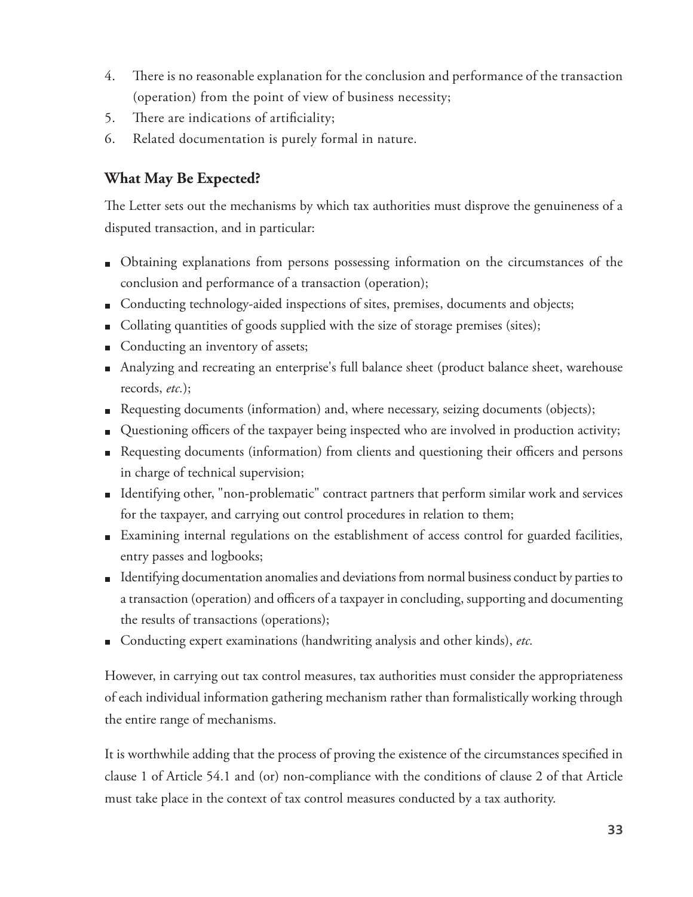4. There is no reasonable explanation for the conclusion and performance of the transaction (operation) from the point of view of business necessity;
5. There are indications of artificiality;
6. Related documentation is purely formal in nature.

### What May Be Expected?

The Letter sets out the mechanisms by which tax authorities must disprove the genuineness of a disputed transaction, and in particular:

- Obtaining explanations from persons possessing information on the circumstances of the conclusion and performance of a transaction (operation);
- Conducting technology-aided inspections of sites, premises, documents and objects;
- Collating quantities of goods supplied with the size of storage premises (sites);
- Conducting an inventory of assets;
- Analyzing and recreating an enterprise's full balance sheet (product balance sheet, warehouse records, *etc.*);
- Requesting documents (information) and, where necessary, seizing documents (objects);
- Questioning officers of the taxpayer being inspected who are involved in production activity;
- Requesting documents (information) from clients and questioning their officers and persons in charge of technical supervision;
- Identifying other, "non-problematic" contract partners that perform similar work and services for the taxpayer, and carrying out control procedures in relation to them;
- Examining internal regulations on the establishment of access control for guarded facilities, entry passes and logbooks;
- Identifying documentation anomalies and deviations from normal business conduct by parties to a transaction (operation) and officers of a taxpayer in concluding, supporting and documenting the results of transactions (operations);
- Conducting expert examinations (handwriting analysis and other kinds), *etc.*

However, in carrying out tax control measures, tax authorities must consider the appropriateness of each individual information gathering mechanism rather than formalistically working through the entire range of mechanisms.

It is worthwhile adding that the process of proving the existence of the circumstances specified in clause 1 of Article 54.1 and (or) non-compliance with the conditions of clause 2 of that Article must take place in the context of tax control measures conducted by a tax authority.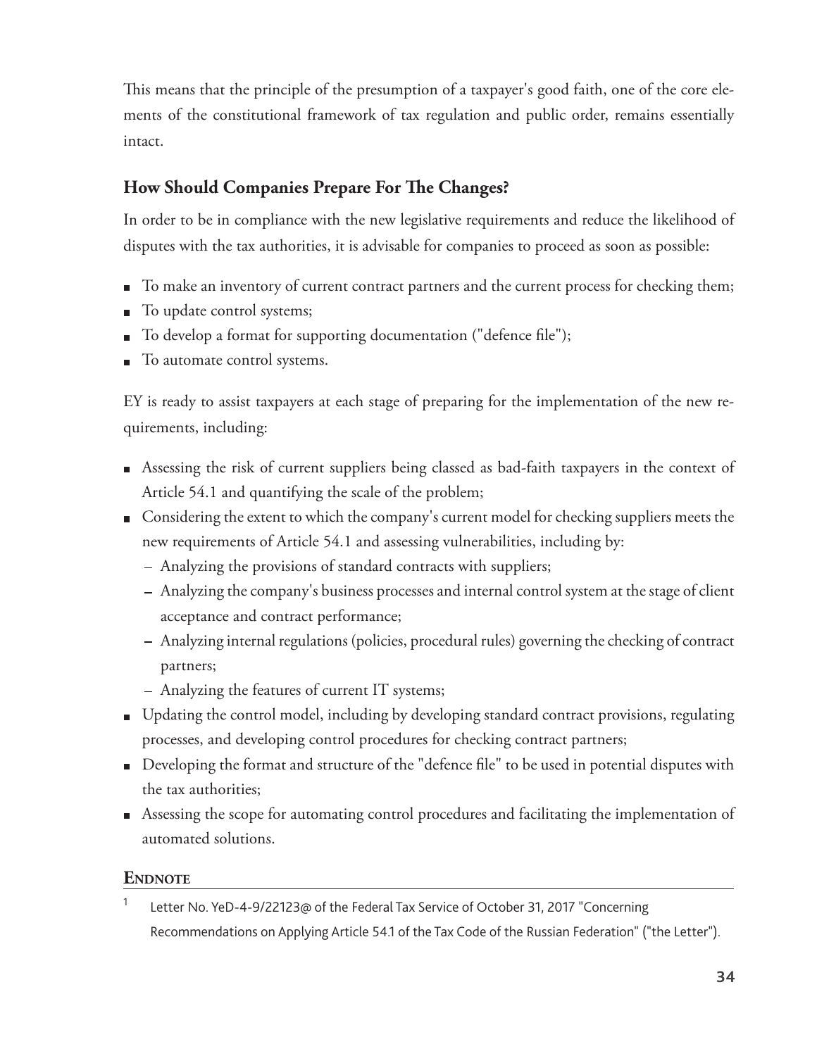This means that the principle of the presumption of a taxpayer's good faith, one of the core elements of the constitutional framework of tax regulation and public order, remains essentially intact.

### How Should Companies Prepare For The Changes?

In order to be in compliance with the new legislative requirements and reduce the likelihood of disputes with the tax authorities, it is advisable for companies to proceed as soon as possible:

- To make an inventory of current contract partners and the current process for checking them;
- To update control systems;
- To develop a format for supporting documentation ("defence file");
- To automate control systems.

EY is ready to assist taxpayers at each stage of preparing for the implementation of the new requirements, including:

- Assessing the risk of current suppliers being classed as bad-faith taxpayers in the context of Article 54.1 and quantifying the scale of the problem;
- Considering the extent to which the company's current model for checking suppliers meets the new requirements of Article 54.1 and assessing vulnerabilities, including by:
  - Analyzing the provisions of standard contracts with suppliers;
  - Analyzing the company's business processes and internal control system at the stage of client acceptance and contract performance;
  - Analyzing internal regulations (policies, procedural rules) governing the checking of contract partners;
  - Analyzing the features of current IT systems;
- Updating the control model, including by developing standard contract provisions, regulating processes, and developing control procedures for checking contract partners;
- Developing the format and structure of the "defence file" to be used in potential disputes with the tax authorities;
- Assessing the scope for automating control procedures and facilitating the implementation of automated solutions.

#### Endnote

[1] Letter No. YeD-4-9/22123@ of the Federal Tax Service of October 31, 2017 "Concerning Recommendations on Applying Article 54.1 of the Tax Code of the Russian Federation" ("the Letter").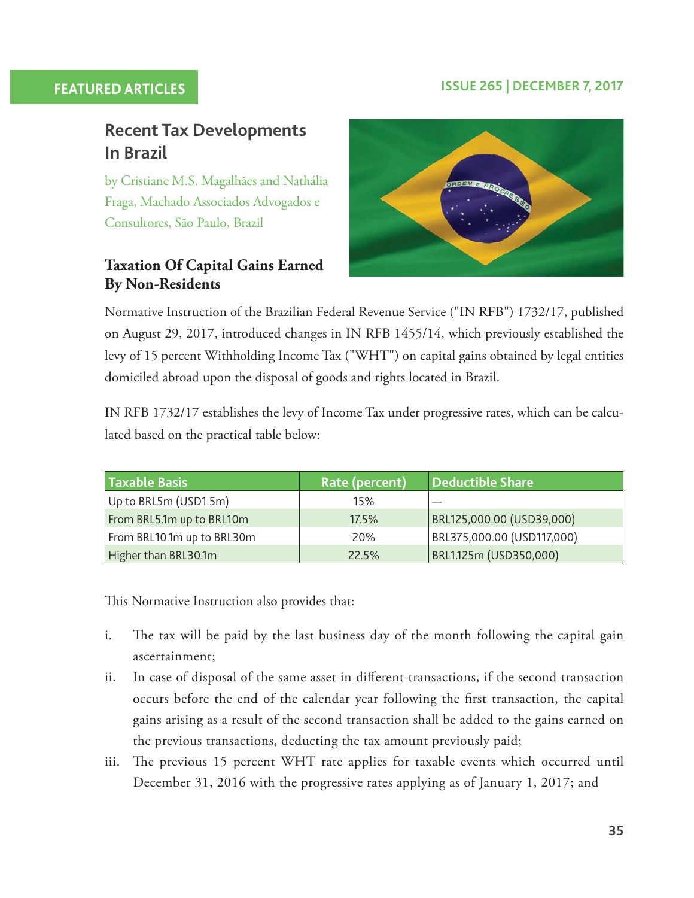FEATURED ARTICLES

## Recent Tax Developments In Brazil

by Cristiane M.S. Magalhães and Nathália Fraga, Machado Associados Advogados e Consultores, São Paulo, Brazil

### Taxation Of Capital Gains Earned By Non-Residents

Normative Instruction of the Brazilian Federal Revenue Service ("IN RFB") 1732/17, published on August 29, 2017, introduced changes in IN RFB 1455/14, which previously established the levy of 15 percent Withholding Income Tax ("WHT") on capital gains obtained by legal entities domiciled abroad upon the disposal of goods and rights located in Brazil.

IN RFB 1732/17 establishes the levy of Income Tax under progressive rates, which can be calculated based on the practical table below:

| Taxable Basis | Rate (percent) | Deductible Share |
|---|---|---|
| Up to BRL5m (USD1.5m) | 15% | — |
| From BRL5.1m up to BRL10m | 17.5% | BRL125,000.00 (USD39,000) |
| From BRL10.1m up to BRL30m | 20% | BRL375,000.00 (USD117,000) |
| Higher than BRL30.1m | 22.5% | BRL1.125m (USD350,000) |

This Normative Instruction also provides that:

i. The tax will be paid by the last business day of the month following the capital gain ascertainment;

ii. In case of disposal of the same asset in different transactions, if the second transaction occurs before the end of the calendar year following the first transaction, the capital gains arising as a result of the second transaction shall be added to the gains earned on the previous transactions, deducting the tax amount previously paid;

iii. The previous 15 percent WHT rate applies for taxable events which occurred until December 31, 2016 with the progressive rates applying as of January 1, 2017; and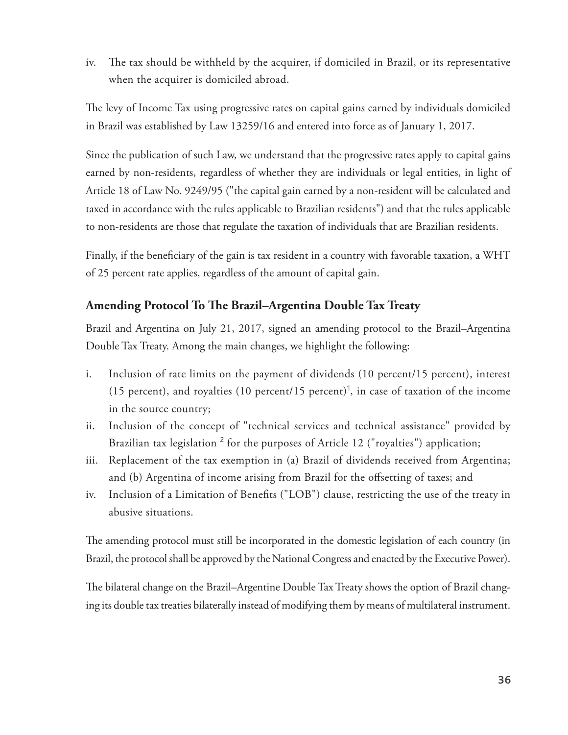iv. The tax should be withheld by the acquirer, if domiciled in Brazil, or its representative when the acquirer is domiciled abroad.

The levy of Income Tax using progressive rates on capital gains earned by individuals domiciled in Brazil was established by Law 13259/16 and entered into force as of January 1, 2017.

Since the publication of such Law, we understand that the progressive rates apply to capital gains earned by non-residents, regardless of whether they are individuals or legal entities, in light of Article 18 of Law No. 9249/95 ("the capital gain earned by a non-resident will be calculated and taxed in accordance with the rules applicable to Brazilian residents") and that the rules applicable to non-residents are those that regulate the taxation of individuals that are Brazilian residents.

Finally, if the beneficiary of the gain is tax resident in a country with favorable taxation, a WHT of 25 percent rate applies, regardless of the amount of capital gain.

## Amending Protocol To The Brazil–Argentina Double Tax Treaty

Brazil and Argentina on July 21, 2017, signed an amending protocol to the Brazil–Argentina Double Tax Treaty. Among the main changes, we highlight the following:

i. Inclusion of rate limits on the payment of dividends (10 percent/15 percent), interest (15 percent), and royalties (10 percent/15 percent)[1], in case of taxation of the income in the source country;
ii. Inclusion of the concept of "technical services and technical assistance" provided by Brazilian tax legislation [2] for the purposes of Article 12 ("royalties") application;
iii. Replacement of the tax exemption in (a) Brazil of dividends received from Argentina; and (b) Argentina of income arising from Brazil for the offsetting of taxes; and
iv. Inclusion of a Limitation of Benefits ("LOB") clause, restricting the use of the treaty in abusive situations.

The amending protocol must still be incorporated in the domestic legislation of each country (in Brazil, the protocol shall be approved by the National Congress and enacted by the Executive Power).

The bilateral change on the Brazil–Argentine Double Tax Treaty shows the option of Brazil changing its double tax treaties bilaterally instead of modifying them by means of multilateral instrument.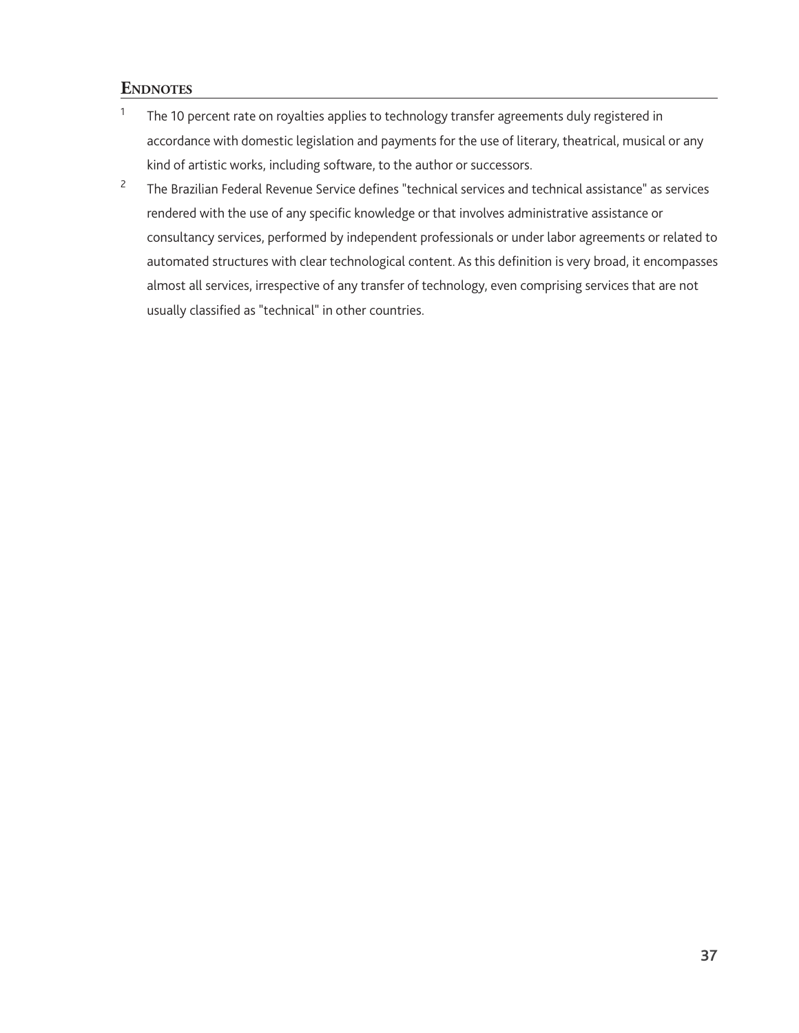## Endnotes

[1] The 10 percent rate on royalties applies to technology transfer agreements duly registered in accordance with domestic legislation and payments for the use of literary, theatrical, musical or any kind of artistic works, including software, to the author or successors.

[2] The Brazilian Federal Revenue Service defines "technical services and technical assistance" as services rendered with the use of any specific knowledge or that involves administrative assistance or consultancy services, performed by independent professionals or under labor agreements or related to automated structures with clear technological content. As this definition is very broad, it encompasses almost all services, irrespective of any transfer of technology, even comprising services that are not usually classified as "technical" in other countries.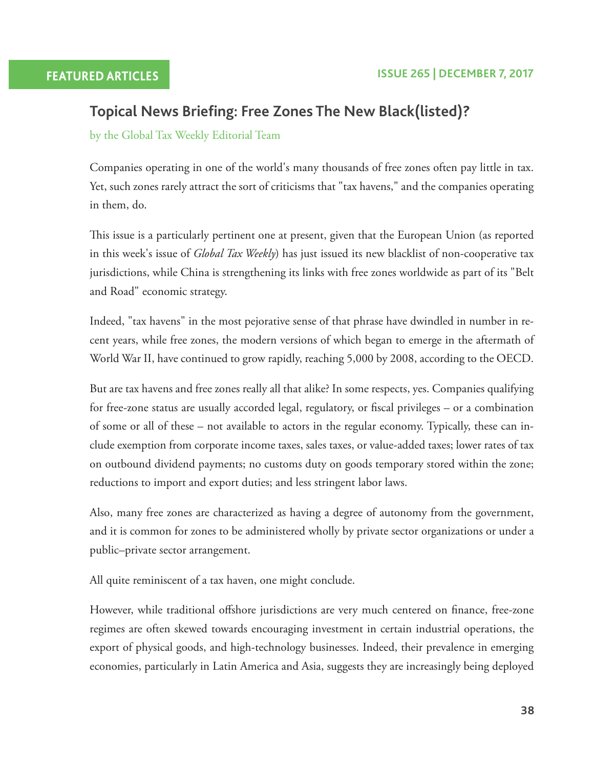## Topical News Briefing: Free Zones The New Black(listed)?

by the Global Tax Weekly Editorial Team

Companies operating in one of the world's many thousands of free zones often pay little in tax. Yet, such zones rarely attract the sort of criticisms that "tax havens," and the companies operating in them, do.

This issue is a particularly pertinent one at present, given that the European Union (as reported in this week's issue of *Global Tax Weekly*) has just issued its new blacklist of non-cooperative tax jurisdictions, while China is strengthening its links with free zones worldwide as part of its "Belt and Road" economic strategy.

Indeed, "tax havens" in the most pejorative sense of that phrase have dwindled in number in recent years, while free zones, the modern versions of which began to emerge in the aftermath of World War II, have continued to grow rapidly, reaching 5,000 by 2008, according to the OECD.

But are tax havens and free zones really all that alike? In some respects, yes. Companies qualifying for free-zone status are usually accorded legal, regulatory, or fiscal privileges – or a combination of some or all of these – not available to actors in the regular economy. Typically, these can include exemption from corporate income taxes, sales taxes, or value-added taxes; lower rates of tax on outbound dividend payments; no customs duty on goods temporary stored within the zone; reductions to import and export duties; and less stringent labor laws.

Also, many free zones are characterized as having a degree of autonomy from the government, and it is common for zones to be administered wholly by private sector organizations or under a public–private sector arrangement.

All quite reminiscent of a tax haven, one might conclude.

However, while traditional offshore jurisdictions are very much centered on finance, free-zone regimes are often skewed towards encouraging investment in certain industrial operations, the export of physical goods, and high-technology businesses. Indeed, their prevalence in emerging economies, particularly in Latin America and Asia, suggests they are increasingly being deployed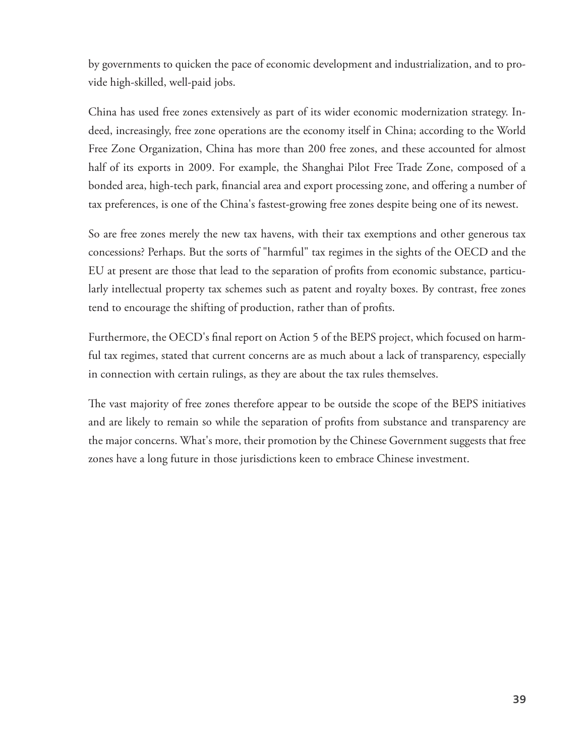by governments to quicken the pace of economic development and industrialization, and to provide high-skilled, well-paid jobs.

China has used free zones extensively as part of its wider economic modernization strategy. Indeed, increasingly, free zone operations are the economy itself in China; according to the World Free Zone Organization, China has more than 200 free zones, and these accounted for almost half of its exports in 2009. For example, the Shanghai Pilot Free Trade Zone, composed of a bonded area, high-tech park, financial area and export processing zone, and offering a number of tax preferences, is one of the China's fastest-growing free zones despite being one of its newest.

So are free zones merely the new tax havens, with their tax exemptions and other generous tax concessions? Perhaps. But the sorts of "harmful" tax regimes in the sights of the OECD and the EU at present are those that lead to the separation of profits from economic substance, particularly intellectual property tax schemes such as patent and royalty boxes. By contrast, free zones tend to encourage the shifting of production, rather than of profits.

Furthermore, the OECD's final report on Action 5 of the BEPS project, which focused on harmful tax regimes, stated that current concerns are as much about a lack of transparency, especially in connection with certain rulings, as they are about the tax rules themselves.

The vast majority of free zones therefore appear to be outside the scope of the BEPS initiatives and are likely to remain so while the separation of profits from substance and transparency are the major concerns. What's more, their promotion by the Chinese Government suggests that free zones have a long future in those jurisdictions keen to embrace Chinese investment.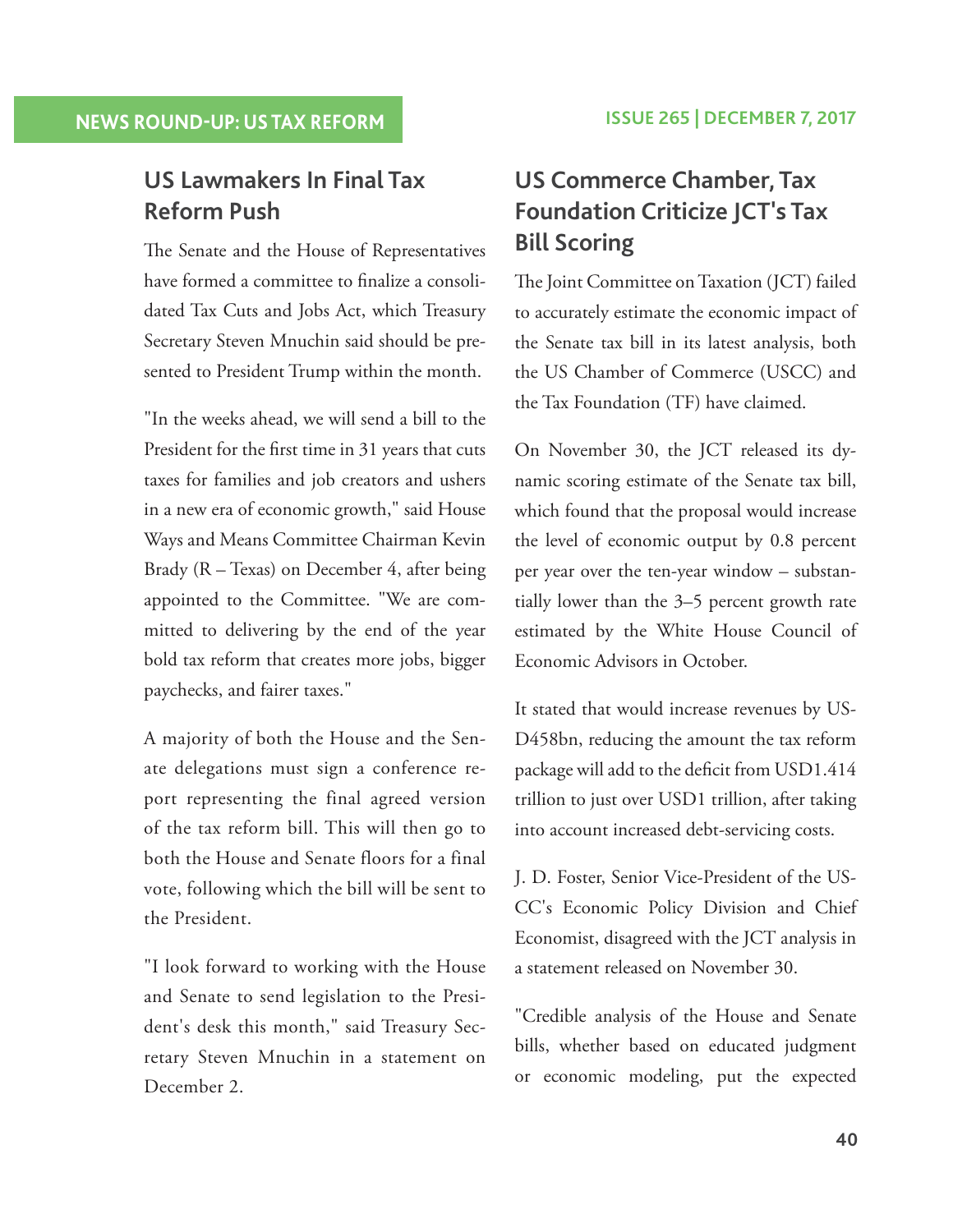## US Lawmakers In Final Tax Reform Push

The Senate and the House of Representatives have formed a committee to finalize a consolidated Tax Cuts and Jobs Act, which Treasury Secretary Steven Mnuchin said should be presented to President Trump within the month.

"In the weeks ahead, we will send a bill to the President for the first time in 31 years that cuts taxes for families and job creators and ushers in a new era of economic growth," said House Ways and Means Committee Chairman Kevin Brady (R – Texas) on December 4, after being appointed to the Committee. "We are committed to delivering by the end of the year bold tax reform that creates more jobs, bigger paychecks, and fairer taxes."

A majority of both the House and the Senate delegations must sign a conference report representing the final agreed version of the tax reform bill. This will then go to both the House and Senate floors for a final vote, following which the bill will be sent to the President.

"I look forward to working with the House and Senate to send legislation to the President's desk this month," said Treasury Secretary Steven Mnuchin in a statement on December 2.

## US Commerce Chamber, Tax Foundation Criticize JCT's Tax Bill Scoring

The Joint Committee on Taxation (JCT) failed to accurately estimate the economic impact of the Senate tax bill in its latest analysis, both the US Chamber of Commerce (USCC) and the Tax Foundation (TF) have claimed.

On November 30, the JCT released its dynamic scoring estimate of the Senate tax bill, which found that the proposal would increase the level of economic output by 0.8 percent per year over the ten-year window – substantially lower than the 3–5 percent growth rate estimated by the White House Council of Economic Advisors in October.

It stated that would increase revenues by USD458bn, reducing the amount the tax reform package will add to the deficit from USD1.414 trillion to just over USD1 trillion, after taking into account increased debt-servicing costs.

J. D. Foster, Senior Vice-President of the USCC's Economic Policy Division and Chief Economist, disagreed with the JCT analysis in a statement released on November 30.

"Credible analysis of the House and Senate bills, whether based on educated judgment or economic modeling, put the expected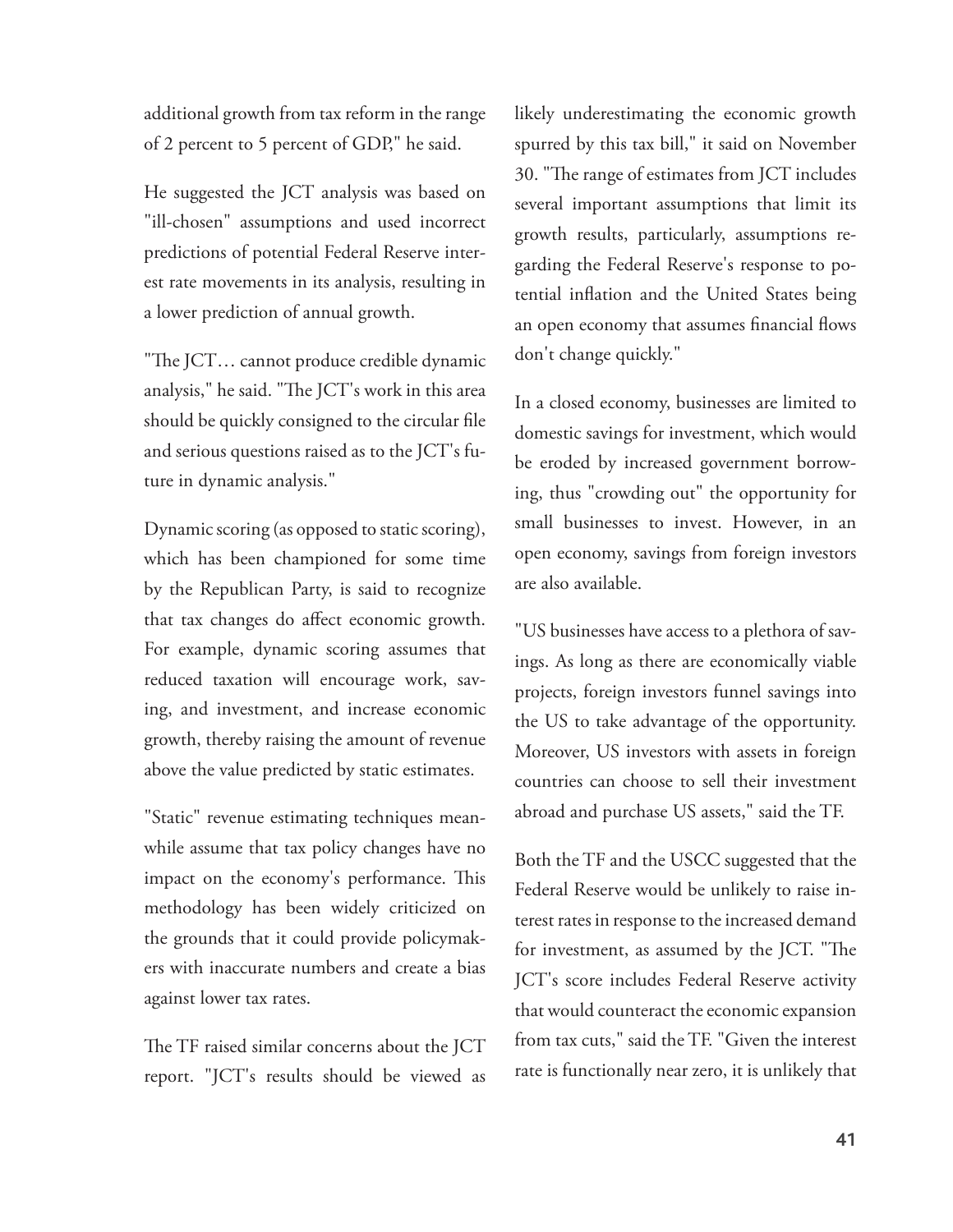additional growth from tax reform in the range of 2 percent to 5 percent of GDP," he said.

He suggested the JCT analysis was based on "ill-chosen" assumptions and used incorrect predictions of potential Federal Reserve interest rate movements in its analysis, resulting in a lower prediction of annual growth.

"The JCT… cannot produce credible dynamic analysis," he said. "The JCT's work in this area should be quickly consigned to the circular file and serious questions raised as to the JCT's future in dynamic analysis."

Dynamic scoring (as opposed to static scoring), which has been championed for some time by the Republican Party, is said to recognize that tax changes do affect economic growth. For example, dynamic scoring assumes that reduced taxation will encourage work, saving, and investment, and increase economic growth, thereby raising the amount of revenue above the value predicted by static estimates.

"Static" revenue estimating techniques meanwhile assume that tax policy changes have no impact on the economy's performance. This methodology has been widely criticized on the grounds that it could provide policymakers with inaccurate numbers and create a bias against lower tax rates.

The TF raised similar concerns about the JCT report. "JCT's results should be viewed as likely underestimating the economic growth spurred by this tax bill," it said on November 30. "The range of estimates from JCT includes several important assumptions that limit its growth results, particularly, assumptions regarding the Federal Reserve's response to potential inflation and the United States being an open economy that assumes financial flows don't change quickly."

In a closed economy, businesses are limited to domestic savings for investment, which would be eroded by increased government borrowing, thus "crowding out" the opportunity for small businesses to invest. However, in an open economy, savings from foreign investors are also available.

"US businesses have access to a plethora of savings. As long as there are economically viable projects, foreign investors funnel savings into the US to take advantage of the opportunity. Moreover, US investors with assets in foreign countries can choose to sell their investment abroad and purchase US assets," said the TF.

Both the TF and the USCC suggested that the Federal Reserve would be unlikely to raise interest rates in response to the increased demand for investment, as assumed by the JCT. "The JCT's score includes Federal Reserve activity that would counteract the economic expansion from tax cuts," said the TF. "Given the interest rate is functionally near zero, it is unlikely that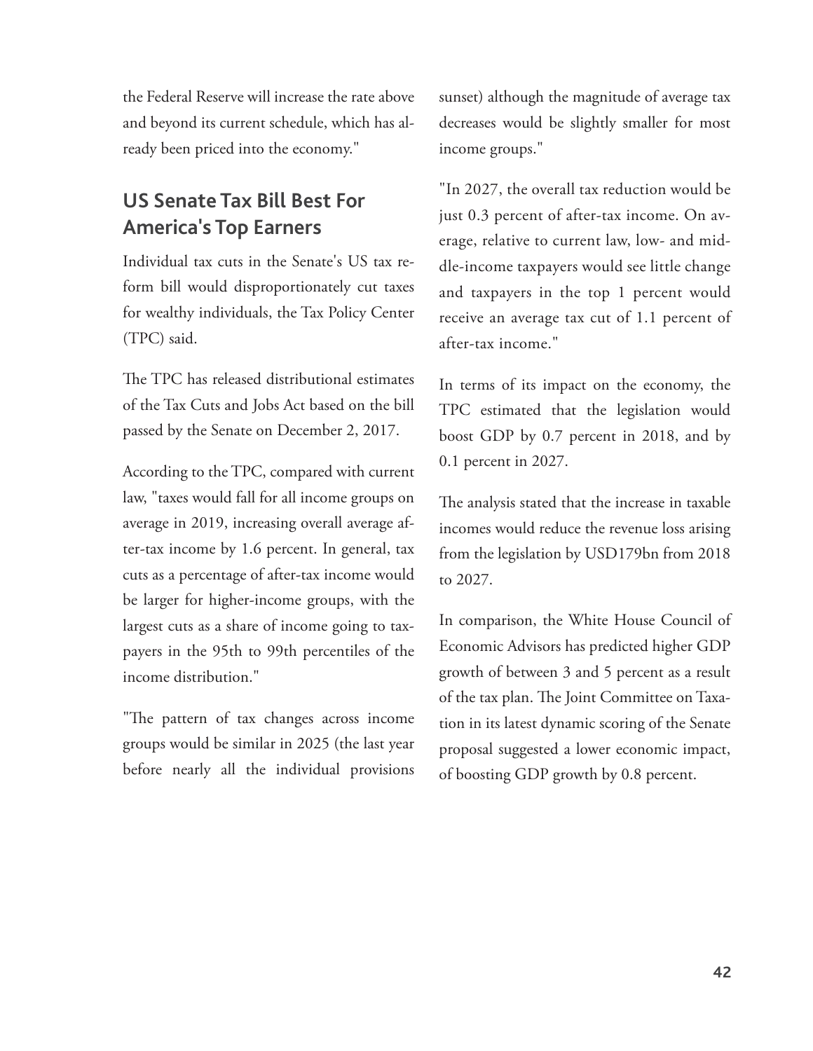the Federal Reserve will increase the rate above and beyond its current schedule, which has already been priced into the economy."

## US Senate Tax Bill Best For America's Top Earners

Individual tax cuts in the Senate's US tax reform bill would disproportionately cut taxes for wealthy individuals, the Tax Policy Center (TPC) said.

The TPC has released distributional estimates of the Tax Cuts and Jobs Act based on the bill passed by the Senate on December 2, 2017.

According to the TPC, compared with current law, "taxes would fall for all income groups on average in 2019, increasing overall average after-tax income by 1.6 percent. In general, tax cuts as a percentage of after-tax income would be larger for higher-income groups, with the largest cuts as a share of income going to taxpayers in the 95th to 99th percentiles of the income distribution."

"The pattern of tax changes across income groups would be similar in 2025 (the last year before nearly all the individual provisions sunset) although the magnitude of average tax decreases would be slightly smaller for most income groups."

"In 2027, the overall tax reduction would be just 0.3 percent of after-tax income. On average, relative to current law, low- and middle-income taxpayers would see little change and taxpayers in the top 1 percent would receive an average tax cut of 1.1 percent of after-tax income."

In terms of its impact on the economy, the TPC estimated that the legislation would boost GDP by 0.7 percent in 2018, and by 0.1 percent in 2027.

The analysis stated that the increase in taxable incomes would reduce the revenue loss arising from the legislation by USD179bn from 2018 to 2027.

In comparison, the White House Council of Economic Advisors has predicted higher GDP growth of between 3 and 5 percent as a result of the tax plan. The Joint Committee on Taxation in its latest dynamic scoring of the Senate proposal suggested a lower economic impact, of boosting GDP growth by 0.8 percent.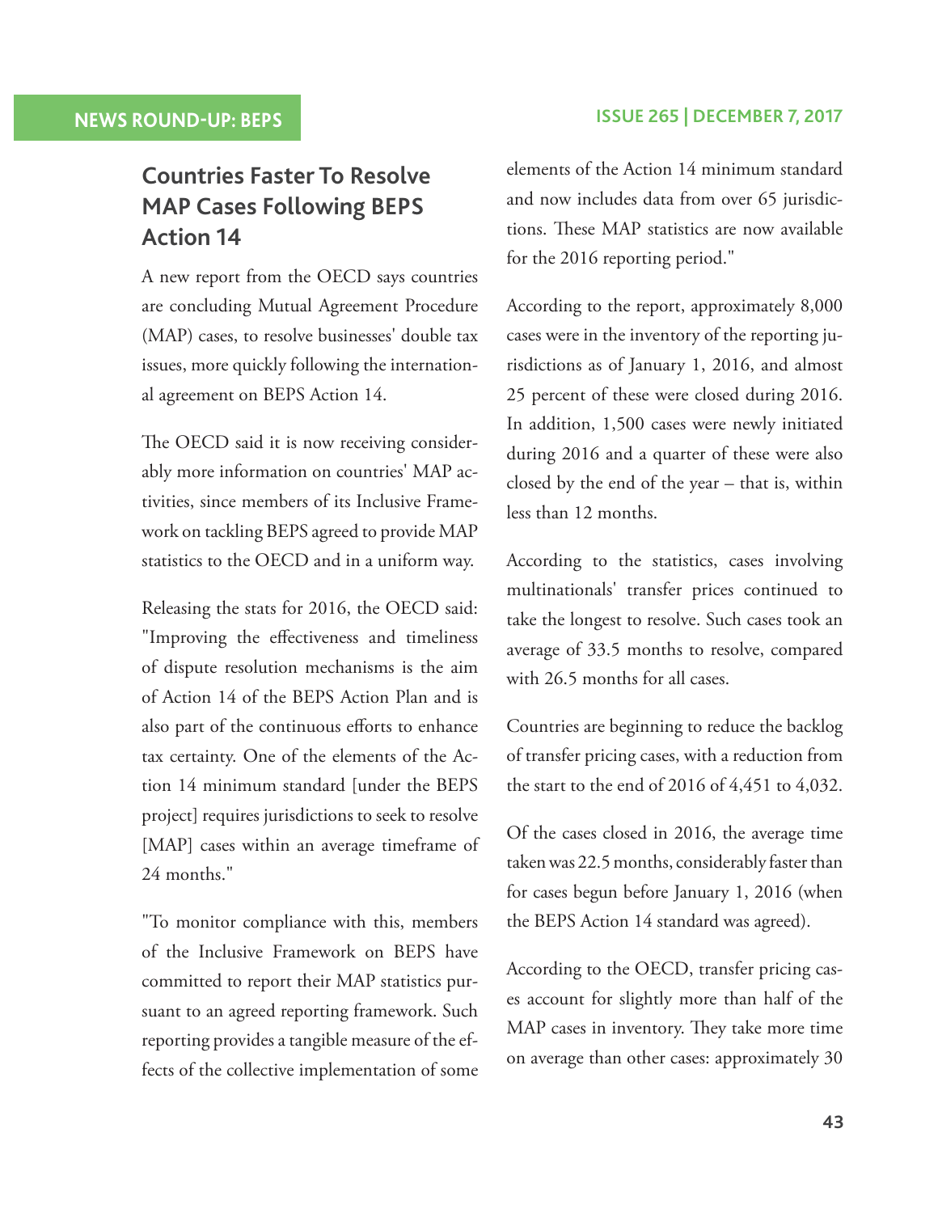## Countries Faster To Resolve MAP Cases Following BEPS Action 14

A new report from the OECD says countries are concluding Mutual Agreement Procedure (MAP) cases, to resolve businesses' double tax issues, more quickly following the international agreement on BEPS Action 14.

The OECD said it is now receiving considerably more information on countries' MAP activities, since members of its Inclusive Framework on tackling BEPS agreed to provide MAP statistics to the OECD and in a uniform way.

Releasing the stats for 2016, the OECD said: "Improving the effectiveness and timeliness of dispute resolution mechanisms is the aim of Action 14 of the BEPS Action Plan and is also part of the continuous efforts to enhance tax certainty. One of the elements of the Action 14 minimum standard [under the BEPS project] requires jurisdictions to seek to resolve [MAP] cases within an average timeframe of 24 months."

"To monitor compliance with this, members of the Inclusive Framework on BEPS have committed to report their MAP statistics pursuant to an agreed reporting framework. Such reporting provides a tangible measure of the effects of the collective implementation of some elements of the Action 14 minimum standard and now includes data from over 65 jurisdictions. These MAP statistics are now available for the 2016 reporting period."

According to the report, approximately 8,000 cases were in the inventory of the reporting jurisdictions as of January 1, 2016, and almost 25 percent of these were closed during 2016. In addition, 1,500 cases were newly initiated during 2016 and a quarter of these were also closed by the end of the year – that is, within less than 12 months.

According to the statistics, cases involving multinationals' transfer prices continued to take the longest to resolve. Such cases took an average of 33.5 months to resolve, compared with 26.5 months for all cases.

Countries are beginning to reduce the backlog of transfer pricing cases, with a reduction from the start to the end of 2016 of 4,451 to 4,032.

Of the cases closed in 2016, the average time taken was 22.5 months, considerably faster than for cases begun before January 1, 2016 (when the BEPS Action 14 standard was agreed).

According to the OECD, transfer pricing cases account for slightly more than half of the MAP cases in inventory. They take more time on average than other cases: approximately 30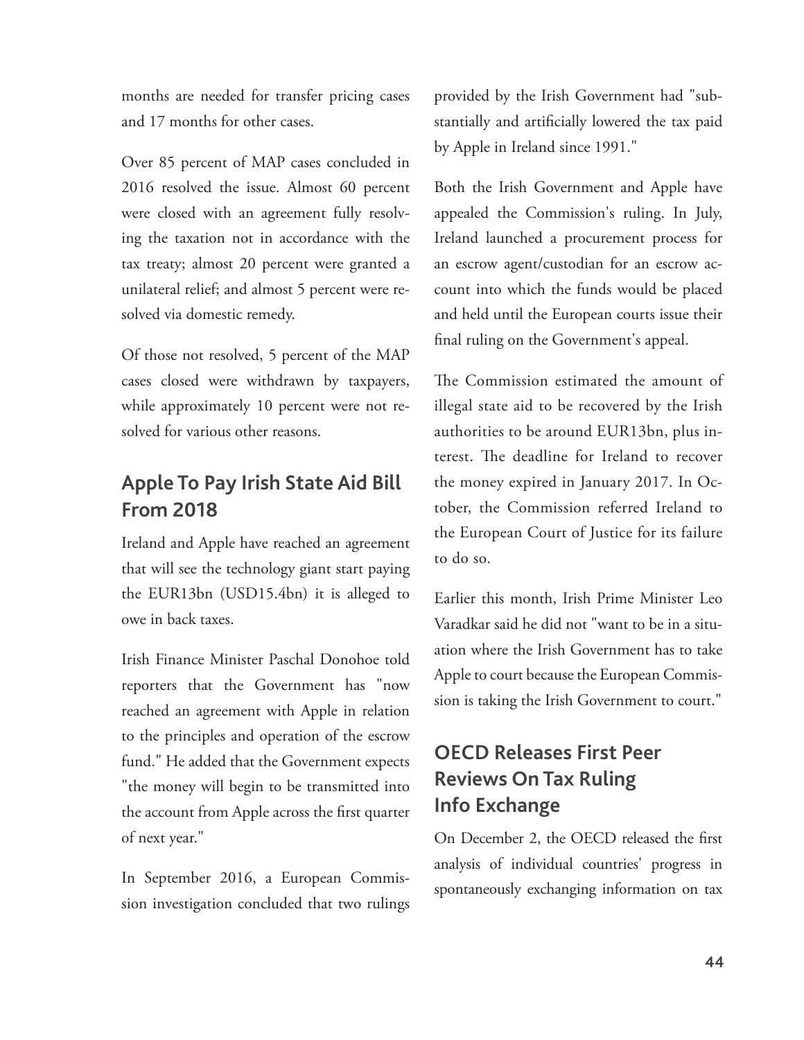months are needed for transfer pricing cases and 17 months for other cases.

Over 85 percent of MAP cases concluded in 2016 resolved the issue. Almost 60 percent were closed with an agreement fully resolving the taxation not in accordance with the tax treaty; almost 20 percent were granted a unilateral relief; and almost 5 percent were resolved via domestic remedy.

Of those not resolved, 5 percent of the MAP cases closed were withdrawn by taxpayers, while approximately 10 percent were not resolved for various other reasons.

## Apple To Pay Irish State Aid Bill From 2018

Ireland and Apple have reached an agreement that will see the technology giant start paying the EUR13bn (USD15.4bn) it is alleged to owe in back taxes.

Irish Finance Minister Paschal Donohoe told reporters that the Government has "now reached an agreement with Apple in relation to the principles and operation of the escrow fund." He added that the Government expects "the money will begin to be transmitted into the account from Apple across the first quarter of next year."

In September 2016, a European Commission investigation concluded that two rulings provided by the Irish Government had "substantially and artificially lowered the tax paid by Apple in Ireland since 1991."

Both the Irish Government and Apple have appealed the Commission's ruling. In July, Ireland launched a procurement process for an escrow agent/custodian for an escrow account into which the funds would be placed and held until the European courts issue their final ruling on the Government's appeal.

The Commission estimated the amount of illegal state aid to be recovered by the Irish authorities to be around EUR13bn, plus interest. The deadline for Ireland to recover the money expired in January 2017. In October, the Commission referred Ireland to the European Court of Justice for its failure to do so.

Earlier this month, Irish Prime Minister Leo Varadkar said he did not "want to be in a situation where the Irish Government has to take Apple to court because the European Commission is taking the Irish Government to court."

## OECD Releases First Peer Reviews On Tax Ruling Info Exchange

On December 2, the OECD released the first analysis of individual countries' progress in spontaneously exchanging information on tax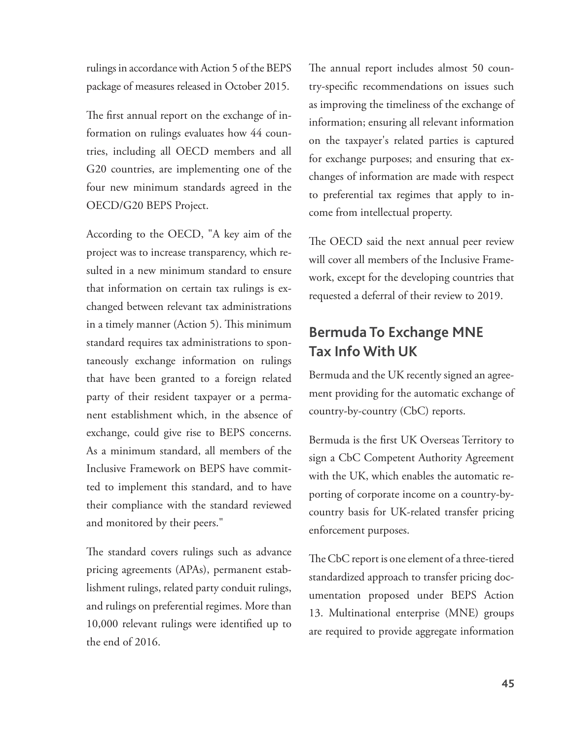rulings in accordance with Action 5 of the BEPS package of measures released in October 2015.

The first annual report on the exchange of information on rulings evaluates how 44 countries, including all OECD members and all G20 countries, are implementing one of the four new minimum standards agreed in the OECD/G20 BEPS Project.

According to the OECD, "A key aim of the project was to increase transparency, which resulted in a new minimum standard to ensure that information on certain tax rulings is exchanged between relevant tax administrations in a timely manner (Action 5). This minimum standard requires tax administrations to spontaneously exchange information on rulings that have been granted to a foreign related party of their resident taxpayer or a permanent establishment which, in the absence of exchange, could give rise to BEPS concerns. As a minimum standard, all members of the Inclusive Framework on BEPS have committed to implement this standard, and to have their compliance with the standard reviewed and monitored by their peers."

The standard covers rulings such as advance pricing agreements (APAs), permanent establishment rulings, related party conduit rulings, and rulings on preferential regimes. More than 10,000 relevant rulings were identified up to the end of 2016.

The annual report includes almost 50 country-specific recommendations on issues such as improving the timeliness of the exchange of information; ensuring all relevant information on the taxpayer's related parties is captured for exchange purposes; and ensuring that exchanges of information are made with respect to preferential tax regimes that apply to income from intellectual property.

The OECD said the next annual peer review will cover all members of the Inclusive Framework, except for the developing countries that requested a deferral of their review to 2019.

## Bermuda To Exchange MNE Tax Info With UK

Bermuda and the UK recently signed an agreement providing for the automatic exchange of country-by-country (CbC) reports.

Bermuda is the first UK Overseas Territory to sign a CbC Competent Authority Agreement with the UK, which enables the automatic reporting of corporate income on a country-by-country basis for UK-related transfer pricing enforcement purposes.

The CbC report is one element of a three-tiered standardized approach to transfer pricing documentation proposed under BEPS Action 13. Multinational enterprise (MNE) groups are required to provide aggregate information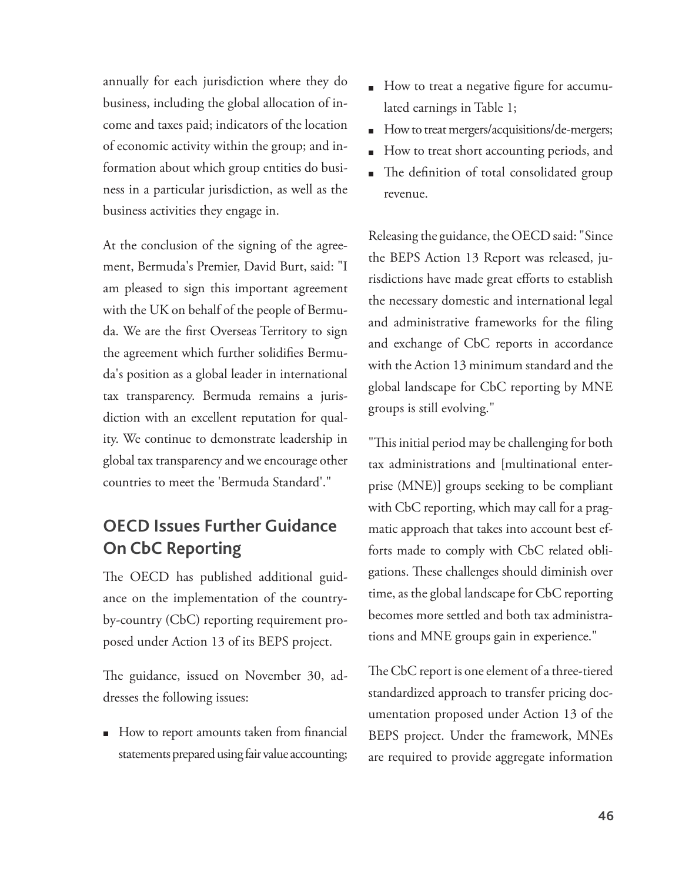annually for each jurisdiction where they do business, including the global allocation of income and taxes paid; indicators of the location of economic activity within the group; and information about which group entities do business in a particular jurisdiction, as well as the business activities they engage in.

At the conclusion of the signing of the agreement, Bermuda's Premier, David Burt, said: "I am pleased to sign this important agreement with the UK on behalf of the people of Bermuda. We are the first Overseas Territory to sign the agreement which further solidifies Bermuda's position as a global leader in international tax transparency. Bermuda remains a jurisdiction with an excellent reputation for quality. We continue to demonstrate leadership in global tax transparency and we encourage other countries to meet the 'Bermuda Standard'."

## OECD Issues Further Guidance On CbC Reporting

The OECD has published additional guidance on the implementation of the country-by-country (CbC) reporting requirement proposed under Action 13 of its BEPS project.

The guidance, issued on November 30, addresses the following issues:

- How to report amounts taken from financial statements prepared using fair value accounting;
- How to treat a negative figure for accumulated earnings in Table 1;
- How to treat mergers/acquisitions/de-mergers;
- How to treat short accounting periods, and
- The definition of total consolidated group revenue.

Releasing the guidance, the OECD said: "Since the BEPS Action 13 Report was released, jurisdictions have made great efforts to establish the necessary domestic and international legal and administrative frameworks for the filing and exchange of CbC reports in accordance with the Action 13 minimum standard and the global landscape for CbC reporting by MNE groups is still evolving."

"This initial period may be challenging for both tax administrations and [multinational enterprise (MNE)] groups seeking to be compliant with CbC reporting, which may call for a pragmatic approach that takes into account best efforts made to comply with CbC related obligations. These challenges should diminish over time, as the global landscape for CbC reporting becomes more settled and both tax administrations and MNE groups gain in experience."

The CbC report is one element of a three-tiered standardized approach to transfer pricing documentation proposed under Action 13 of the BEPS project. Under the framework, MNEs are required to provide aggregate information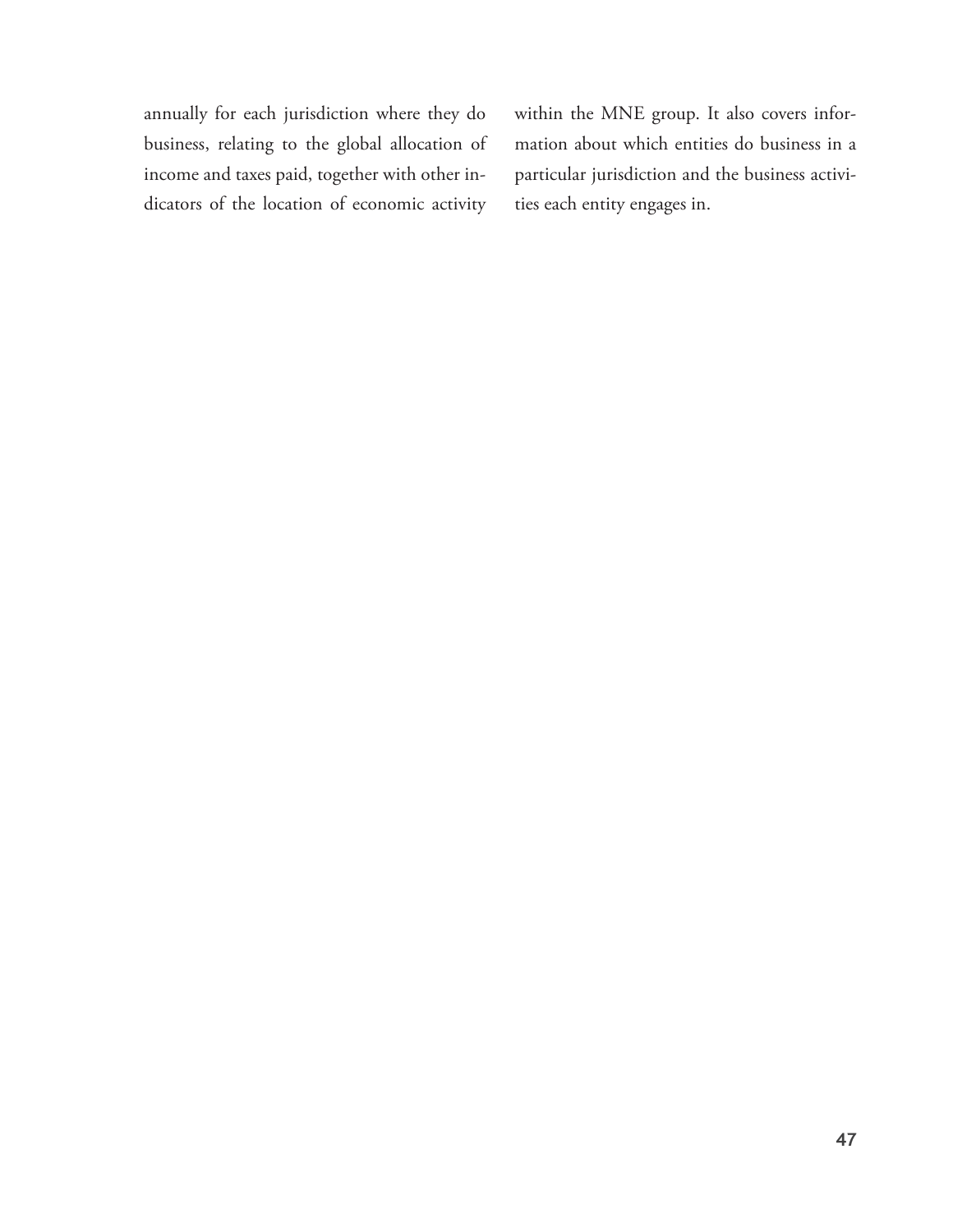annually for each jurisdiction where they do business, relating to the global allocation of income and taxes paid, together with other indicators of the location of economic activity within the MNE group. It also covers information about which entities do business in a particular jurisdiction and the business activities each entity engages in.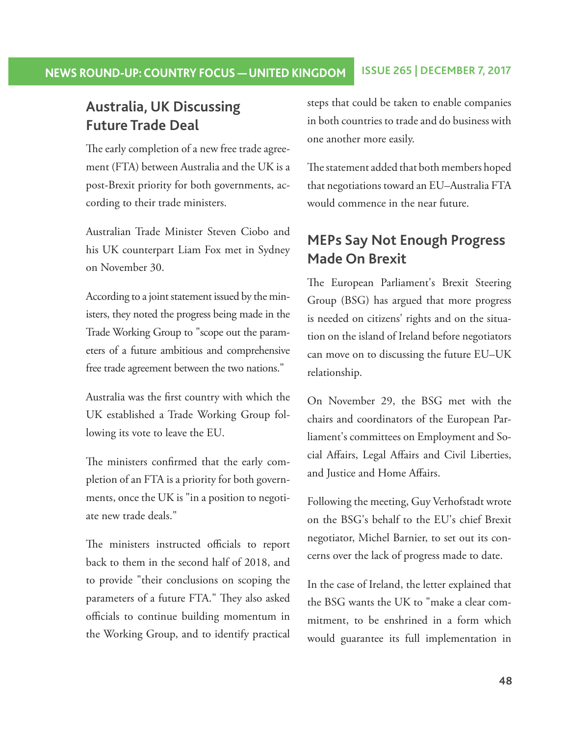## Australia, UK Discussing Future Trade Deal

The early completion of a new free trade agreement (FTA) between Australia and the UK is a post-Brexit priority for both governments, according to their trade ministers.

Australian Trade Minister Steven Ciobo and his UK counterpart Liam Fox met in Sydney on November 30.

According to a joint statement issued by the ministers, they noted the progress being made in the Trade Working Group to "scope out the parameters of a future ambitious and comprehensive free trade agreement between the two nations."

Australia was the first country with which the UK established a Trade Working Group following its vote to leave the EU.

The ministers confirmed that the early completion of an FTA is a priority for both governments, once the UK is "in a position to negotiate new trade deals."

The ministers instructed officials to report back to them in the second half of 2018, and to provide "their conclusions on scoping the parameters of a future FTA." They also asked officials to continue building momentum in the Working Group, and to identify practical steps that could be taken to enable companies in both countries to trade and do business with one another more easily.

The statement added that both members hoped that negotiations toward an EU–Australia FTA would commence in the near future.

## MEPs Say Not Enough Progress Made On Brexit

The European Parliament's Brexit Steering Group (BSG) has argued that more progress is needed on citizens' rights and on the situation on the island of Ireland before negotiators can move on to discussing the future EU–UK relationship.

On November 29, the BSG met with the chairs and coordinators of the European Parliament's committees on Employment and Social Affairs, Legal Affairs and Civil Liberties, and Justice and Home Affairs.

Following the meeting, Guy Verhofstadt wrote on the BSG's behalf to the EU's chief Brexit negotiator, Michel Barnier, to set out its concerns over the lack of progress made to date.

In the case of Ireland, the letter explained that the BSG wants the UK to "make a clear commitment, to be enshrined in a form which would guarantee its full implementation in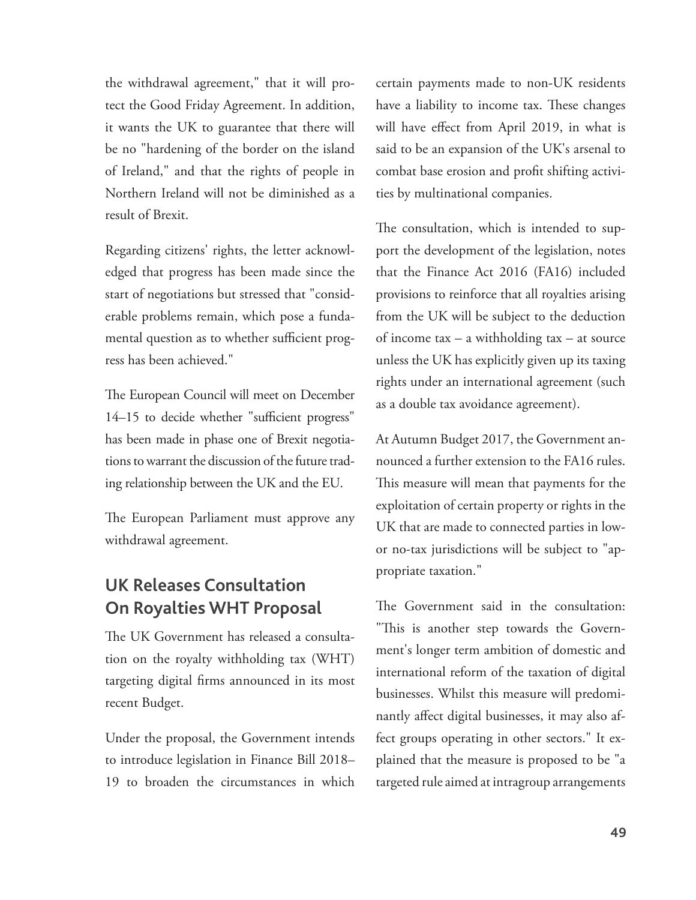the withdrawal agreement," that it will protect the Good Friday Agreement. In addition, it wants the UK to guarantee that there will be no "hardening of the border on the island of Ireland," and that the rights of people in Northern Ireland will not be diminished as a result of Brexit.

Regarding citizens' rights, the letter acknowledged that progress has been made since the start of negotiations but stressed that "considerable problems remain, which pose a fundamental question as to whether sufficient progress has been achieved."

The European Council will meet on December 14–15 to decide whether "sufficient progress" has been made in phase one of Brexit negotiations to warrant the discussion of the future trading relationship between the UK and the EU.

The European Parliament must approve any withdrawal agreement.

## UK Releases Consultation On Royalties WHT Proposal

The UK Government has released a consultation on the royalty withholding tax (WHT) targeting digital firms announced in its most recent Budget.

Under the proposal, the Government intends to introduce legislation in Finance Bill 2018–19 to broaden the circumstances in which certain payments made to non-UK residents have a liability to income tax. These changes will have effect from April 2019, in what is said to be an expansion of the UK's arsenal to combat base erosion and profit shifting activities by multinational companies.

The consultation, which is intended to support the development of the legislation, notes that the Finance Act 2016 (FA16) included provisions to reinforce that all royalties arising from the UK will be subject to the deduction of income tax – a withholding tax – at source unless the UK has explicitly given up its taxing rights under an international agreement (such as a double tax avoidance agreement).

At Autumn Budget 2017, the Government announced a further extension to the FA16 rules. This measure will mean that payments for the exploitation of certain property or rights in the UK that are made to connected parties in low- or no-tax jurisdictions will be subject to "appropriate taxation."

The Government said in the consultation: "This is another step towards the Government's longer term ambition of domestic and international reform of the taxation of digital businesses. Whilst this measure will predominantly affect digital businesses, it may also affect groups operating in other sectors." It explained that the measure is proposed to be "a targeted rule aimed at intragroup arrangements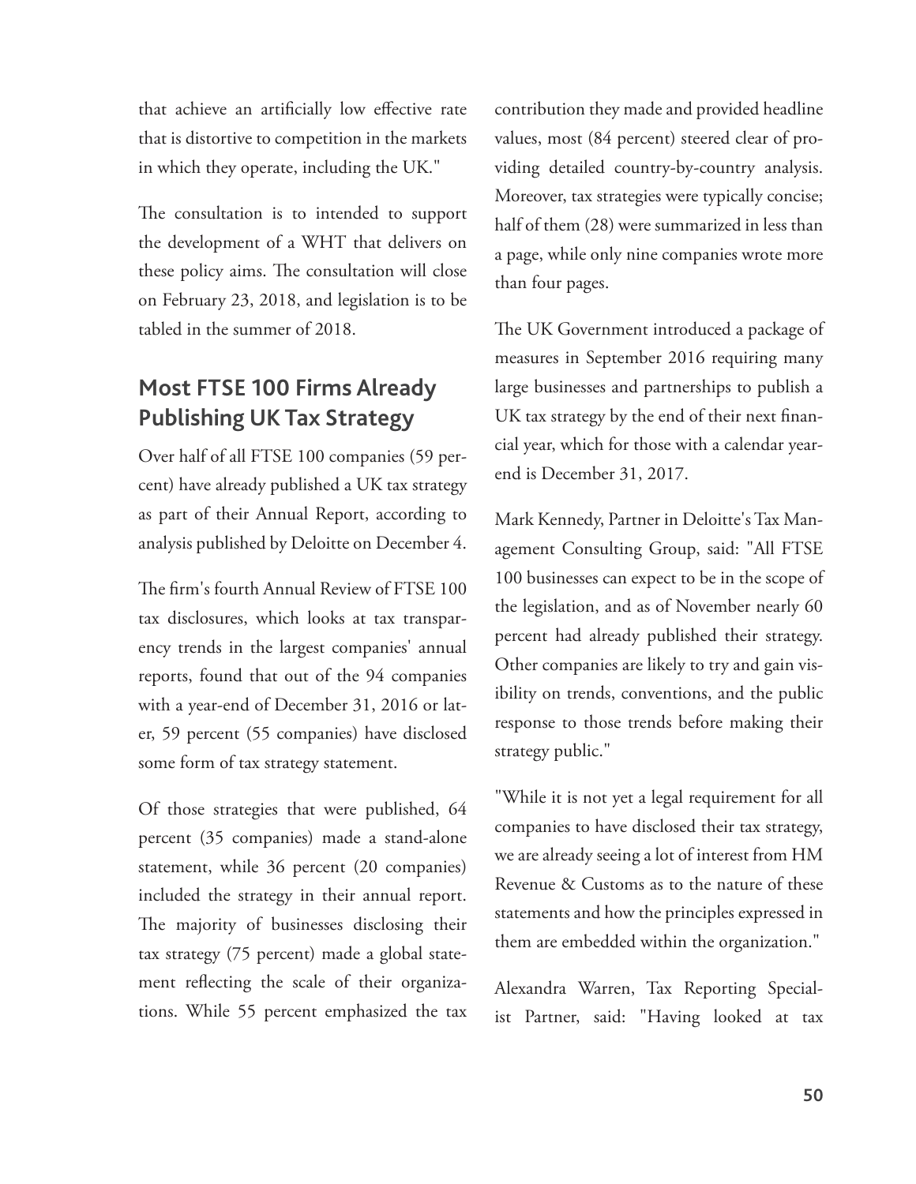that achieve an artificially low effective rate that is distortive to competition in the markets in which they operate, including the UK."

The consultation is to intended to support the development of a WHT that delivers on these policy aims. The consultation will close on February 23, 2018, and legislation is to be tabled in the summer of 2018.

## Most FTSE 100 Firms Already Publishing UK Tax Strategy

Over half of all FTSE 100 companies (59 percent) have already published a UK tax strategy as part of their Annual Report, according to analysis published by Deloitte on December 4.

The firm's fourth Annual Review of FTSE 100 tax disclosures, which looks at tax transparency trends in the largest companies' annual reports, found that out of the 94 companies with a year-end of December 31, 2016 or later, 59 percent (55 companies) have disclosed some form of tax strategy statement.

Of those strategies that were published, 64 percent (35 companies) made a stand-alone statement, while 36 percent (20 companies) included the strategy in their annual report. The majority of businesses disclosing their tax strategy (75 percent) made a global statement reflecting the scale of their organizations. While 55 percent emphasized the tax contribution they made and provided headline values, most (84 percent) steered clear of providing detailed country-by-country analysis. Moreover, tax strategies were typically concise; half of them (28) were summarized in less than a page, while only nine companies wrote more than four pages.

The UK Government introduced a package of measures in September 2016 requiring many large businesses and partnerships to publish a UK tax strategy by the end of their next financial year, which for those with a calendar year-end is December 31, 2017.

Mark Kennedy, Partner in Deloitte's Tax Management Consulting Group, said: "All FTSE 100 businesses can expect to be in the scope of the legislation, and as of November nearly 60 percent had already published their strategy. Other companies are likely to try and gain visibility on trends, conventions, and the public response to those trends before making their strategy public."

"While it is not yet a legal requirement for all companies to have disclosed their tax strategy, we are already seeing a lot of interest from HM Revenue & Customs as to the nature of these statements and how the principles expressed in them are embedded within the organization."

Alexandra Warren, Tax Reporting Specialist Partner, said: "Having looked at tax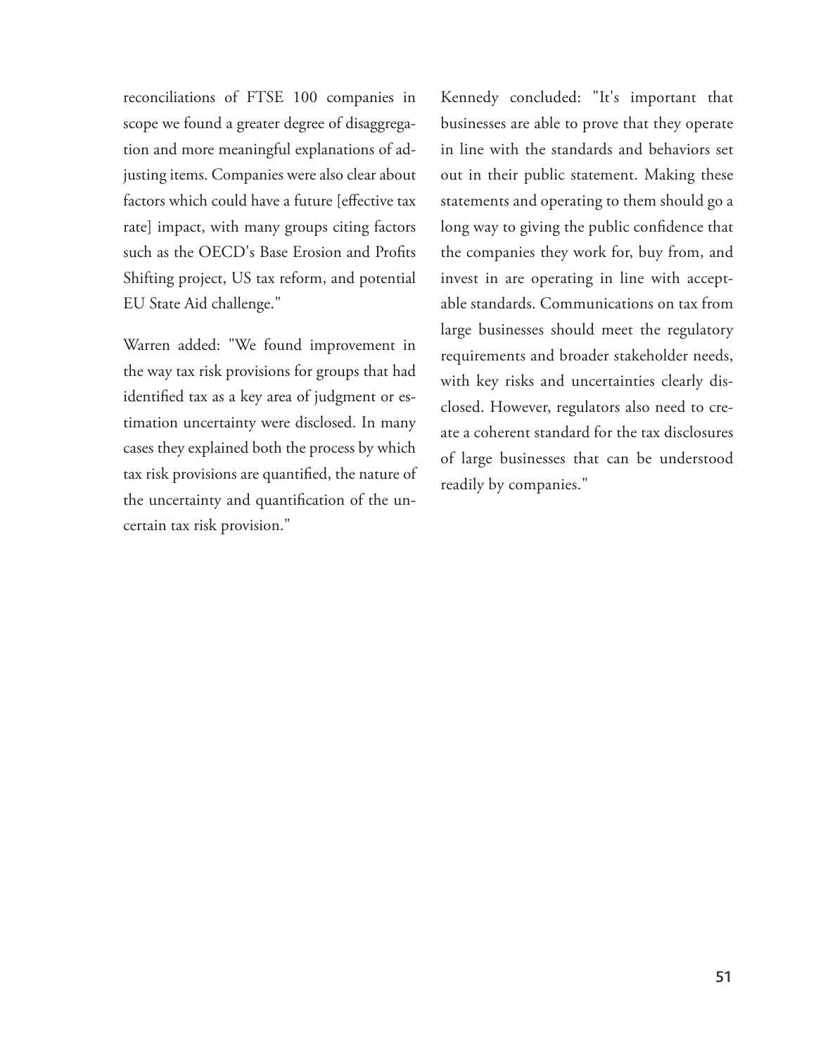reconciliations of FTSE 100 companies in scope we found a greater degree of disaggregation and more meaningful explanations of adjusting items. Companies were also clear about factors which could have a future [effective tax rate] impact, with many groups citing factors such as the OECD's Base Erosion and Profits Shifting project, US tax reform, and potential EU State Aid challenge."

Warren added: "We found improvement in the way tax risk provisions for groups that had identified tax as a key area of judgment or estimation uncertainty were disclosed. In many cases they explained both the process by which tax risk provisions are quantified, the nature of the uncertainty and quantification of the uncertain tax risk provision."

Kennedy concluded: "It's important that businesses are able to prove that they operate in line with the standards and behaviors set out in their public statement. Making these statements and operating to them should go a long way to giving the public confidence that the companies they work for, buy from, and invest in are operating in line with acceptable standards. Communications on tax from large businesses should meet the regulatory requirements and broader stakeholder needs, with key risks and uncertainties clearly disclosed. However, regulators also need to create a coherent standard for the tax disclosures of large businesses that can be understood readily by companies."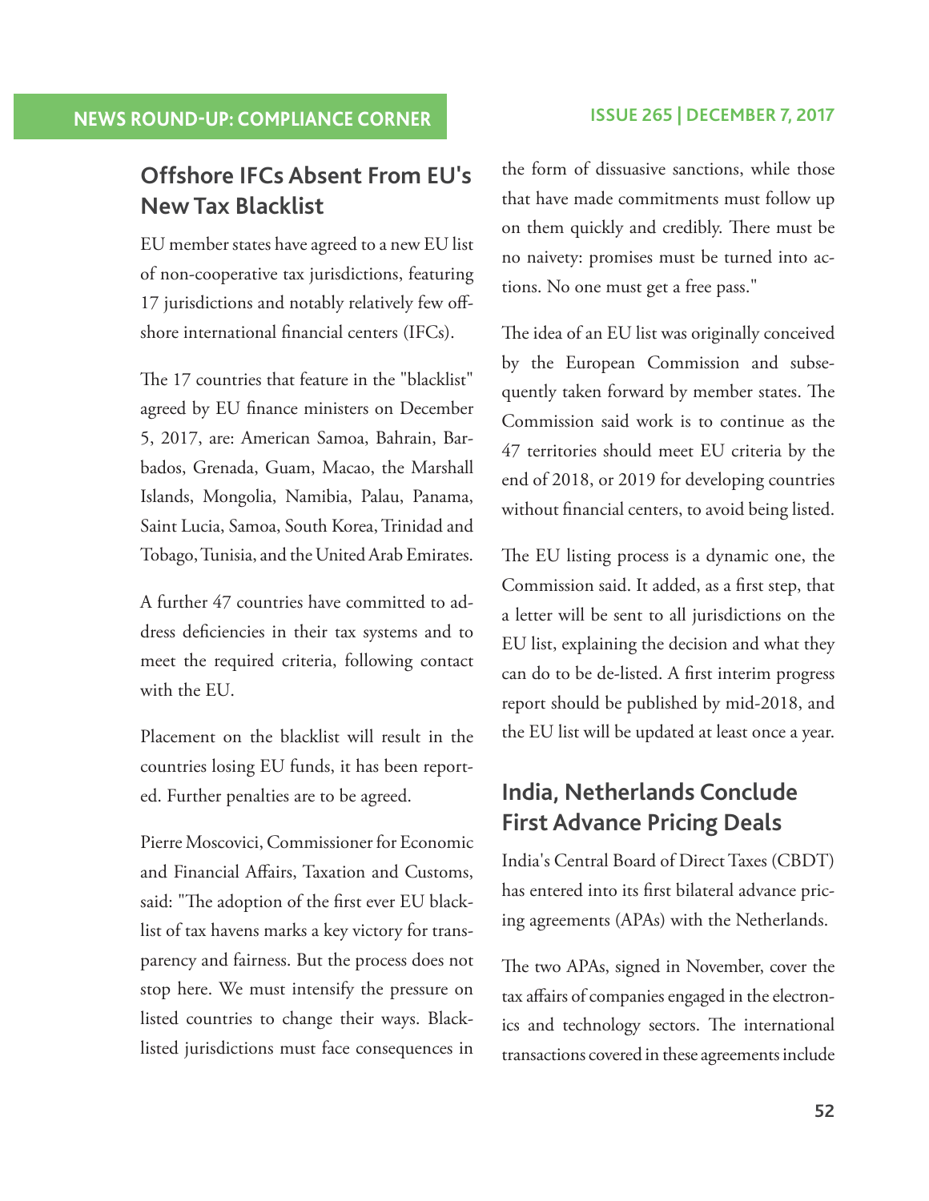## Offshore IFCs Absent From EU's New Tax Blacklist

EU member states have agreed to a new EU list of non-cooperative tax jurisdictions, featuring 17 jurisdictions and notably relatively few offshore international financial centers (IFCs).

The 17 countries that feature in the "blacklist" agreed by EU finance ministers on December 5, 2017, are: American Samoa, Bahrain, Barbados, Grenada, Guam, Macao, the Marshall Islands, Mongolia, Namibia, Palau, Panama, Saint Lucia, Samoa, South Korea, Trinidad and Tobago, Tunisia, and the United Arab Emirates.

A further 47 countries have committed to address deficiencies in their tax systems and to meet the required criteria, following contact with the EU.

Placement on the blacklist will result in the countries losing EU funds, it has been reported. Further penalties are to be agreed.

Pierre Moscovici, Commissioner for Economic and Financial Affairs, Taxation and Customs, said: "The adoption of the first ever EU blacklist of tax havens marks a key victory for transparency and fairness. But the process does not stop here. We must intensify the pressure on listed countries to change their ways. Blacklisted jurisdictions must face consequences in the form of dissuasive sanctions, while those that have made commitments must follow up on them quickly and credibly. There must be no naivety: promises must be turned into actions. No one must get a free pass."

The idea of an EU list was originally conceived by the European Commission and subsequently taken forward by member states. The Commission said work is to continue as the 47 territories should meet EU criteria by the end of 2018, or 2019 for developing countries without financial centers, to avoid being listed.

The EU listing process is a dynamic one, the Commission said. It added, as a first step, that a letter will be sent to all jurisdictions on the EU list, explaining the decision and what they can do to be de-listed. A first interim progress report should be published by mid-2018, and the EU list will be updated at least once a year.

## India, Netherlands Conclude First Advance Pricing Deals

India's Central Board of Direct Taxes (CBDT) has entered into its first bilateral advance pricing agreements (APAs) with the Netherlands.

The two APAs, signed in November, cover the tax affairs of companies engaged in the electronics and technology sectors. The international transactions covered in these agreements include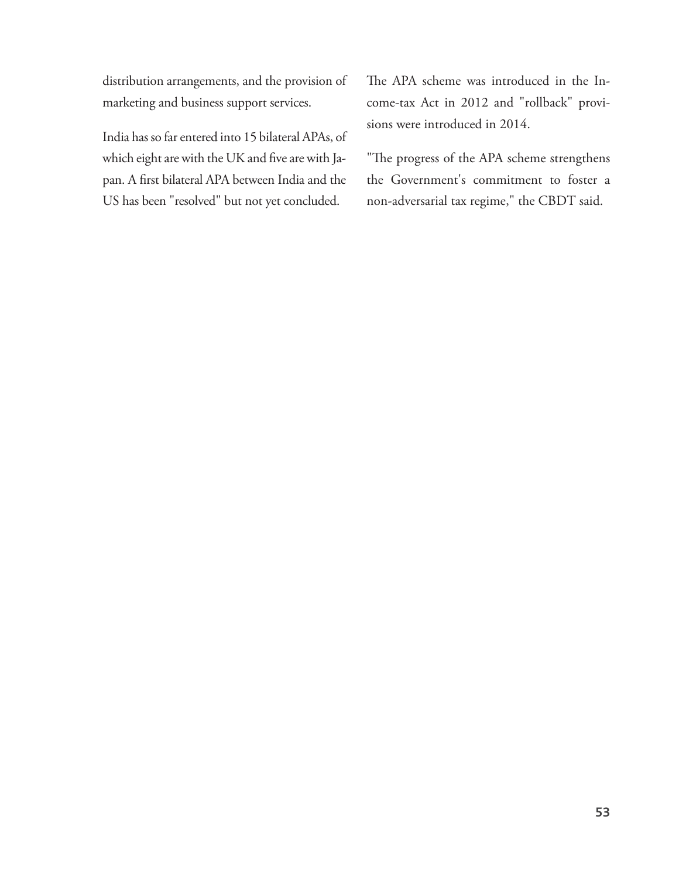distribution arrangements, and the provision of marketing and business support services.

India has so far entered into 15 bilateral APAs, of which eight are with the UK and five are with Japan. A first bilateral APA between India and the US has been "resolved" but not yet concluded.

The APA scheme was introduced in the Income-tax Act in 2012 and "rollback" provisions were introduced in 2014.

"The progress of the APA scheme strengthens the Government's commitment to foster a non-adversarial tax regime," the CBDT said.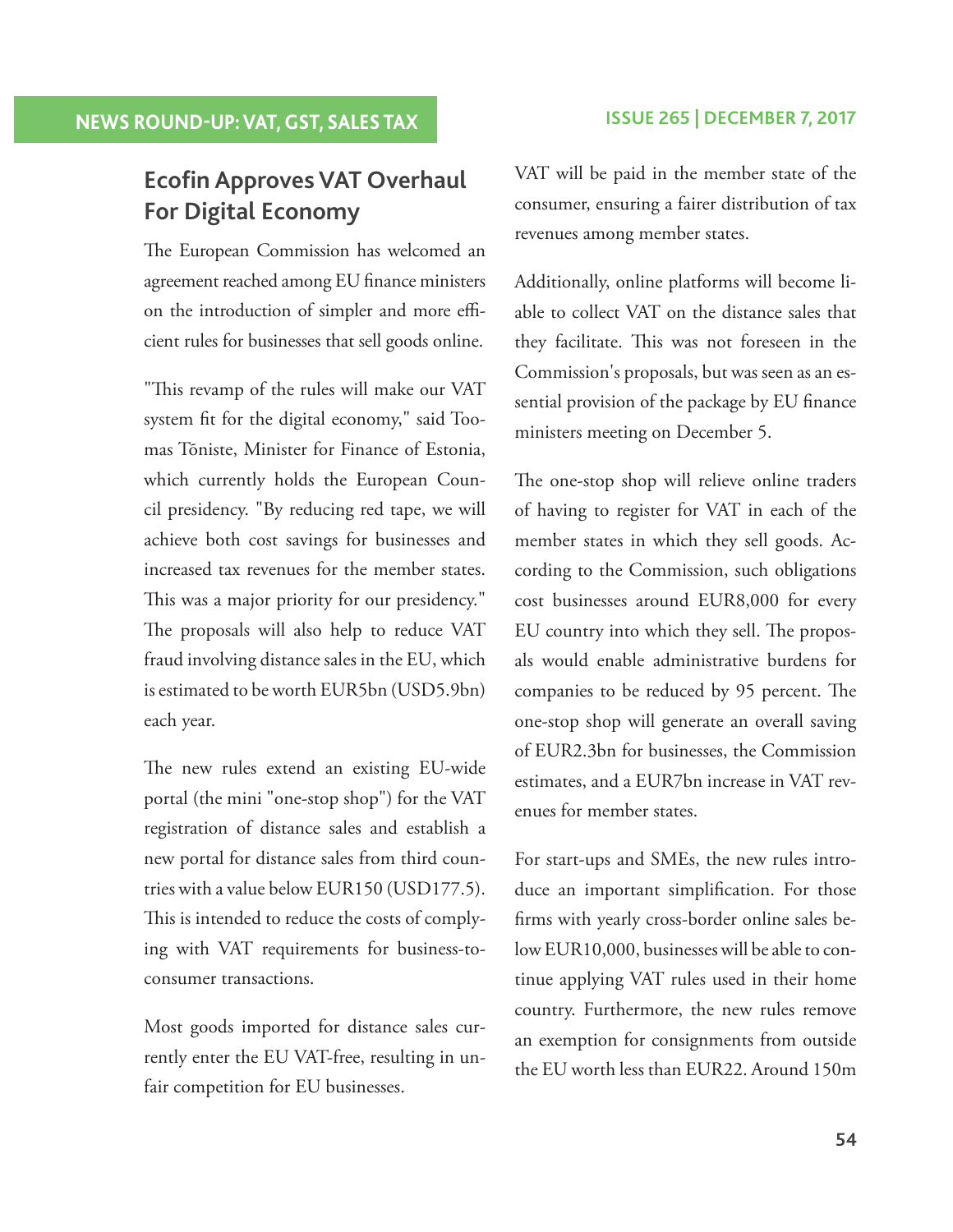## Ecofin Approves VAT Overhaul For Digital Economy

The European Commission has welcomed an agreement reached among EU finance ministers on the introduction of simpler and more efficient rules for businesses that sell goods online.

"This revamp of the rules will make our VAT system fit for the digital economy," said Toomas Tõniste, Minister for Finance of Estonia, which currently holds the European Council presidency. "By reducing red tape, we will achieve both cost savings for businesses and increased tax revenues for the member states. This was a major priority for our presidency." The proposals will also help to reduce VAT fraud involving distance sales in the EU, which is estimated to be worth EUR5bn (USD5.9bn) each year.

The new rules extend an existing EU-wide portal (the mini "one-stop shop") for the VAT registration of distance sales and establish a new portal for distance sales from third countries with a value below EUR150 (USD177.5). This is intended to reduce the costs of complying with VAT requirements for business-to-consumer transactions.

Most goods imported for distance sales currently enter the EU VAT-free, resulting in unfair competition for EU businesses. VAT will be paid in the member state of the consumer, ensuring a fairer distribution of tax revenues among member states.

Additionally, online platforms will become liable to collect VAT on the distance sales that they facilitate. This was not foreseen in the Commission's proposals, but was seen as an essential provision of the package by EU finance ministers meeting on December 5.

The one-stop shop will relieve online traders of having to register for VAT in each of the member states in which they sell goods. According to the Commission, such obligations cost businesses around EUR8,000 for every EU country into which they sell. The proposals would enable administrative burdens for companies to be reduced by 95 percent. The one-stop shop will generate an overall saving of EUR2.3bn for businesses, the Commission estimates, and a EUR7bn increase in VAT revenues for member states.

For start-ups and SMEs, the new rules introduce an important simplification. For those firms with yearly cross-border online sales below EUR10,000, businesses will be able to continue applying VAT rules used in their home country. Furthermore, the new rules remove an exemption for consignments from outside the EU worth less than EUR22. Around 150m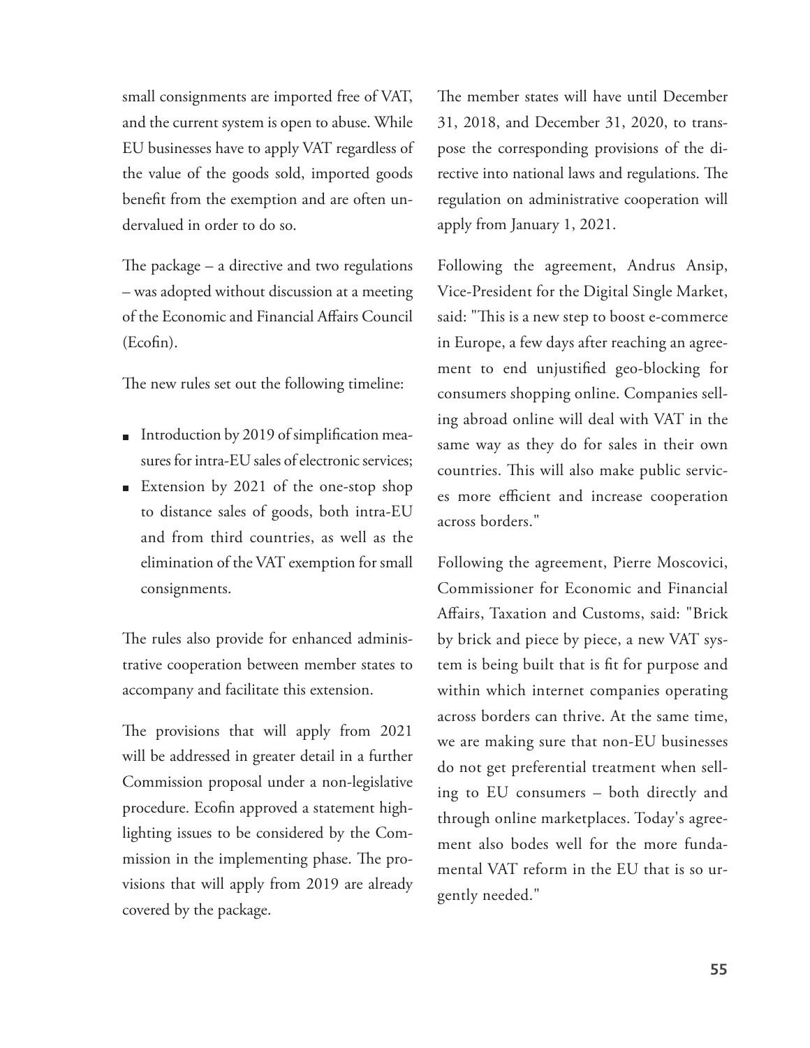small consignments are imported free of VAT, and the current system is open to abuse. While EU businesses have to apply VAT regardless of the value of the goods sold, imported goods benefit from the exemption and are often undervalued in order to do so.

The package – a directive and two regulations – was adopted without discussion at a meeting of the Economic and Financial Affairs Council (Ecofin).

The new rules set out the following timeline:

- Introduction by 2019 of simplification measures for intra-EU sales of electronic services;
- Extension by 2021 of the one-stop shop to distance sales of goods, both intra-EU and from third countries, as well as the elimination of the VAT exemption for small consignments.

The rules also provide for enhanced administrative cooperation between member states to accompany and facilitate this extension.

The provisions that will apply from 2021 will be addressed in greater detail in a further Commission proposal under a non-legislative procedure. Ecofin approved a statement highlighting issues to be considered by the Commission in the implementing phase. The provisions that will apply from 2019 are already covered by the package.

The member states will have until December 31, 2018, and December 31, 2020, to transpose the corresponding provisions of the directive into national laws and regulations. The regulation on administrative cooperation will apply from January 1, 2021.

Following the agreement, Andrus Ansip, Vice-President for the Digital Single Market, said: "This is a new step to boost e-commerce in Europe, a few days after reaching an agreement to end unjustified geo-blocking for consumers shopping online. Companies selling abroad online will deal with VAT in the same way as they do for sales in their own countries. This will also make public services more efficient and increase cooperation across borders."

Following the agreement, Pierre Moscovici, Commissioner for Economic and Financial Affairs, Taxation and Customs, said: "Brick by brick and piece by piece, a new VAT system is being built that is fit for purpose and within which internet companies operating across borders can thrive. At the same time, we are making sure that non-EU businesses do not get preferential treatment when selling to EU consumers – both directly and through online marketplaces. Today's agreement also bodes well for the more fundamental VAT reform in the EU that is so urgently needed."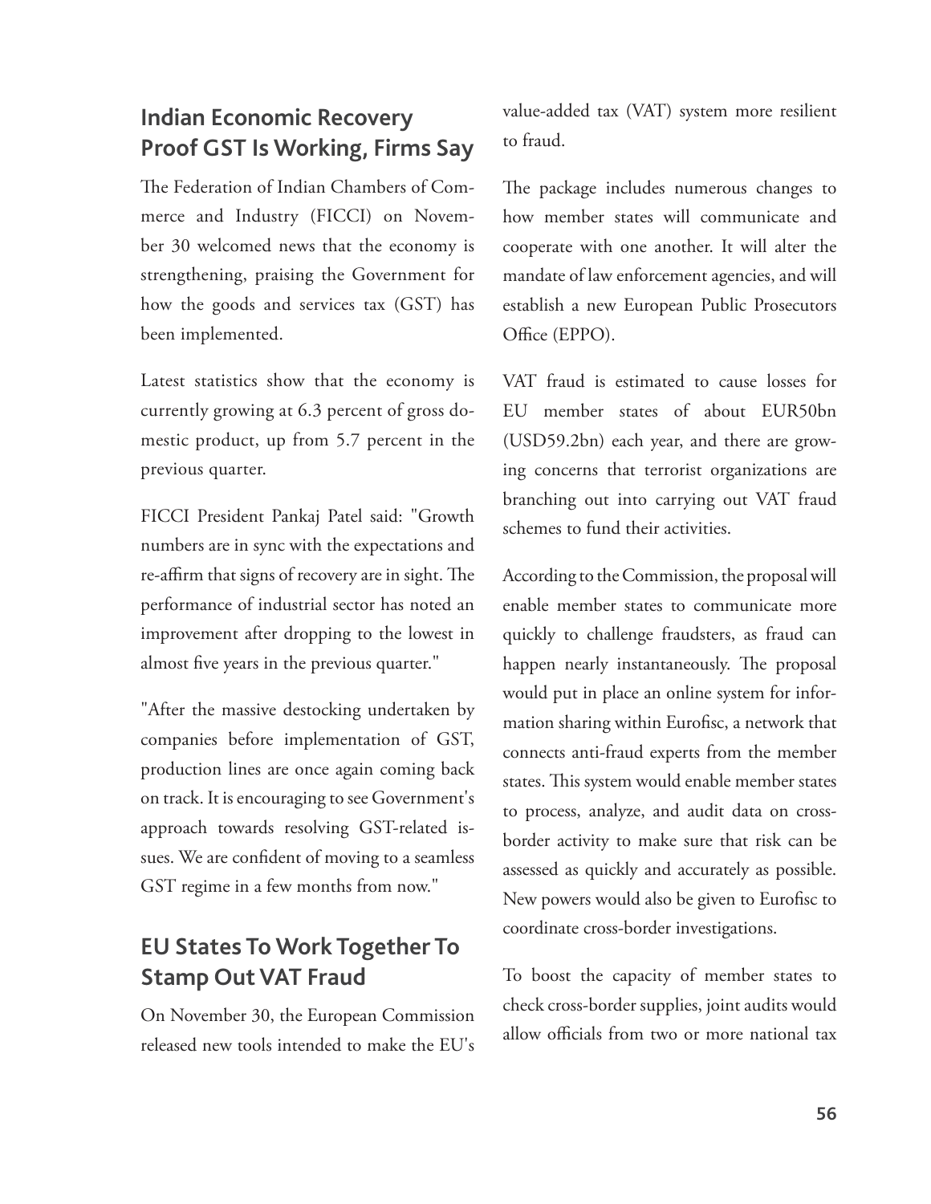## Indian Economic Recovery Proof GST Is Working, Firms Say

The Federation of Indian Chambers of Commerce and Industry (FICCI) on November 30 welcomed news that the economy is strengthening, praising the Government for how the goods and services tax (GST) has been implemented.

Latest statistics show that the economy is currently growing at 6.3 percent of gross domestic product, up from 5.7 percent in the previous quarter.

FICCI President Pankaj Patel said: "Growth numbers are in sync with the expectations and re-affirm that signs of recovery are in sight. The performance of industrial sector has noted an improvement after dropping to the lowest in almost five years in the previous quarter."

"After the massive destocking undertaken by companies before implementation of GST, production lines are once again coming back on track. It is encouraging to see Government's approach towards resolving GST-related issues. We are confident of moving to a seamless GST regime in a few months from now."

## EU States To Work Together To Stamp Out VAT Fraud

On November 30, the European Commission released new tools intended to make the EU's value-added tax (VAT) system more resilient to fraud.

The package includes numerous changes to how member states will communicate and cooperate with one another. It will alter the mandate of law enforcement agencies, and will establish a new European Public Prosecutors Office (EPPO).

VAT fraud is estimated to cause losses for EU member states of about EUR50bn (USD59.2bn) each year, and there are growing concerns that terrorist organizations are branching out into carrying out VAT fraud schemes to fund their activities.

According to the Commission, the proposal will enable member states to communicate more quickly to challenge fraudsters, as fraud can happen nearly instantaneously. The proposal would put in place an online system for information sharing within Eurofisc, a network that connects anti-fraud experts from the member states. This system would enable member states to process, analyze, and audit data on cross-border activity to make sure that risk can be assessed as quickly and accurately as possible. New powers would also be given to Eurofisc to coordinate cross-border investigations.

To boost the capacity of member states to check cross-border supplies, joint audits would allow officials from two or more national tax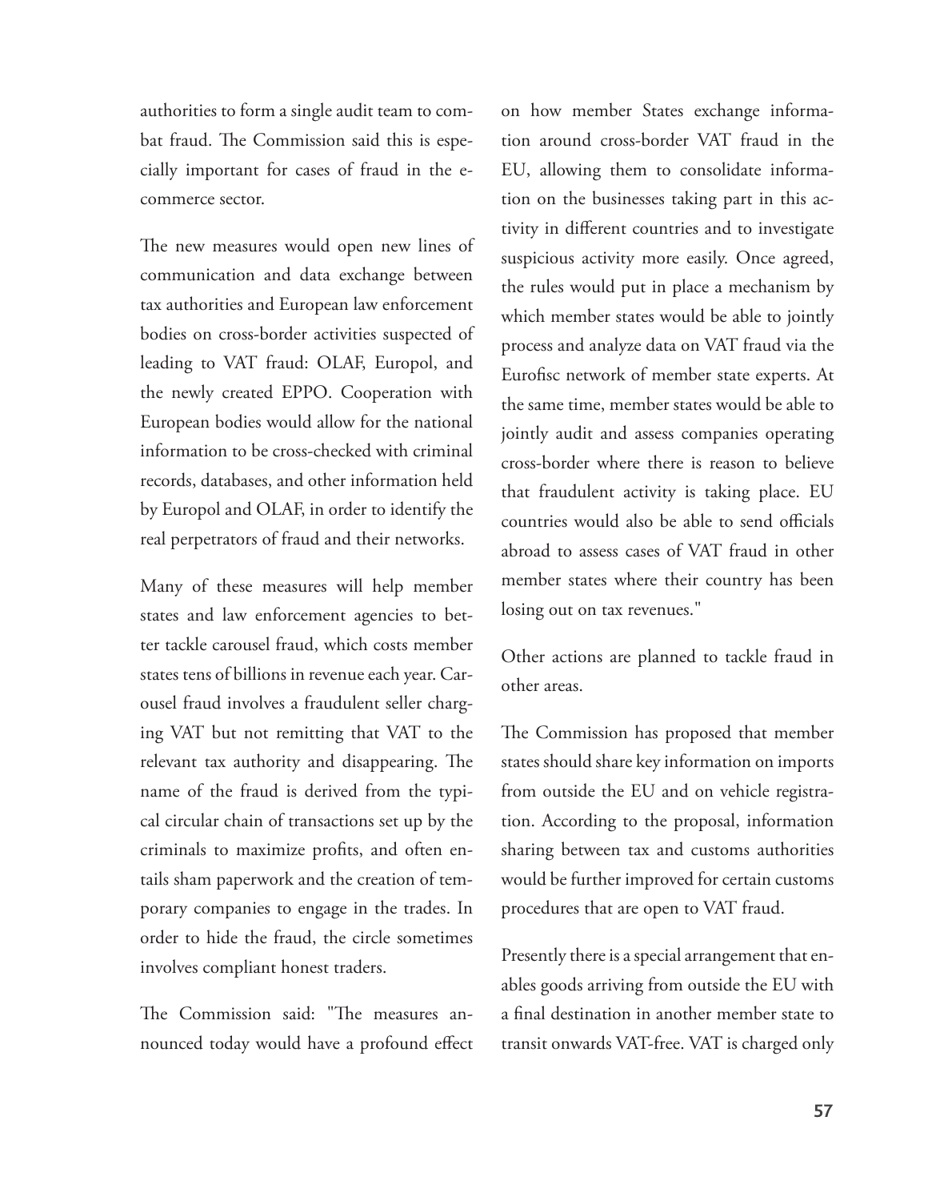authorities to form a single audit team to combat fraud. The Commission said this is especially important for cases of fraud in the e-commerce sector.

The new measures would open new lines of communication and data exchange between tax authorities and European law enforcement bodies on cross-border activities suspected of leading to VAT fraud: OLAF, Europol, and the newly created EPPO. Cooperation with European bodies would allow for the national information to be cross-checked with criminal records, databases, and other information held by Europol and OLAF, in order to identify the real perpetrators of fraud and their networks.

Many of these measures will help member states and law enforcement agencies to better tackle carousel fraud, which costs member states tens of billions in revenue each year. Carousel fraud involves a fraudulent seller charging VAT but not remitting that VAT to the relevant tax authority and disappearing. The name of the fraud is derived from the typical circular chain of transactions set up by the criminals to maximize profits, and often entails sham paperwork and the creation of temporary companies to engage in the trades. In order to hide the fraud, the circle sometimes involves compliant honest traders.

The Commission said: "The measures announced today would have a profound effect on how member States exchange information around cross-border VAT fraud in the EU, allowing them to consolidate information on the businesses taking part in this activity in different countries and to investigate suspicious activity more easily. Once agreed, the rules would put in place a mechanism by which member states would be able to jointly process and analyze data on VAT fraud via the Eurofisc network of member state experts. At the same time, member states would be able to jointly audit and assess companies operating cross-border where there is reason to believe that fraudulent activity is taking place. EU countries would also be able to send officials abroad to assess cases of VAT fraud in other member states where their country has been losing out on tax revenues."

Other actions are planned to tackle fraud in other areas.

The Commission has proposed that member states should share key information on imports from outside the EU and on vehicle registration. According to the proposal, information sharing between tax and customs authorities would be further improved for certain customs procedures that are open to VAT fraud.

Presently there is a special arrangement that enables goods arriving from outside the EU with a final destination in another member state to transit onwards VAT-free. VAT is charged only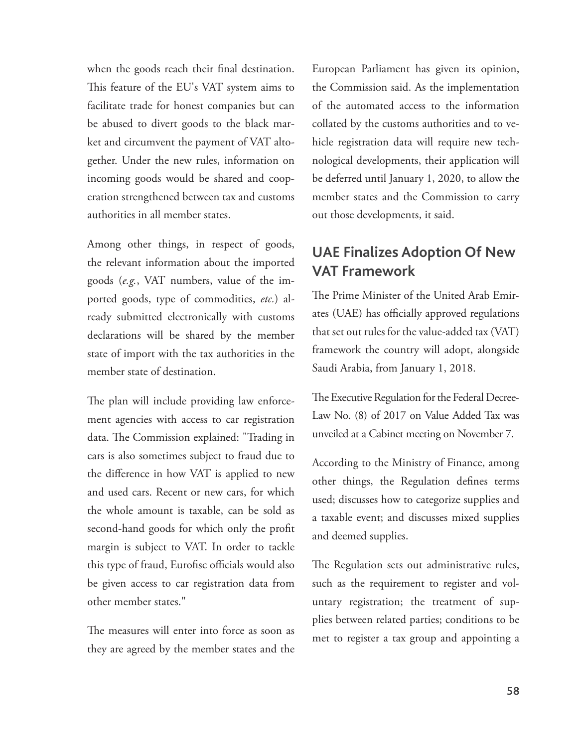when the goods reach their final destination. This feature of the EU's VAT system aims to facilitate trade for honest companies but can be abused to divert goods to the black market and circumvent the payment of VAT altogether. Under the new rules, information on incoming goods would be shared and cooperation strengthened between tax and customs authorities in all member states.

Among other things, in respect of goods, the relevant information about the imported goods (*e.g.*, VAT numbers, value of the imported goods, type of commodities, *etc.*) already submitted electronically with customs declarations will be shared by the member state of import with the tax authorities in the member state of destination.

The plan will include providing law enforcement agencies with access to car registration data. The Commission explained: "Trading in cars is also sometimes subject to fraud due to the difference in how VAT is applied to new and used cars. Recent or new cars, for which the whole amount is taxable, can be sold as second-hand goods for which only the profit margin is subject to VAT. In order to tackle this type of fraud, Eurofisc officials would also be given access to car registration data from other member states."

The measures will enter into force as soon as they are agreed by the member states and the European Parliament has given its opinion, the Commission said. As the implementation of the automated access to the information collated by the customs authorities and to vehicle registration data will require new technological developments, their application will be deferred until January 1, 2020, to allow the member states and the Commission to carry out those developments, it said.

## UAE Finalizes Adoption Of New VAT Framework

The Prime Minister of the United Arab Emirates (UAE) has officially approved regulations that set out rules for the value-added tax (VAT) framework the country will adopt, alongside Saudi Arabia, from January 1, 2018.

The Executive Regulation for the Federal Decree-Law No. (8) of 2017 on Value Added Tax was unveiled at a Cabinet meeting on November 7.

According to the Ministry of Finance, among other things, the Regulation defines terms used; discusses how to categorize supplies and a taxable event; and discusses mixed supplies and deemed supplies.

The Regulation sets out administrative rules, such as the requirement to register and voluntary registration; the treatment of supplies between related parties; conditions to be met to register a tax group and appointing a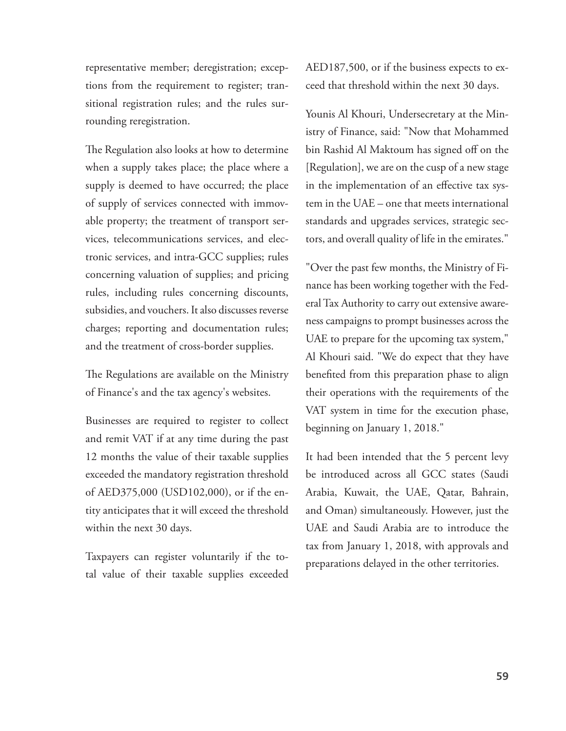representative member; deregistration; exceptions from the requirement to register; transitional registration rules; and the rules surrounding reregistration.

The Regulation also looks at how to determine when a supply takes place; the place where a supply is deemed to have occurred; the place of supply of services connected with immovable property; the treatment of transport services, telecommunications services, and electronic services, and intra-GCC supplies; rules concerning valuation of supplies; and pricing rules, including rules concerning discounts, subsidies, and vouchers. It also discusses reverse charges; reporting and documentation rules; and the treatment of cross-border supplies.

The Regulations are available on the Ministry of Finance's and the tax agency's websites.

Businesses are required to register to collect and remit VAT if at any time during the past 12 months the value of their taxable supplies exceeded the mandatory registration threshold of AED375,000 (USD102,000), or if the entity anticipates that it will exceed the threshold within the next 30 days.

Taxpayers can register voluntarily if the total value of their taxable supplies exceeded AED187,500, or if the business expects to exceed that threshold within the next 30 days.

Younis Al Khouri, Undersecretary at the Ministry of Finance, said: "Now that Mohammed bin Rashid Al Maktoum has signed off on the [Regulation], we are on the cusp of a new stage in the implementation of an effective tax system in the UAE – one that meets international standards and upgrades services, strategic sectors, and overall quality of life in the emirates."

"Over the past few months, the Ministry of Finance has been working together with the Federal Tax Authority to carry out extensive awareness campaigns to prompt businesses across the UAE to prepare for the upcoming tax system," Al Khouri said. "We do expect that they have benefited from this preparation phase to align their operations with the requirements of the VAT system in time for the execution phase, beginning on January 1, 2018."

It had been intended that the 5 percent levy be introduced across all GCC states (Saudi Arabia, Kuwait, the UAE, Qatar, Bahrain, and Oman) simultaneously. However, just the UAE and Saudi Arabia are to introduce the tax from January 1, 2018, with approvals and preparations delayed in the other territories.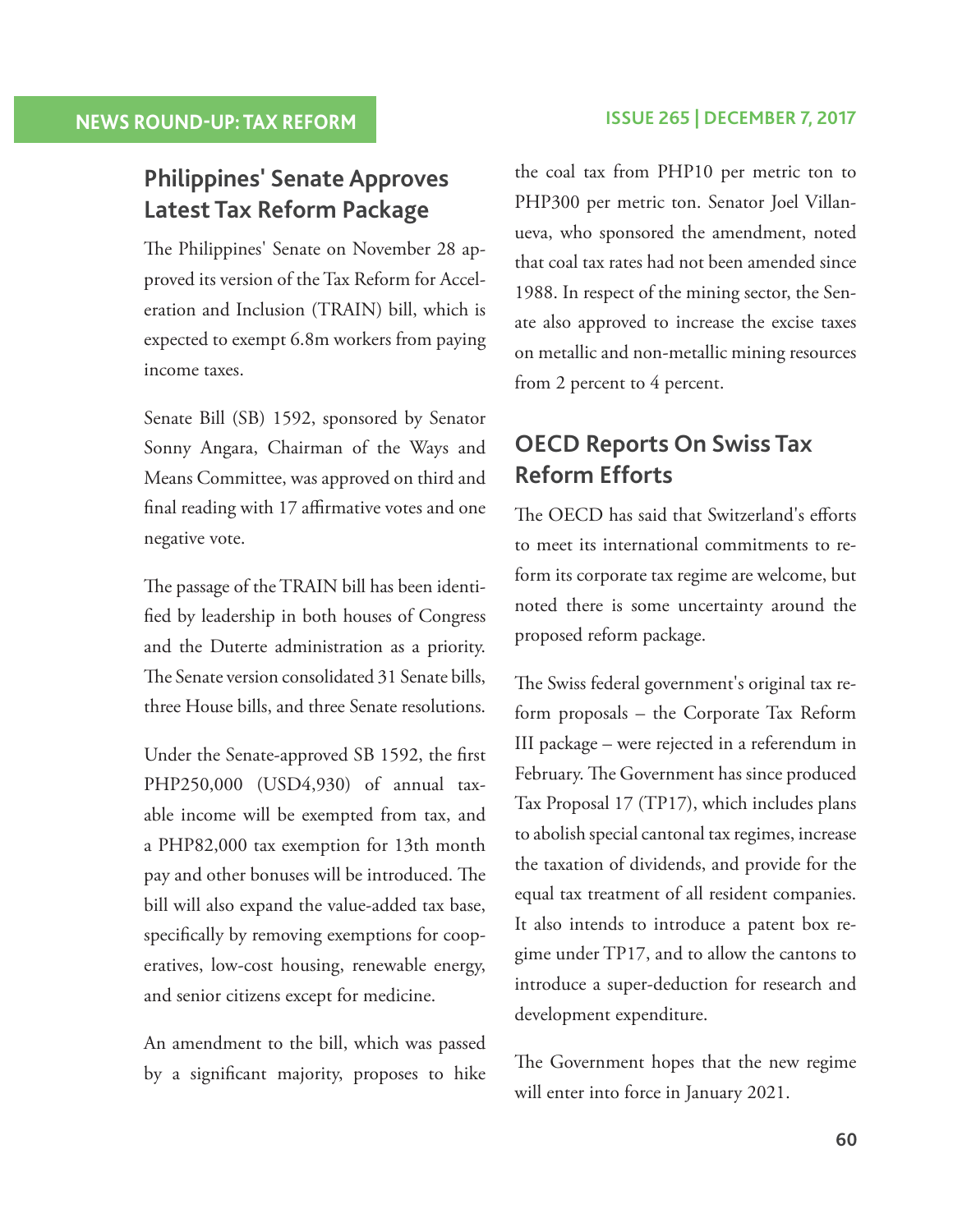## Philippines' Senate Approves Latest Tax Reform Package

The Philippines' Senate on November 28 approved its version of the Tax Reform for Acceleration and Inclusion (TRAIN) bill, which is expected to exempt 6.8m workers from paying income taxes.

Senate Bill (SB) 1592, sponsored by Senator Sonny Angara, Chairman of the Ways and Means Committee, was approved on third and final reading with 17 affirmative votes and one negative vote.

The passage of the TRAIN bill has been identified by leadership in both houses of Congress and the Duterte administration as a priority. The Senate version consolidated 31 Senate bills, three House bills, and three Senate resolutions.

Under the Senate-approved SB 1592, the first PHP250,000 (USD4,930) of annual taxable income will be exempted from tax, and a PHP82,000 tax exemption for 13th month pay and other bonuses will be introduced. The bill will also expand the value-added tax base, specifically by removing exemptions for cooperatives, low-cost housing, renewable energy, and senior citizens except for medicine.

An amendment to the bill, which was passed by a significant majority, proposes to hike the coal tax from PHP10 per metric ton to PHP300 per metric ton. Senator Joel Villanueva, who sponsored the amendment, noted that coal tax rates had not been amended since 1988. In respect of the mining sector, the Senate also approved to increase the excise taxes on metallic and non-metallic mining resources from 2 percent to 4 percent.

## OECD Reports On Swiss Tax Reform Efforts

The OECD has said that Switzerland's efforts to meet its international commitments to reform its corporate tax regime are welcome, but noted there is some uncertainty around the proposed reform package.

The Swiss federal government's original tax reform proposals – the Corporate Tax Reform III package – were rejected in a referendum in February. The Government has since produced Tax Proposal 17 (TP17), which includes plans to abolish special cantonal tax regimes, increase the taxation of dividends, and provide for the equal tax treatment of all resident companies. It also intends to introduce a patent box regime under TP17, and to allow the cantons to introduce a super-deduction for research and development expenditure.

The Government hopes that the new regime will enter into force in January 2021.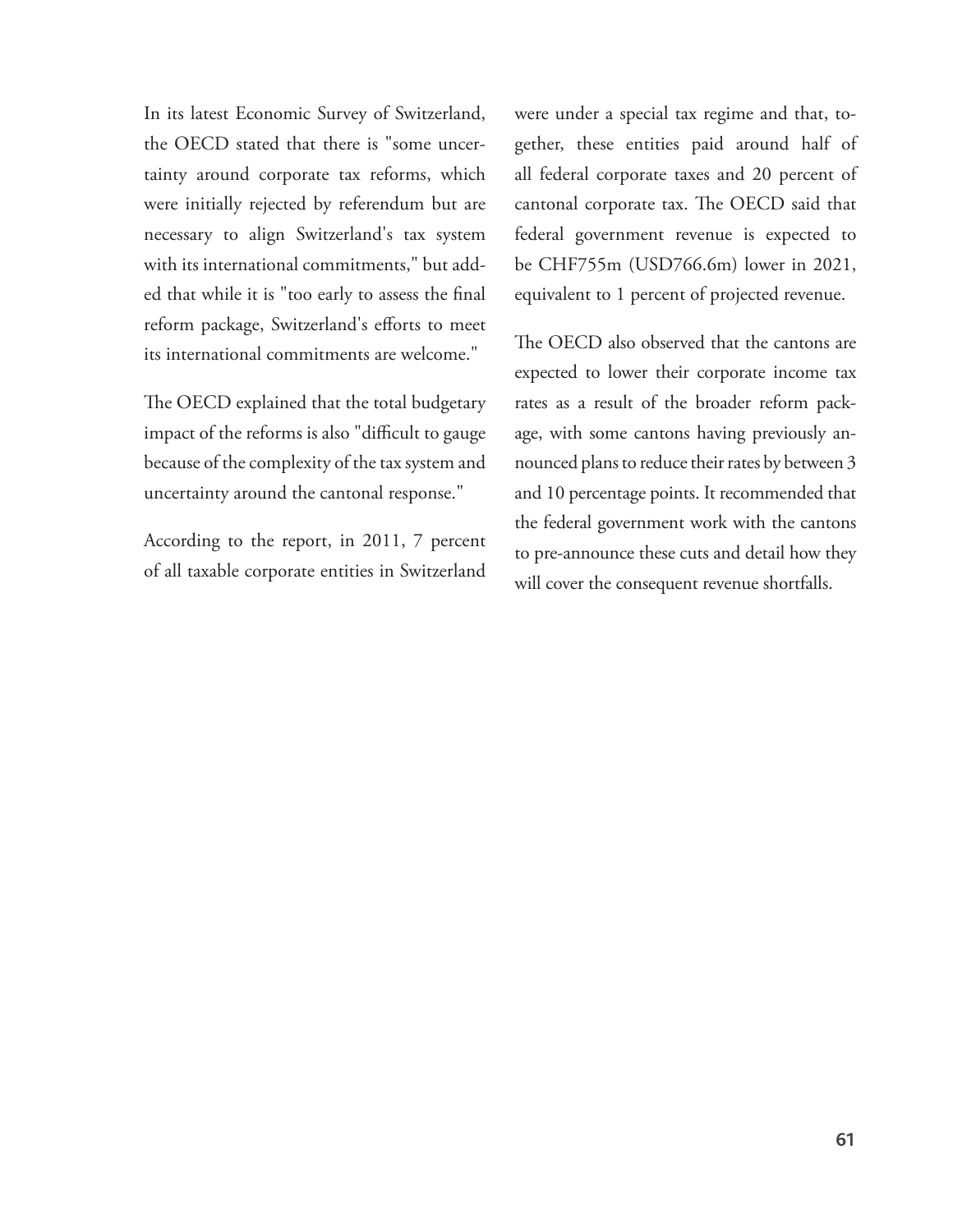In its latest Economic Survey of Switzerland, the OECD stated that there is "some uncertainty around corporate tax reforms, which were initially rejected by referendum but are necessary to align Switzerland's tax system with its international commitments," but added that while it is "too early to assess the final reform package, Switzerland's efforts to meet its international commitments are welcome."

The OECD explained that the total budgetary impact of the reforms is also "difficult to gauge because of the complexity of the tax system and uncertainty around the cantonal response."

According to the report, in 2011, 7 percent of all taxable corporate entities in Switzerland were under a special tax regime and that, together, these entities paid around half of all federal corporate taxes and 20 percent of cantonal corporate tax. The OECD said that federal government revenue is expected to be CHF755m (USD766.6m) lower in 2021, equivalent to 1 percent of projected revenue.

The OECD also observed that the cantons are expected to lower their corporate income tax rates as a result of the broader reform package, with some cantons having previously announced plans to reduce their rates by between 3 and 10 percentage points. It recommended that the federal government work with the cantons to pre-announce these cuts and detail how they will cover the consequent revenue shortfalls.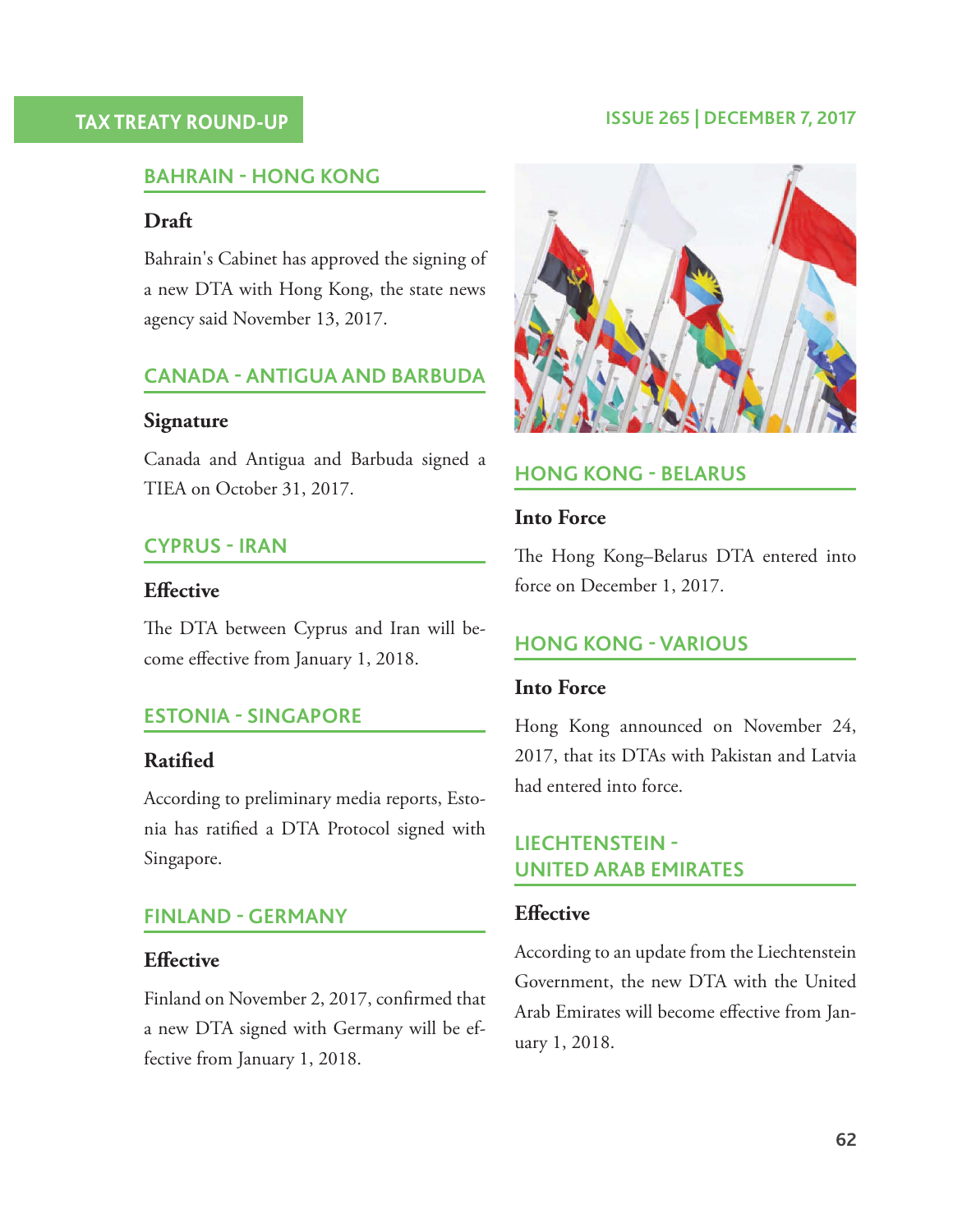## BAHRAIN - HONG KONG

### Draft

Bahrain's Cabinet has approved the signing of a new DTA with Hong Kong, the state news agency said November 13, 2017.

## CANADA - ANTIGUA AND BARBUDA

### Signature

Canada and Antigua and Barbuda signed a TIEA on October 31, 2017.

## CYPRUS - IRAN

### Effective

The DTA between Cyprus and Iran will become effective from January 1, 2018.

## ESTONIA - SINGAPORE

### Ratified

According to preliminary media reports, Estonia has ratified a DTA Protocol signed with Singapore.

## FINLAND - GERMANY

### Effective

Finland on November 2, 2017, confirmed that a new DTA signed with Germany will be effective from January 1, 2018.

## HONG KONG - BELARUS

### Into Force

The Hong Kong–Belarus DTA entered into force on December 1, 2017.

## HONG KONG - VARIOUS

### Into Force

Hong Kong announced on November 24, 2017, that its DTAs with Pakistan and Latvia had entered into force.

## LIECHTENSTEIN - UNITED ARAB EMIRATES

### Effective

According to an update from the Liechtenstein Government, the new DTA with the United Arab Emirates will become effective from January 1, 2018.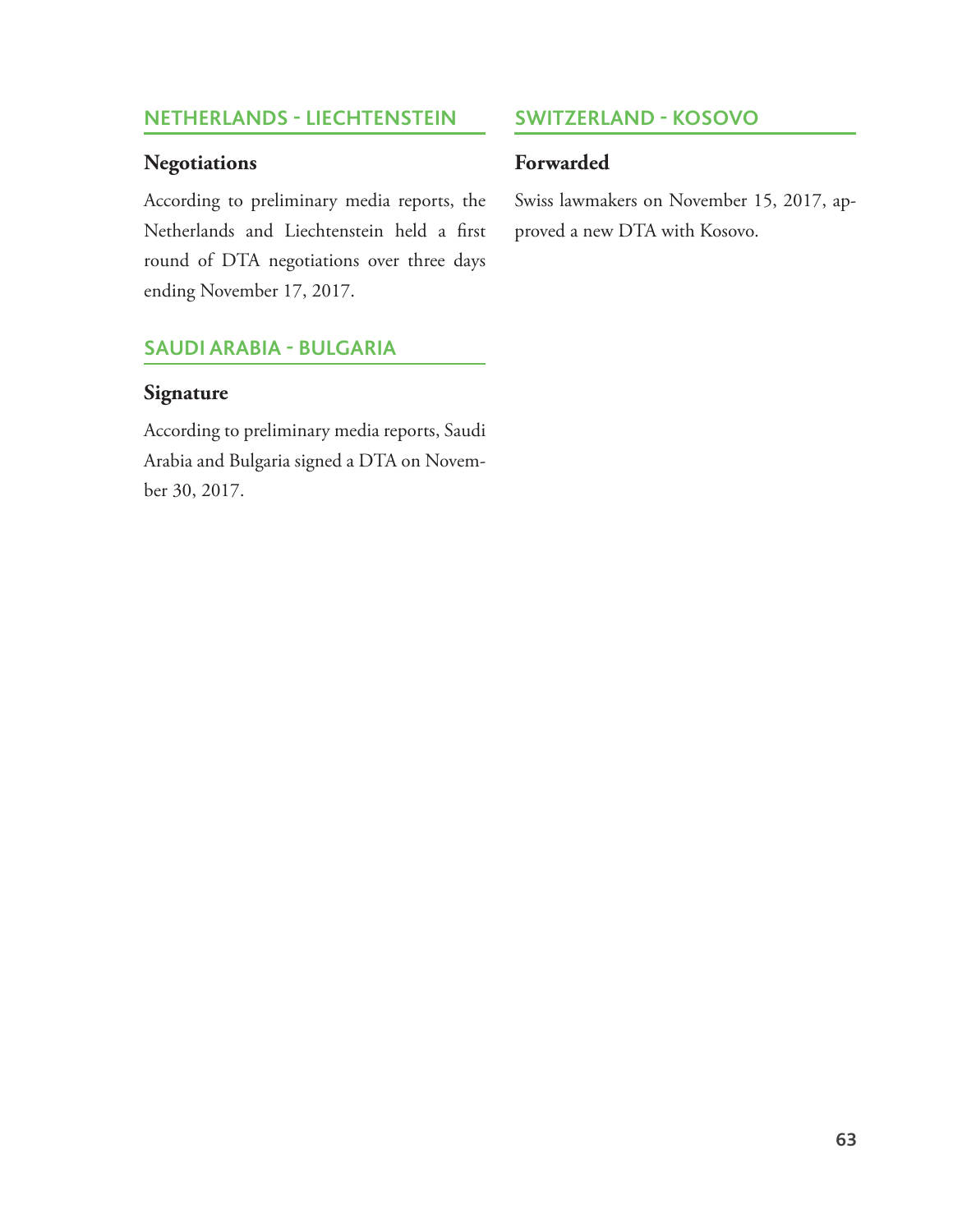## NETHERLANDS - LIECHTENSTEIN

### Negotiations

According to preliminary media reports, the Netherlands and Liechtenstein held a first round of DTA negotiations over three days ending November 17, 2017.

## SAUDI ARABIA - BULGARIA

### Signature

According to preliminary media reports, Saudi Arabia and Bulgaria signed a DTA on November 30, 2017.

## SWITZERLAND - KOSOVO

### Forwarded

Swiss lawmakers on November 15, 2017, approved a new DTA with Kosovo.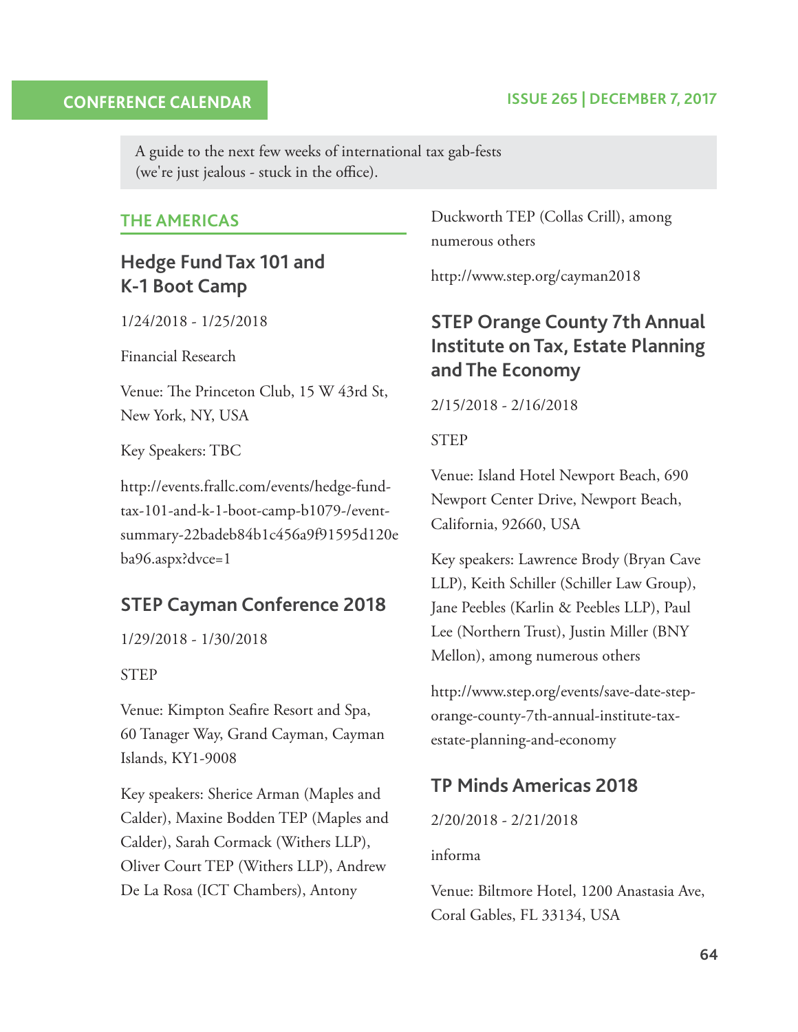A guide to the next few weeks of international tax gab-fests (we're just jealous - stuck in the office).

## THE AMERICAS

### Hedge Fund Tax 101 and K-1 Boot Camp

1/24/2018 - 1/25/2018

Financial Research

Venue: The Princeton Club, 15 W 43rd St, New York, NY, USA

Key Speakers: TBC

http://events.frallc.com/events/hedge-fund-tax-101-and-k-1-boot-camp-b1079-/event-summary-22badeb84b1c456a9f91595d120eba96.aspx?dvce=1

### STEP Cayman Conference 2018

1/29/2018 - 1/30/2018

STEP

Venue: Kimpton Seafire Resort and Spa, 60 Tanager Way, Grand Cayman, Cayman Islands, KY1-9008

Key speakers: Sherice Arman (Maples and Calder), Maxine Bodden TEP (Maples and Calder), Sarah Cormack (Withers LLP), Oliver Court TEP (Withers LLP), Andrew De La Rosa (ICT Chambers), Antony Duckworth TEP (Collas Crill), among numerous others

http://www.step.org/cayman2018

### STEP Orange County 7th Annual Institute on Tax, Estate Planning and The Economy

2/15/2018 - 2/16/2018

STEP

Venue: Island Hotel Newport Beach, 690 Newport Center Drive, Newport Beach, California, 92660, USA

Key speakers: Lawrence Brody (Bryan Cave LLP), Keith Schiller (Schiller Law Group), Jane Peebles (Karlin & Peebles LLP), Paul Lee (Northern Trust), Justin Miller (BNY Mellon), among numerous others

http://www.step.org/events/save-date-step-orange-county-7th-annual-institute-tax-estate-planning-and-economy

### TP Minds Americas 2018

2/20/2018 - 2/21/2018

informa

Venue: Biltmore Hotel, 1200 Anastasia Ave, Coral Gables, FL 33134, USA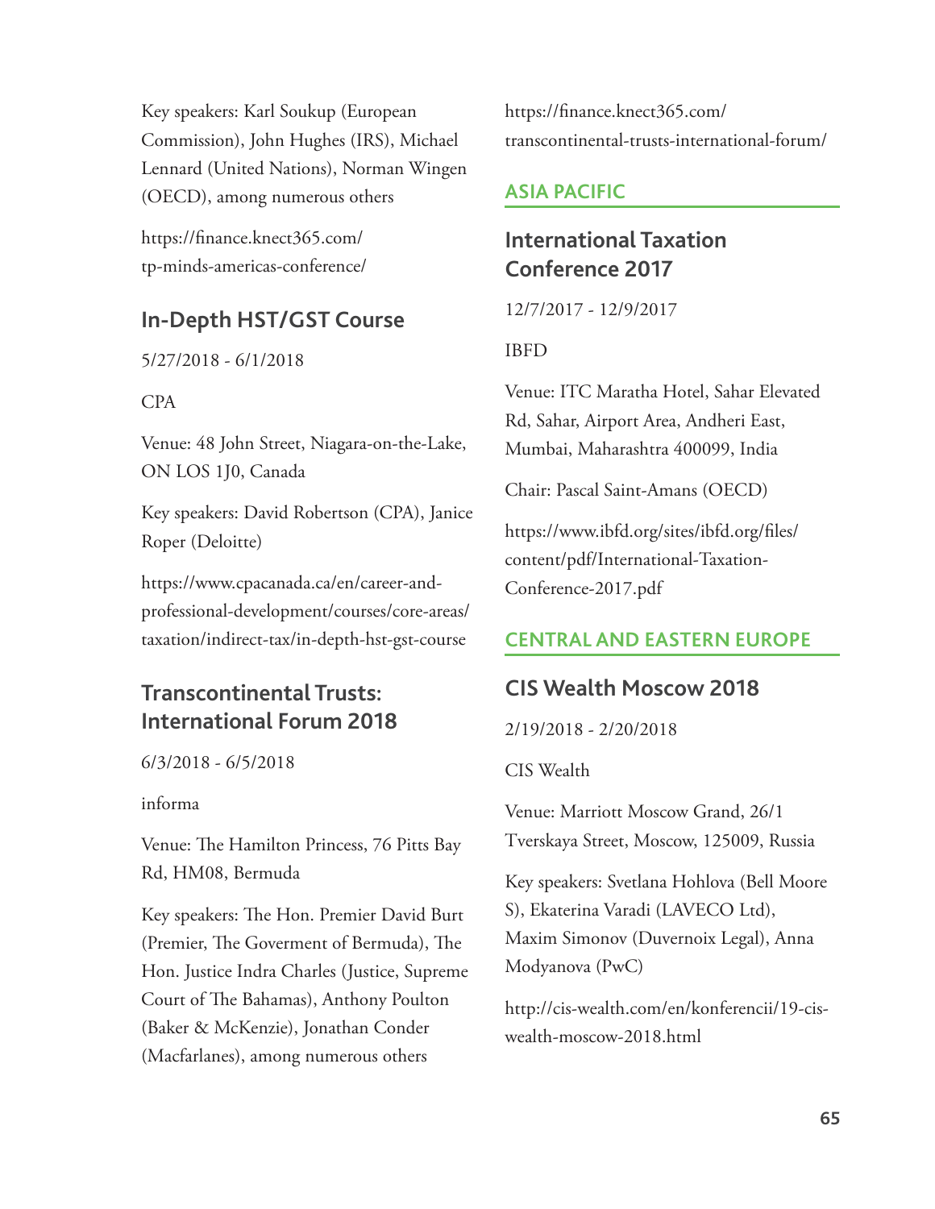Key speakers: Karl Soukup (European Commission), John Hughes (IRS), Michael Lennard (United Nations), Norman Wingen (OECD), among numerous others

https://finance.knect365.com/tp-minds-americas-conference/

### In-Depth HST/GST Course

5/27/2018 - 6/1/2018

CPA

Venue: 48 John Street, Niagara-on-the-Lake, ON LOS 1J0, Canada

Key speakers: David Robertson (CPA), Janice Roper (Deloitte)

https://www.cpacanada.ca/en/career-and-professional-development/courses/core-areas/taxation/indirect-tax/in-depth-hst-gst-course

### Transcontinental Trusts: International Forum 2018

6/3/2018 - 6/5/2018

informa

Venue: The Hamilton Princess, 76 Pitts Bay Rd, HM08, Bermuda

Key speakers: The Hon. Premier David Burt (Premier, The Goverment of Bermuda), The Hon. Justice Indra Charles (Justice, Supreme Court of The Bahamas), Anthony Poulton (Baker & McKenzie), Jonathan Conder (Macfarlanes), among numerous others

https://finance.knect365.com/transcontinental-trusts-international-forum/

## ASIA PACIFIC

### International Taxation Conference 2017

12/7/2017 - 12/9/2017

IBFD

Venue: ITC Maratha Hotel, Sahar Elevated Rd, Sahar, Airport Area, Andheri East, Mumbai, Maharashtra 400099, India

Chair: Pascal Saint-Amans (OECD)

https://www.ibfd.org/sites/ibfd.org/files/content/pdf/International-Taxation-Conference-2017.pdf

## CENTRAL AND EASTERN EUROPE

### CIS Wealth Moscow 2018

2/19/2018 - 2/20/2018

CIS Wealth

Venue: Marriott Moscow Grand, 26/1 Tverskaya Street, Moscow, 125009, Russia

Key speakers: Svetlana Hohlova (Bell Moore S), Ekaterina Varadi (LAVECO Ltd), Maxim Simonov (Duvernoix Legal), Anna Modyanova (PwC)

http://cis-wealth.com/en/konferencii/19-cis-wealth-moscow-2018.html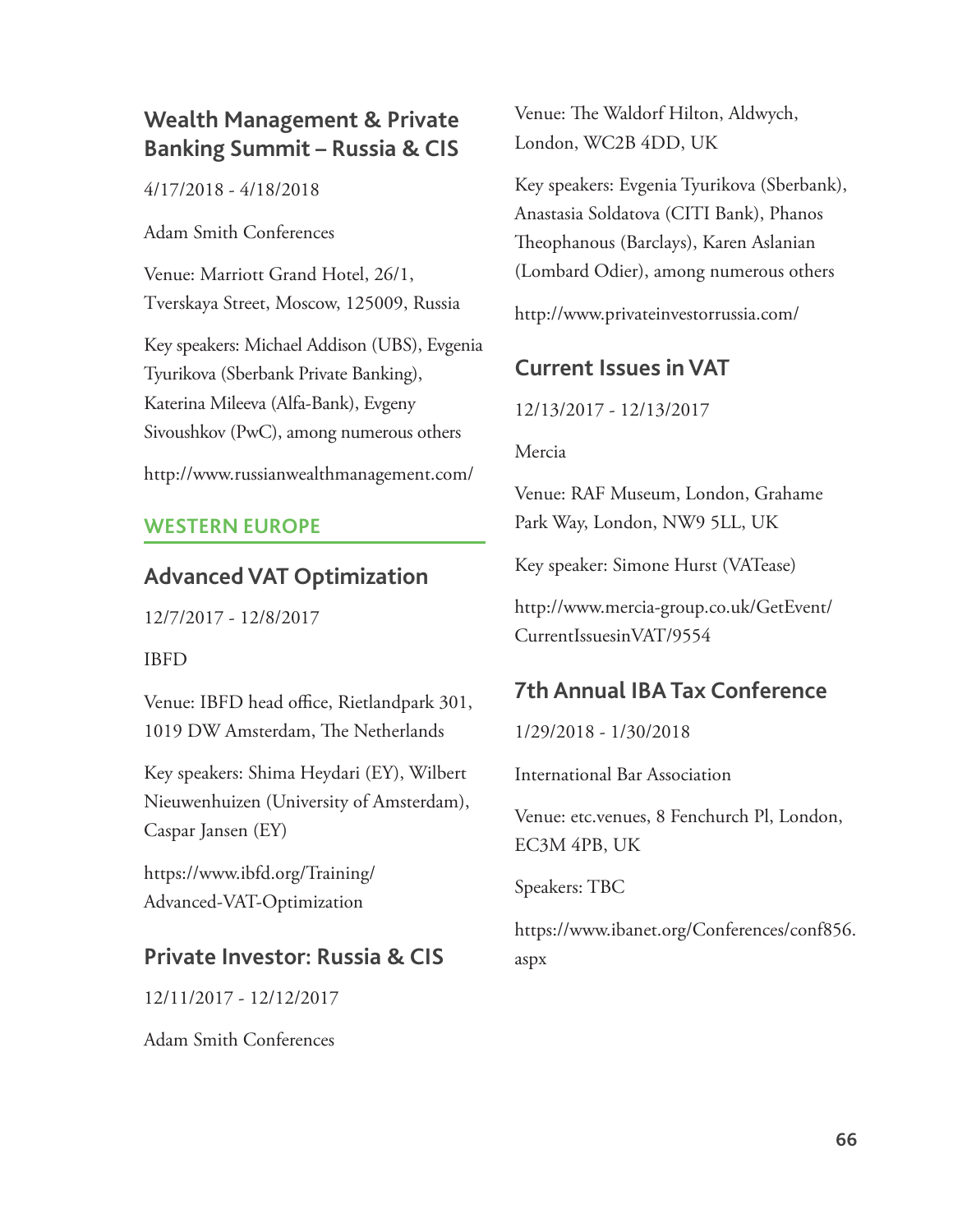## Wealth Management & Private Banking Summit – Russia & CIS

4/17/2018 - 4/18/2018

Adam Smith Conferences

Venue: Marriott Grand Hotel, 26/1, Tverskaya Street, Moscow, 125009, Russia

Key speakers: Michael Addison (UBS), Evgenia Tyurikova (Sberbank Private Banking), Katerina Mileeva (Alfa-Bank), Evgeny Sivoushkov (PwC), among numerous others

http://www.russianwealthmanagement.com/

# WESTERN EUROPE

## Advanced VAT Optimization

12/7/2017 - 12/8/2017

IBFD

Venue: IBFD head office, Rietlandpark 301, 1019 DW Amsterdam, The Netherlands

Key speakers: Shima Heydari (EY), Wilbert Nieuwenhuizen (University of Amsterdam), Caspar Jansen (EY)

https://www.ibfd.org/Training/Advanced-VAT-Optimization

## Private Investor: Russia & CIS

12/11/2017 - 12/12/2017

Adam Smith Conferences

Venue: The Waldorf Hilton, Aldwych, London, WC2B 4DD, UK

Key speakers: Evgenia Tyurikova (Sberbank), Anastasia Soldatova (CITI Bank), Phanos Theophanous (Barclays), Karen Aslanian (Lombard Odier), among numerous others

http://www.privateinvestorrussia.com/

## Current Issues in VAT

12/13/2017 - 12/13/2017

Mercia

Venue: RAF Museum, London, Grahame Park Way, London, NW9 5LL, UK

Key speaker: Simone Hurst (VATease)

http://www.mercia-group.co.uk/GetEvent/CurrentIssuesinVAT/9554

## 7th Annual IBA Tax Conference

1/29/2018 - 1/30/2018

International Bar Association

Venue: etc.venues, 8 Fenchurch Pl, London, EC3M 4PB, UK

Speakers: TBC

https://www.ibanet.org/Conferences/conf856.aspx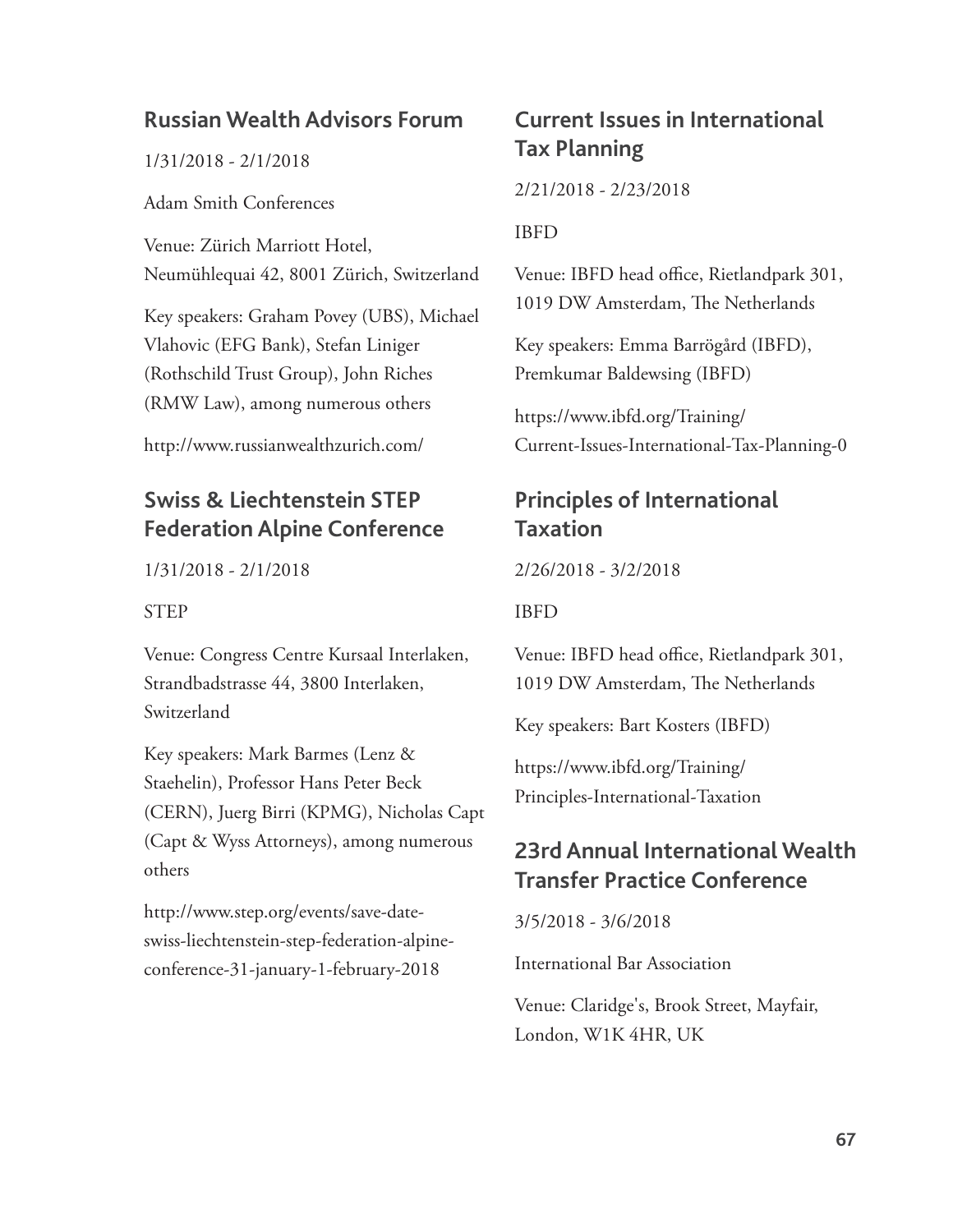## Russian Wealth Advisors Forum

1/31/2018 - 2/1/2018

Adam Smith Conferences

Venue: Zürich Marriott Hotel, Neumühlequai 42, 8001 Zürich, Switzerland

Key speakers: Graham Povey (UBS), Michael Vlahovic (EFG Bank), Stefan Liniger (Rothschild Trust Group), John Riches (RMW Law), among numerous others

http://www.russianwealthzurich.com/

## Swiss & Liechtenstein STEP Federation Alpine Conference

1/31/2018 - 2/1/2018

STEP

Venue: Congress Centre Kursaal Interlaken, Strandbadstrasse 44, 3800 Interlaken, Switzerland

Key speakers: Mark Barmes (Lenz & Staehelin), Professor Hans Peter Beck (CERN), Juerg Birri (KPMG), Nicholas Capt (Capt & Wyss Attorneys), among numerous others

http://www.step.org/events/save-date-swiss-liechtenstein-step-federation-alpine-conference-31-january-1-february-2018

## Current Issues in International Tax Planning

2/21/2018 - 2/23/2018

IBFD

Venue: IBFD head office, Rietlandpark 301, 1019 DW Amsterdam, The Netherlands

Key speakers: Emma Barrögård (IBFD), Premkumar Baldewsing (IBFD)

https://www.ibfd.org/Training/Current-Issues-International-Tax-Planning-0

## Principles of International Taxation

2/26/2018 - 3/2/2018

IBFD

Venue: IBFD head office, Rietlandpark 301, 1019 DW Amsterdam, The Netherlands

Key speakers: Bart Kosters (IBFD)

https://www.ibfd.org/Training/Principles-International-Taxation

## 23rd Annual International Wealth Transfer Practice Conference

3/5/2018 - 3/6/2018

International Bar Association

Venue: Claridge's, Brook Street, Mayfair, London, W1K 4HR, UK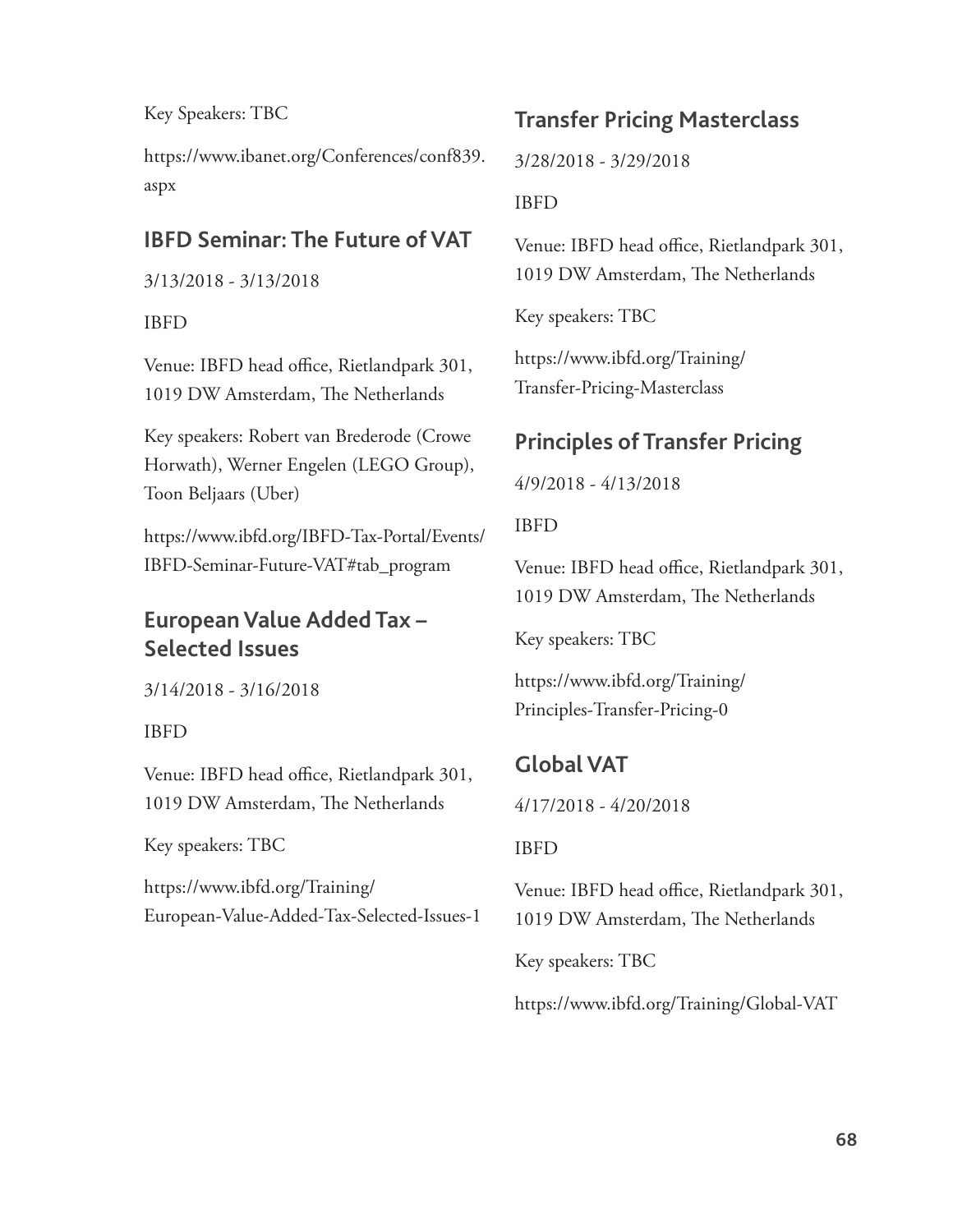Key Speakers: TBC

https://www.ibanet.org/Conferences/conf839.aspx

## IBFD Seminar: The Future of VAT

3/13/2018 - 3/13/2018

IBFD

Venue: IBFD head office, Rietlandpark 301, 1019 DW Amsterdam, The Netherlands

Key speakers: Robert van Brederode (Crowe Horwath), Werner Engelen (LEGO Group), Toon Beljaars (Uber)

https://www.ibfd.org/IBFD-Tax-Portal/Events/IBFD-Seminar-Future-VAT#tab_program

## European Value Added Tax – Selected Issues

3/14/2018 - 3/16/2018

IBFD

Venue: IBFD head office, Rietlandpark 301, 1019 DW Amsterdam, The Netherlands

Key speakers: TBC

https://www.ibfd.org/Training/European-Value-Added-Tax-Selected-Issues-1

## Transfer Pricing Masterclass

3/28/2018 - 3/29/2018

IBFD

Venue: IBFD head office, Rietlandpark 301, 1019 DW Amsterdam, The Netherlands

Key speakers: TBC

https://www.ibfd.org/Training/Transfer-Pricing-Masterclass

## Principles of Transfer Pricing

4/9/2018 - 4/13/2018

IBFD

Venue: IBFD head office, Rietlandpark 301, 1019 DW Amsterdam, The Netherlands

Key speakers: TBC

https://www.ibfd.org/Training/Principles-Transfer-Pricing-0

## Global VAT

4/17/2018 - 4/20/2018

IBFD

Venue: IBFD head office, Rietlandpark 301, 1019 DW Amsterdam, The Netherlands

Key speakers: TBC

https://www.ibfd.org/Training/Global-VAT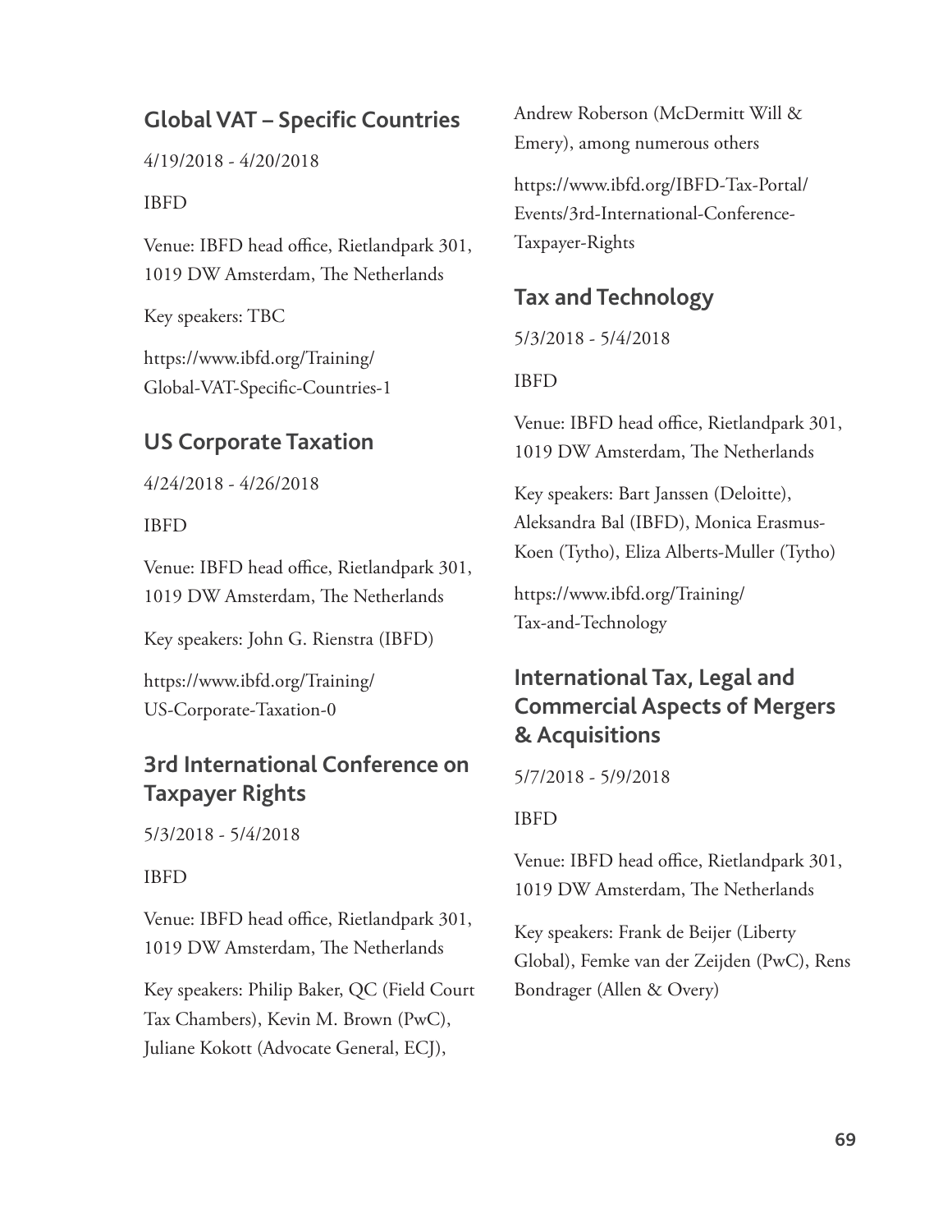## Global VAT – Specific Countries

4/19/2018 - 4/20/2018

IBFD

Venue: IBFD head office, Rietlandpark 301, 1019 DW Amsterdam, The Netherlands

Key speakers: TBC

https://www.ibfd.org/Training/Global-VAT-Specific-Countries-1

## US Corporate Taxation

4/24/2018 - 4/26/2018

IBFD

Venue: IBFD head office, Rietlandpark 301, 1019 DW Amsterdam, The Netherlands

Key speakers: John G. Rienstra (IBFD)

https://www.ibfd.org/Training/US-Corporate-Taxation-0

## 3rd International Conference on Taxpayer Rights

5/3/2018 - 5/4/2018

IBFD

Venue: IBFD head office, Rietlandpark 301, 1019 DW Amsterdam, The Netherlands

Key speakers: Philip Baker, QC (Field Court Tax Chambers), Kevin M. Brown (PwC), Juliane Kokott (Advocate General, ECJ), Andrew Roberson (McDermitt Will & Emery), among numerous others

https://www.ibfd.org/IBFD-Tax-Portal/Events/3rd-International-Conference-Taxpayer-Rights

## Tax and Technology

5/3/2018 - 5/4/2018

IBFD

Venue: IBFD head office, Rietlandpark 301, 1019 DW Amsterdam, The Netherlands

Key speakers: Bart Janssen (Deloitte), Aleksandra Bal (IBFD), Monica Erasmus-Koen (Tytho), Eliza Alberts-Muller (Tytho)

https://www.ibfd.org/Training/Tax-and-Technology

## International Tax, Legal and Commercial Aspects of Mergers & Acquisitions

5/7/2018 - 5/9/2018

IBFD

Venue: IBFD head office, Rietlandpark 301, 1019 DW Amsterdam, The Netherlands

Key speakers: Frank de Beijer (Liberty Global), Femke van der Zeijden (PwC), Rens Bondrager (Allen & Overy)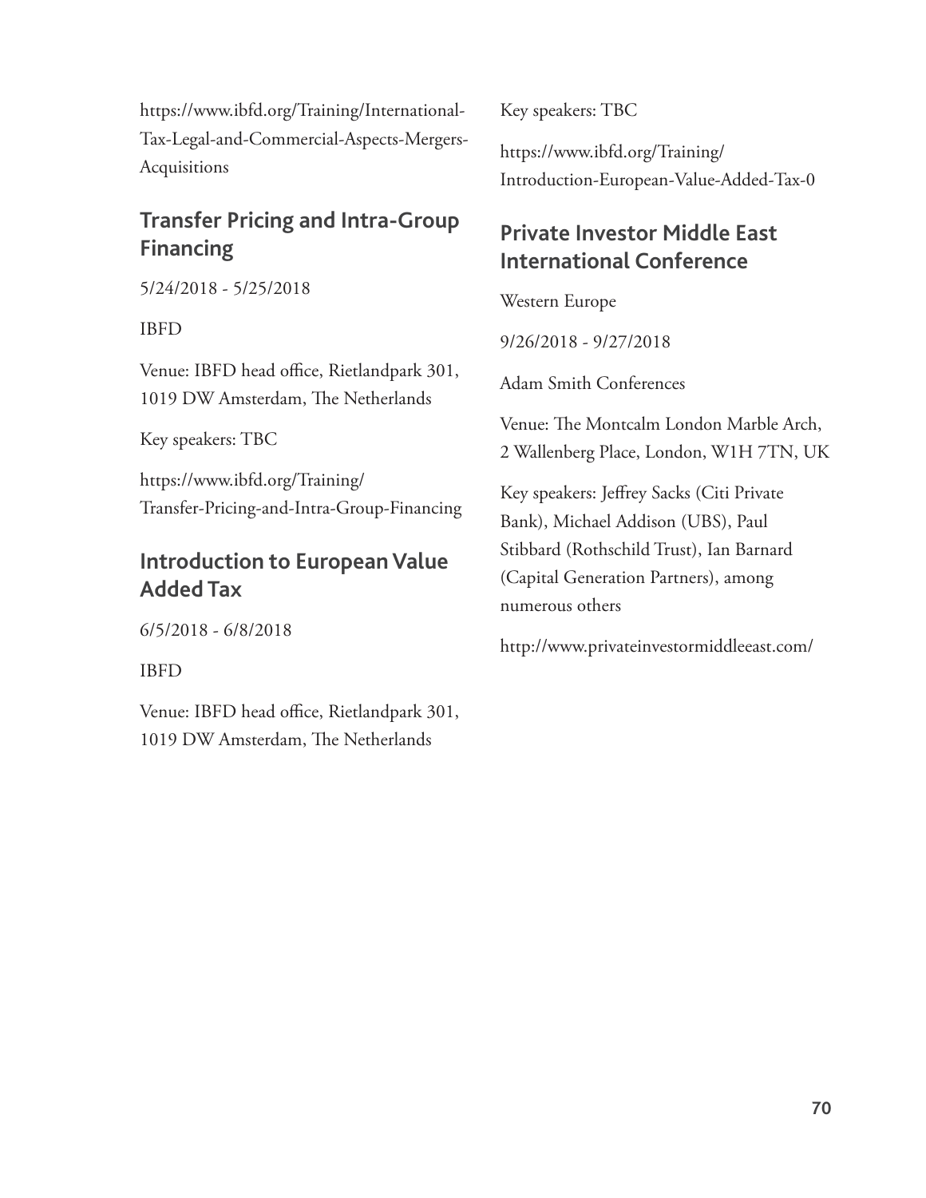https://www.ibfd.org/Training/International-Tax-Legal-and-Commercial-Aspects-Mergers-Acquisitions

## Transfer Pricing and Intra-Group Financing

5/24/2018 - 5/25/2018

IBFD

Venue: IBFD head office, Rietlandpark 301, 1019 DW Amsterdam, The Netherlands

Key speakers: TBC

https://www.ibfd.org/Training/Transfer-Pricing-and-Intra-Group-Financing

## Introduction to European Value Added Tax

6/5/2018 - 6/8/2018

IBFD

Venue: IBFD head office, Rietlandpark 301, 1019 DW Amsterdam, The Netherlands

Key speakers: TBC

https://www.ibfd.org/Training/Introduction-European-Value-Added-Tax-0

## Private Investor Middle East International Conference

Western Europe

9/26/2018 - 9/27/2018

Adam Smith Conferences

Venue: The Montcalm London Marble Arch, 2 Wallenberg Place, London, W1H 7TN, UK

Key speakers: Jeffrey Sacks (Citi Private Bank), Michael Addison (UBS), Paul Stibbard (Rothschild Trust), Ian Barnard (Capital Generation Partners), among numerous others

http://www.privateinvestormiddleeast.com/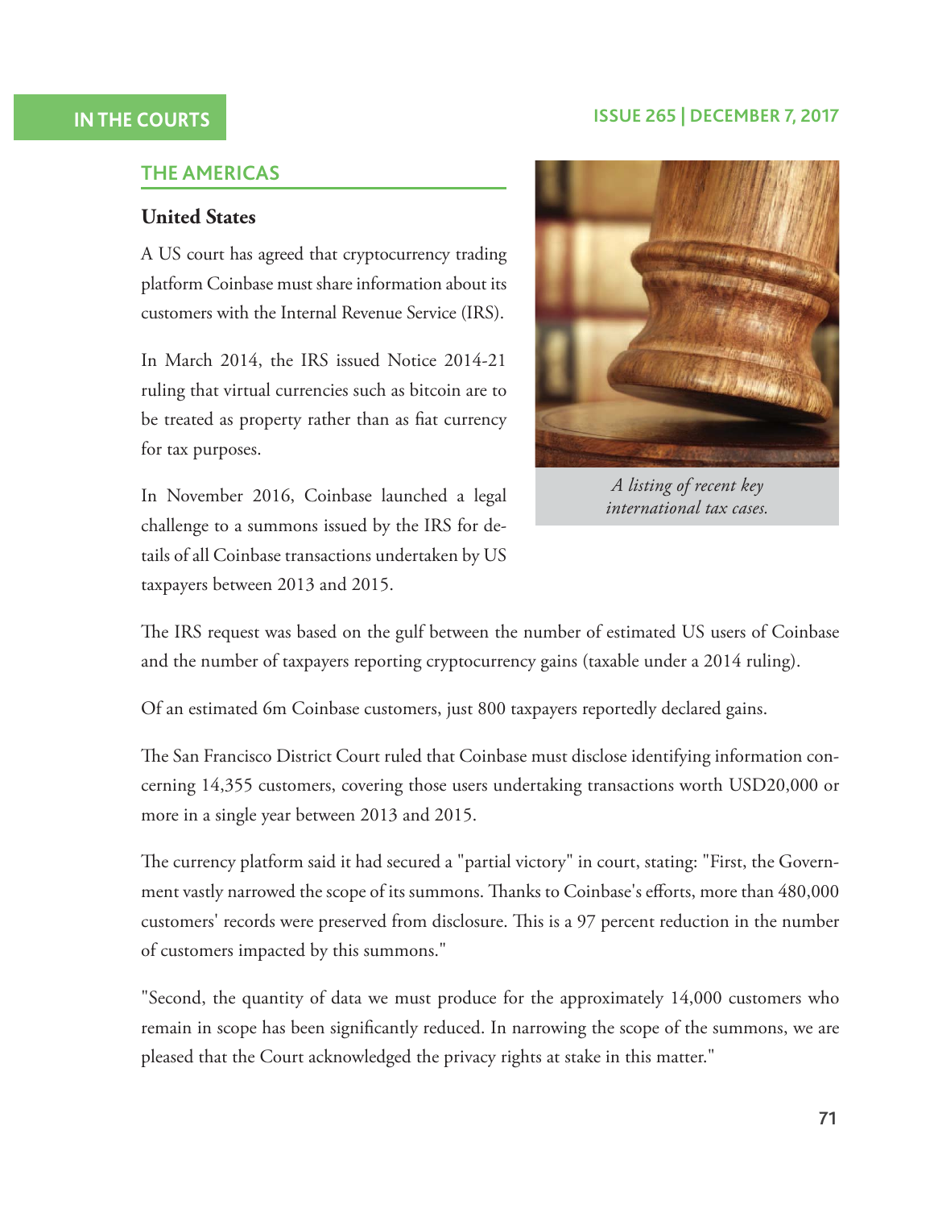## THE AMERICAS

### United States

A US court has agreed that cryptocurrency trading platform Coinbase must share information about its customers with the Internal Revenue Service (IRS).

In March 2014, the IRS issued Notice 2014-21 ruling that virtual currencies such as bitcoin are to be treated as property rather than as fiat currency for tax purposes.

In November 2016, Coinbase launched a legal challenge to a summons issued by the IRS for details of all Coinbase transactions undertaken by US taxpayers between 2013 and 2015.

*A listing of recent key international tax cases.*

The IRS request was based on the gulf between the number of estimated US users of Coinbase and the number of taxpayers reporting cryptocurrency gains (taxable under a 2014 ruling).

Of an estimated 6m Coinbase customers, just 800 taxpayers reportedly declared gains.

The San Francisco District Court ruled that Coinbase must disclose identifying information concerning 14,355 customers, covering those users undertaking transactions worth USD20,000 or more in a single year between 2013 and 2015.

The currency platform said it had secured a "partial victory" in court, stating: "First, the Government vastly narrowed the scope of its summons. Thanks to Coinbase's efforts, more than 480,000 customers' records were preserved from disclosure. This is a 97 percent reduction in the number of customers impacted by this summons."

"Second, the quantity of data we must produce for the approximately 14,000 customers who remain in scope has been significantly reduced. In narrowing the scope of the summons, we are pleased that the Court acknowledged the privacy rights at stake in this matter."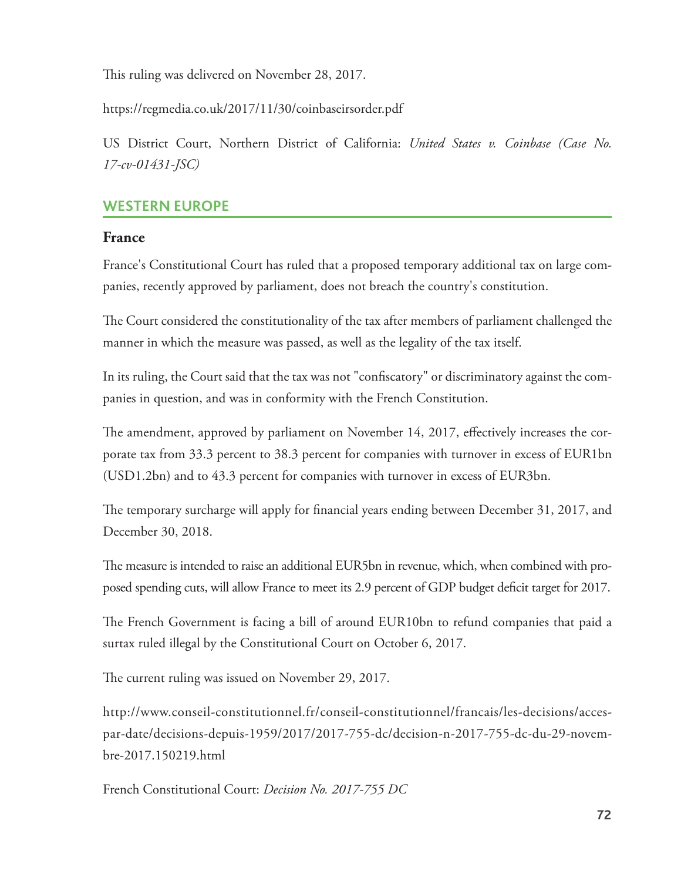This ruling was delivered on November 28, 2017.

https://regmedia.co.uk/2017/11/30/coinbaseirsorder.pdf

US District Court, Northern District of California: *United States v. Coinbase (Case No. 17-cv-01431-JSC)*

## WESTERN EUROPE

### France

France's Constitutional Court has ruled that a proposed temporary additional tax on large companies, recently approved by parliament, does not breach the country's constitution.

The Court considered the constitutionality of the tax after members of parliament challenged the manner in which the measure was passed, as well as the legality of the tax itself.

In its ruling, the Court said that the tax was not "confiscatory" or discriminatory against the companies in question, and was in conformity with the French Constitution.

The amendment, approved by parliament on November 14, 2017, effectively increases the corporate tax from 33.3 percent to 38.3 percent for companies with turnover in excess of EUR1bn (USD1.2bn) and to 43.3 percent for companies with turnover in excess of EUR3bn.

The temporary surcharge will apply for financial years ending between December 31, 2017, and December 30, 2018.

The measure is intended to raise an additional EUR5bn in revenue, which, when combined with proposed spending cuts, will allow France to meet its 2.9 percent of GDP budget deficit target for 2017.

The French Government is facing a bill of around EUR10bn to refund companies that paid a surtax ruled illegal by the Constitutional Court on October 6, 2017.

The current ruling was issued on November 29, 2017.

http://www.conseil-constitutionnel.fr/conseil-constitutionnel/francais/les-decisions/acces-par-date/decisions-depuis-1959/2017/2017-755-dc/decision-n-2017-755-dc-du-29-novembre-2017.150219.html

French Constitutional Court: *Decision No. 2017-755 DC*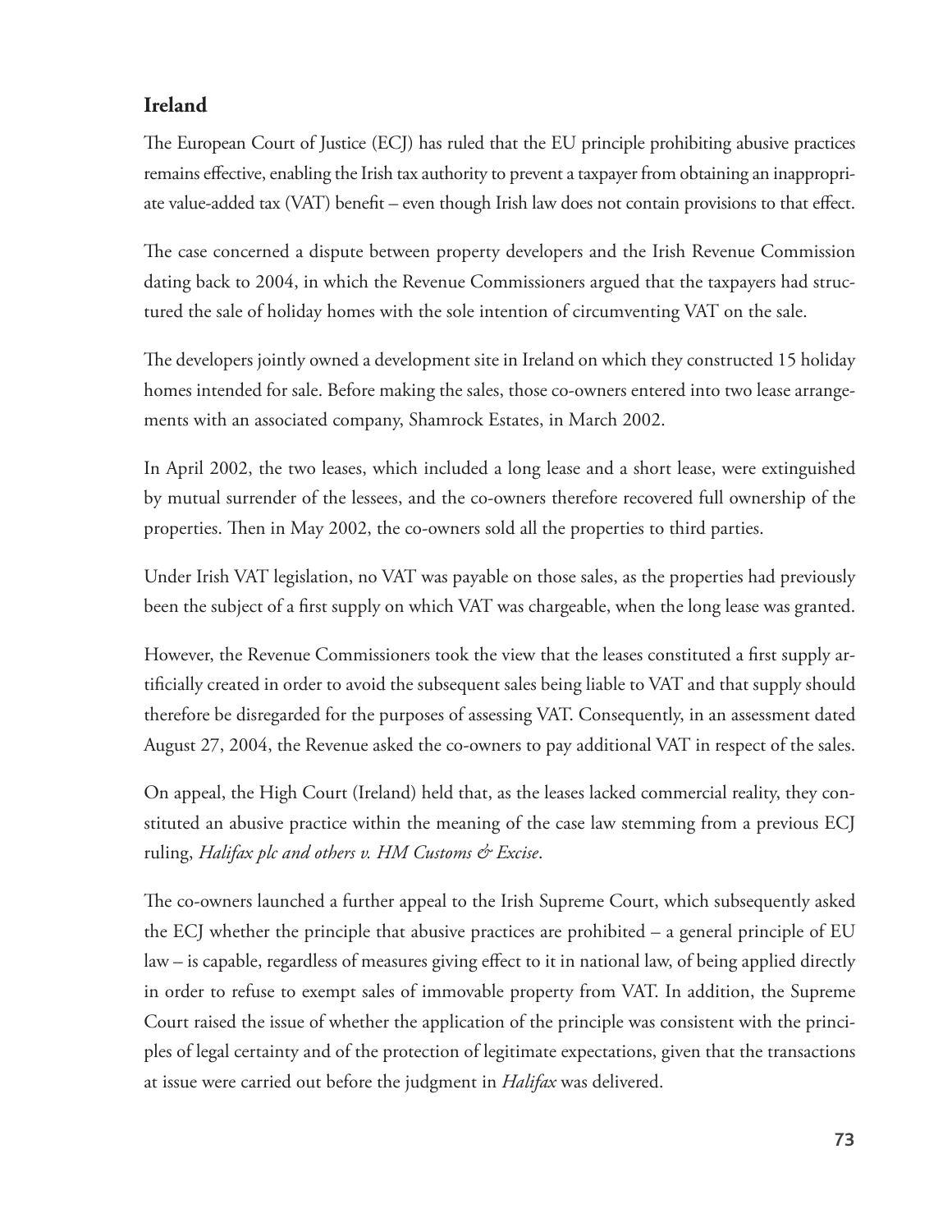## Ireland

The European Court of Justice (ECJ) has ruled that the EU principle prohibiting abusive practices remains effective, enabling the Irish tax authority to prevent a taxpayer from obtaining an inappropriate value-added tax (VAT) benefit – even though Irish law does not contain provisions to that effect.

The case concerned a dispute between property developers and the Irish Revenue Commission dating back to 2004, in which the Revenue Commissioners argued that the taxpayers had structured the sale of holiday homes with the sole intention of circumventing VAT on the sale.

The developers jointly owned a development site in Ireland on which they constructed 15 holiday homes intended for sale. Before making the sales, those co-owners entered into two lease arrangements with an associated company, Shamrock Estates, in March 2002.

In April 2002, the two leases, which included a long lease and a short lease, were extinguished by mutual surrender of the lessees, and the co-owners therefore recovered full ownership of the properties. Then in May 2002, the co-owners sold all the properties to third parties.

Under Irish VAT legislation, no VAT was payable on those sales, as the properties had previously been the subject of a first supply on which VAT was chargeable, when the long lease was granted.

However, the Revenue Commissioners took the view that the leases constituted a first supply artificially created in order to avoid the subsequent sales being liable to VAT and that supply should therefore be disregarded for the purposes of assessing VAT. Consequently, in an assessment dated August 27, 2004, the Revenue asked the co-owners to pay additional VAT in respect of the sales.

On appeal, the High Court (Ireland) held that, as the leases lacked commercial reality, they constituted an abusive practice within the meaning of the case law stemming from a previous ECJ ruling, *Halifax plc and others v. HM Customs & Excise*.

The co-owners launched a further appeal to the Irish Supreme Court, which subsequently asked the ECJ whether the principle that abusive practices are prohibited – a general principle of EU law – is capable, regardless of measures giving effect to it in national law, of being applied directly in order to refuse to exempt sales of immovable property from VAT. In addition, the Supreme Court raised the issue of whether the application of the principle was consistent with the principles of legal certainty and of the protection of legitimate expectations, given that the transactions at issue were carried out before the judgment in *Halifax* was delivered.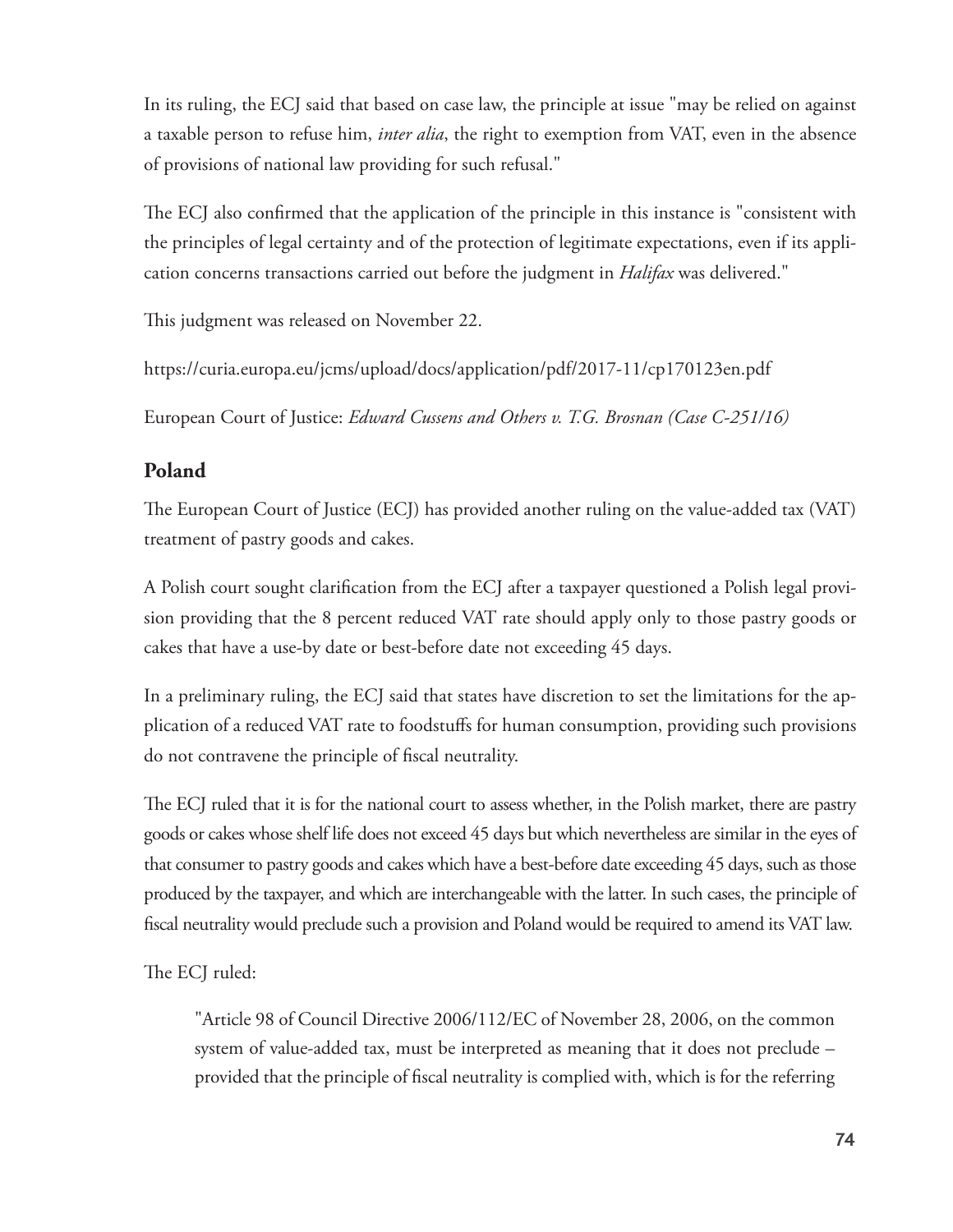In its ruling, the ECJ said that based on case law, the principle at issue "may be relied on against a taxable person to refuse him, *inter alia*, the right to exemption from VAT, even in the absence of provisions of national law providing for such refusal."

The ECJ also confirmed that the application of the principle in this instance is "consistent with the principles of legal certainty and of the protection of legitimate expectations, even if its application concerns transactions carried out before the judgment in *Halifax* was delivered."

This judgment was released on November 22.

https://curia.europa.eu/jcms/upload/docs/application/pdf/2017-11/cp170123en.pdf

European Court of Justice: *Edward Cussens and Others v. T.G. Brosnan (Case C-251/16)*

## Poland

The European Court of Justice (ECJ) has provided another ruling on the value-added tax (VAT) treatment of pastry goods and cakes.

A Polish court sought clarification from the ECJ after a taxpayer questioned a Polish legal provision providing that the 8 percent reduced VAT rate should apply only to those pastry goods or cakes that have a use-by date or best-before date not exceeding 45 days.

In a preliminary ruling, the ECJ said that states have discretion to set the limitations for the application of a reduced VAT rate to foodstuffs for human consumption, providing such provisions do not contravene the principle of fiscal neutrality.

The ECJ ruled that it is for the national court to assess whether, in the Polish market, there are pastry goods or cakes whose shelf life does not exceed 45 days but which nevertheless are similar in the eyes of that consumer to pastry goods and cakes which have a best-before date exceeding 45 days, such as those produced by the taxpayer, and which are interchangeable with the latter. In such cases, the principle of fiscal neutrality would preclude such a provision and Poland would be required to amend its VAT law.

The ECJ ruled:

> "Article 98 of Council Directive 2006/112/EC of November 28, 2006, on the common system of value-added tax, must be interpreted as meaning that it does not preclude – provided that the principle of fiscal neutrality is complied with, which is for the referring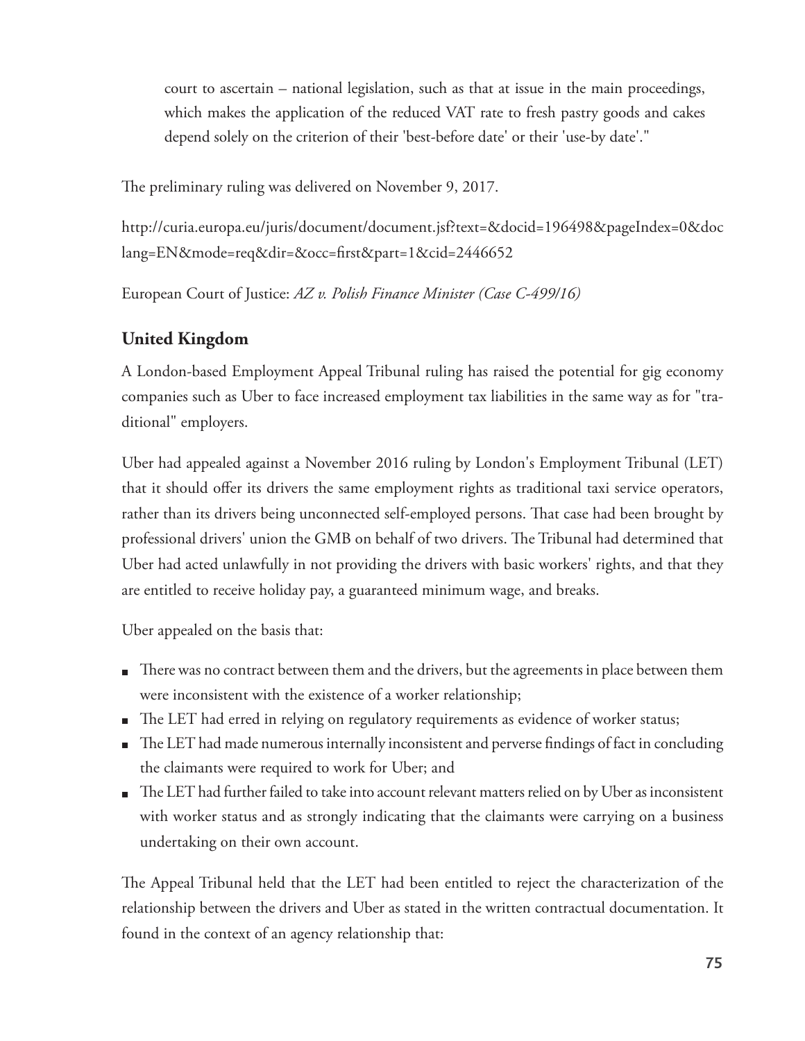court to ascertain – national legislation, such as that at issue in the main proceedings, which makes the application of the reduced VAT rate to fresh pastry goods and cakes depend solely on the criterion of their 'best-before date' or their 'use-by date'."

The preliminary ruling was delivered on November 9, 2017.

http://curia.europa.eu/juris/document/document.jsf?text=&docid=196498&pageIndex=0&doclang=EN&mode=req&dir=&occ=first&part=1&cid=2446652

European Court of Justice: *AZ v. Polish Finance Minister (Case C-499/16)*

## United Kingdom

A London-based Employment Appeal Tribunal ruling has raised the potential for gig economy companies such as Uber to face increased employment tax liabilities in the same way as for "traditional" employers.

Uber had appealed against a November 2016 ruling by London's Employment Tribunal (LET) that it should offer its drivers the same employment rights as traditional taxi service operators, rather than its drivers being unconnected self-employed persons. That case had been brought by professional drivers' union the GMB on behalf of two drivers. The Tribunal had determined that Uber had acted unlawfully in not providing the drivers with basic workers' rights, and that they are entitled to receive holiday pay, a guaranteed minimum wage, and breaks.

Uber appealed on the basis that:

- There was no contract between them and the drivers, but the agreements in place between them were inconsistent with the existence of a worker relationship;
- The LET had erred in relying on regulatory requirements as evidence of worker status;
- The LET had made numerous internally inconsistent and perverse findings of fact in concluding the claimants were required to work for Uber; and
- The LET had further failed to take into account relevant matters relied on by Uber as inconsistent with worker status and as strongly indicating that the claimants were carrying on a business undertaking on their own account.

The Appeal Tribunal held that the LET had been entitled to reject the characterization of the relationship between the drivers and Uber as stated in the written contractual documentation. It found in the context of an agency relationship that: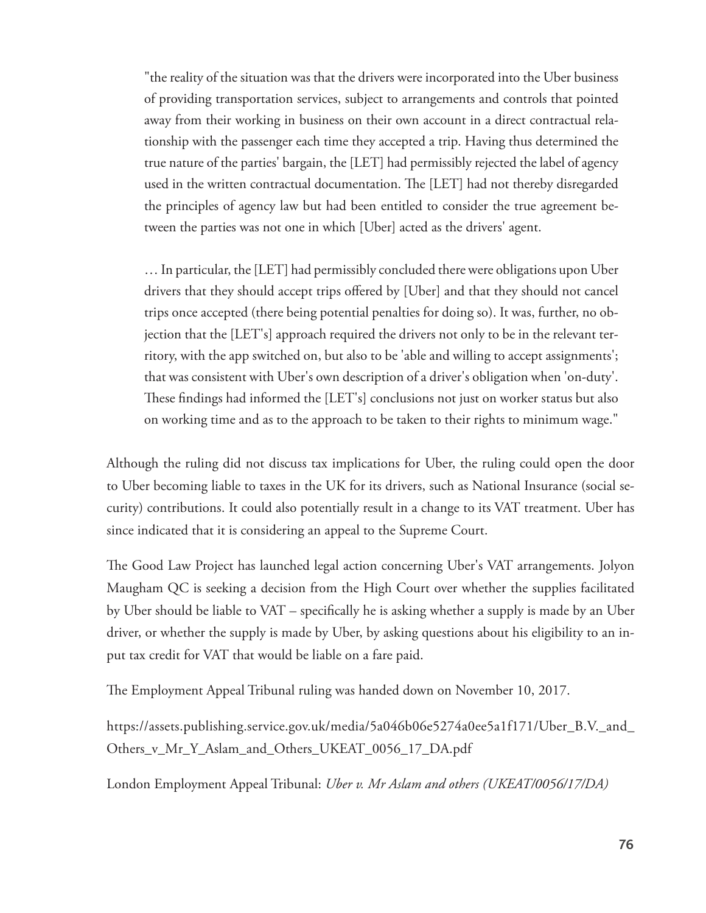> "the reality of the situation was that the drivers were incorporated into the Uber business of providing transportation services, subject to arrangements and controls that pointed away from their working in business on their own account in a direct contractual relationship with the passenger each time they accepted a trip. Having thus determined the true nature of the parties' bargain, the [LET] had permissibly rejected the label of agency used in the written contractual documentation. The [LET] had not thereby disregarded the principles of agency law but had been entitled to consider the true agreement between the parties was not one in which [Uber] acted as the drivers' agent.
>
> … In particular, the [LET] had permissibly concluded there were obligations upon Uber drivers that they should accept trips offered by [Uber] and that they should not cancel trips once accepted (there being potential penalties for doing so). It was, further, no objection that the [LET's] approach required the drivers not only to be in the relevant territory, with the app switched on, but also to be 'able and willing to accept assignments'; that was consistent with Uber's own description of a driver's obligation when 'on-duty'. These findings had informed the [LET's] conclusions not just on worker status but also on working time and as to the approach to be taken to their rights to minimum wage."

Although the ruling did not discuss tax implications for Uber, the ruling could open the door to Uber becoming liable to taxes in the UK for its drivers, such as National Insurance (social security) contributions. It could also potentially result in a change to its VAT treatment. Uber has since indicated that it is considering an appeal to the Supreme Court.

The Good Law Project has launched legal action concerning Uber's VAT arrangements. Jolyon Maugham QC is seeking a decision from the High Court over whether the supplies facilitated by Uber should be liable to VAT – specifically he is asking whether a supply is made by an Uber driver, or whether the supply is made by Uber, by asking questions about his eligibility to an input tax credit for VAT that would be liable on a fare paid.

The Employment Appeal Tribunal ruling was handed down on November 10, 2017.

https://assets.publishing.service.gov.uk/media/5a046b06e5274a0ee5a1f171/Uber_B.V._and_Others_v_Mr_Y_Aslam_and_Others_UKEAT_0056_17_DA.pdf

London Employment Appeal Tribunal: *Uber v. Mr Aslam and others (UKEAT/0056/17/DA)*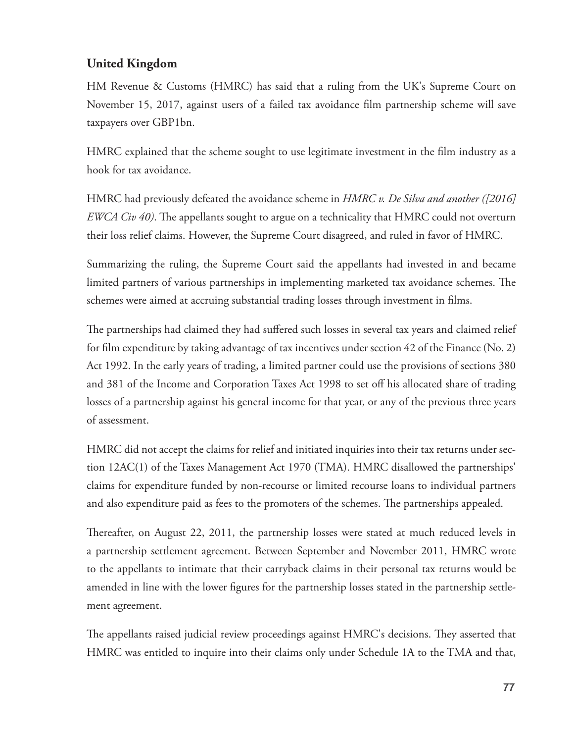## United Kingdom

HM Revenue & Customs (HMRC) has said that a ruling from the UK's Supreme Court on November 15, 2017, against users of a failed tax avoidance film partnership scheme will save taxpayers over GBP1bn.

HMRC explained that the scheme sought to use legitimate investment in the film industry as a hook for tax avoidance.

HMRC had previously defeated the avoidance scheme in *HMRC v. De Silva and another ([2016] EWCA Civ 40)*. The appellants sought to argue on a technicality that HMRC could not overturn their loss relief claims. However, the Supreme Court disagreed, and ruled in favor of HMRC.

Summarizing the ruling, the Supreme Court said the appellants had invested in and became limited partners of various partnerships in implementing marketed tax avoidance schemes. The schemes were aimed at accruing substantial trading losses through investment in films.

The partnerships had claimed they had suffered such losses in several tax years and claimed relief for film expenditure by taking advantage of tax incentives under section 42 of the Finance (No. 2) Act 1992. In the early years of trading, a limited partner could use the provisions of sections 380 and 381 of the Income and Corporation Taxes Act 1998 to set off his allocated share of trading losses of a partnership against his general income for that year, or any of the previous three years of assessment.

HMRC did not accept the claims for relief and initiated inquiries into their tax returns under section 12AC(1) of the Taxes Management Act 1970 (TMA). HMRC disallowed the partnerships' claims for expenditure funded by non-recourse or limited recourse loans to individual partners and also expenditure paid as fees to the promoters of the schemes. The partnerships appealed.

Thereafter, on August 22, 2011, the partnership losses were stated at much reduced levels in a partnership settlement agreement. Between September and November 2011, HMRC wrote to the appellants to intimate that their carryback claims in their personal tax returns would be amended in line with the lower figures for the partnership losses stated in the partnership settlement agreement.

The appellants raised judicial review proceedings against HMRC's decisions. They asserted that HMRC was entitled to inquire into their claims only under Schedule 1A to the TMA and that,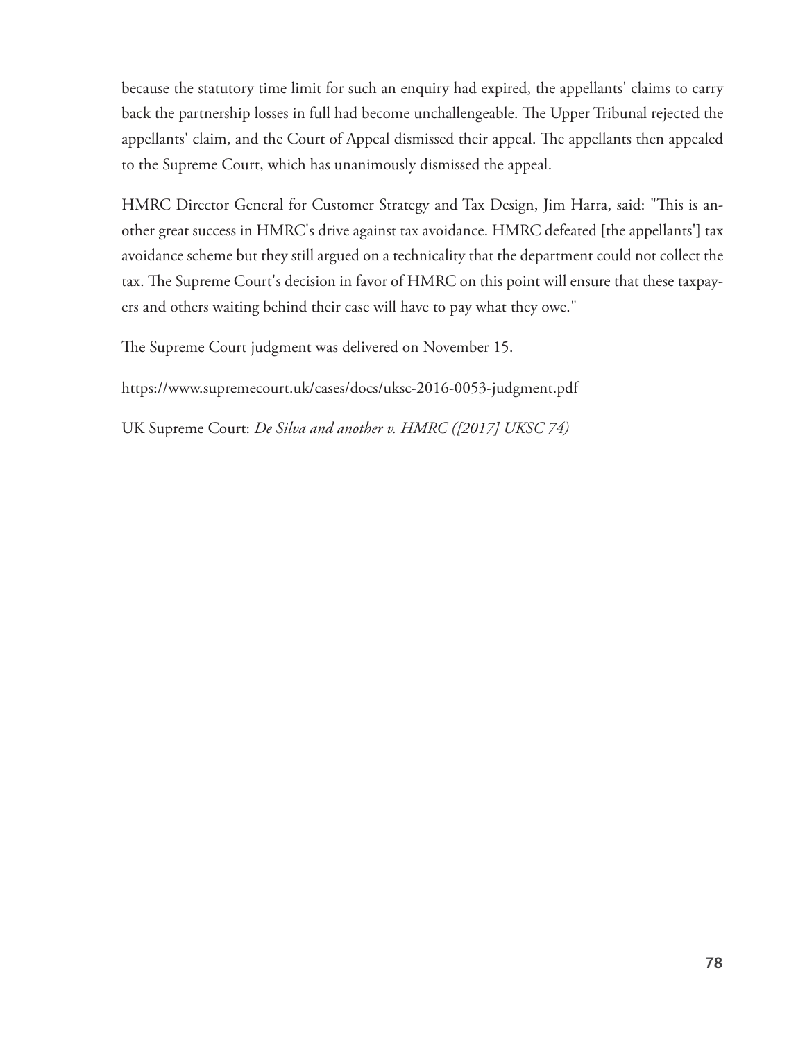because the statutory time limit for such an enquiry had expired, the appellants' claims to carry back the partnership losses in full had become unchallengeable. The Upper Tribunal rejected the appellants' claim, and the Court of Appeal dismissed their appeal. The appellants then appealed to the Supreme Court, which has unanimously dismissed the appeal.

HMRC Director General for Customer Strategy and Tax Design, Jim Harra, said: "This is another great success in HMRC's drive against tax avoidance. HMRC defeated [the appellants'] tax avoidance scheme but they still argued on a technicality that the department could not collect the tax. The Supreme Court's decision in favor of HMRC on this point will ensure that these taxpayers and others waiting behind their case will have to pay what they owe."

The Supreme Court judgment was delivered on November 15.

https://www.supremecourt.uk/cases/docs/uksc-2016-0053-judgment.pdf

UK Supreme Court: *De Silva and another v. HMRC ([2017] UKSC 74)*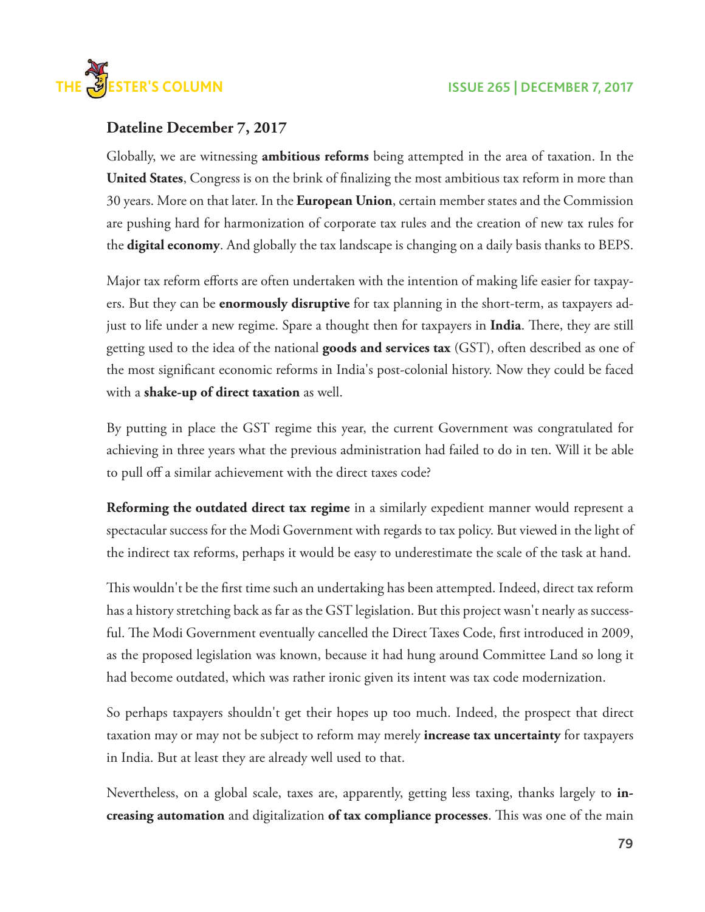## Dateline December 7, 2017

Globally, we are witnessing **ambitious reforms** being attempted in the area of taxation. In the **United States**, Congress is on the brink of finalizing the most ambitious tax reform in more than 30 years. More on that later. In the **European Union**, certain member states and the Commission are pushing hard for harmonization of corporate tax rules and the creation of new tax rules for the **digital economy**. And globally the tax landscape is changing on a daily basis thanks to BEPS.

Major tax reform efforts are often undertaken with the intention of making life easier for taxpayers. But they can be **enormously disruptive** for tax planning in the short-term, as taxpayers adjust to life under a new regime. Spare a thought then for taxpayers in **India**. There, they are still getting used to the idea of the national **goods and services tax** (GST), often described as one of the most significant economic reforms in India's post-colonial history. Now they could be faced with a **shake-up of direct taxation** as well.

By putting in place the GST regime this year, the current Government was congratulated for achieving in three years what the previous administration had failed to do in ten. Will it be able to pull off a similar achievement with the direct taxes code?

**Reforming the outdated direct tax regime** in a similarly expedient manner would represent a spectacular success for the Modi Government with regards to tax policy. But viewed in the light of the indirect tax reforms, perhaps it would be easy to underestimate the scale of the task at hand.

This wouldn't be the first time such an undertaking has been attempted. Indeed, direct tax reform has a history stretching back as far as the GST legislation. But this project wasn't nearly as successful. The Modi Government eventually cancelled the Direct Taxes Code, first introduced in 2009, as the proposed legislation was known, because it had hung around Committee Land so long it had become outdated, which was rather ironic given its intent was tax code modernization.

So perhaps taxpayers shouldn't get their hopes up too much. Indeed, the prospect that direct taxation may or may not be subject to reform may merely **increase tax uncertainty** for taxpayers in India. But at least they are already well used to that.

Nevertheless, on a global scale, taxes are, apparently, getting less taxing, thanks largely to **increasing automation** and digitalization **of tax compliance processes**. This was one of the main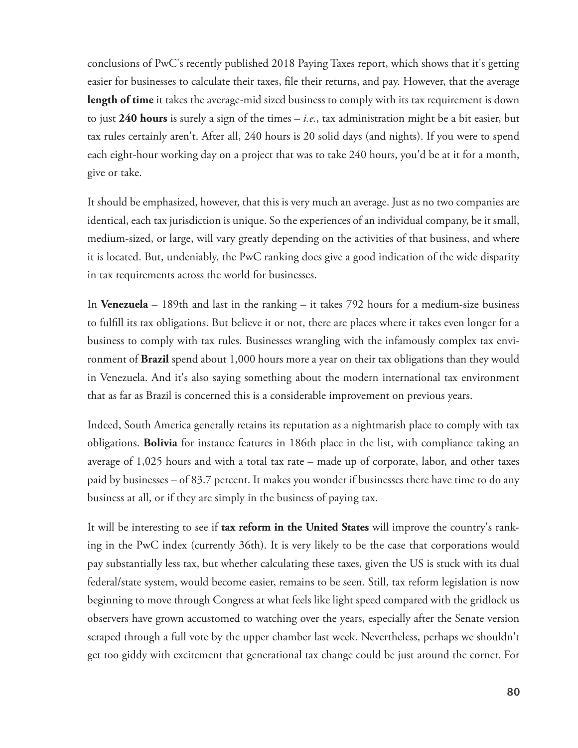conclusions of PwC's recently published 2018 Paying Taxes report, which shows that it's getting easier for businesses to calculate their taxes, file their returns, and pay. However, that the average **length of time** it takes the average-mid sized business to comply with its tax requirement is down to just **240 hours** is surely a sign of the times – *i.e.*, tax administration might be a bit easier, but tax rules certainly aren't. After all, 240 hours is 20 solid days (and nights). If you were to spend each eight-hour working day on a project that was to take 240 hours, you'd be at it for a month, give or take.

It should be emphasized, however, that this is very much an average. Just as no two companies are identical, each tax jurisdiction is unique. So the experiences of an individual company, be it small, medium-sized, or large, will vary greatly depending on the activities of that business, and where it is located. But, undeniably, the PwC ranking does give a good indication of the wide disparity in tax requirements across the world for businesses.

In **Venezuela** – 189th and last in the ranking – it takes 792 hours for a medium-size business to fulfill its tax obligations. But believe it or not, there are places where it takes even longer for a business to comply with tax rules. Businesses wrangling with the infamously complex tax environment of **Brazil** spend about 1,000 hours more a year on their tax obligations than they would in Venezuela. And it's also saying something about the modern international tax environment that as far as Brazil is concerned this is a considerable improvement on previous years.

Indeed, South America generally retains its reputation as a nightmarish place to comply with tax obligations. **Bolivia** for instance features in 186th place in the list, with compliance taking an average of 1,025 hours and with a total tax rate – made up of corporate, labor, and other taxes paid by businesses – of 83.7 percent. It makes you wonder if businesses there have time to do any business at all, or if they are simply in the business of paying tax.

It will be interesting to see if **tax reform in the United States** will improve the country's ranking in the PwC index (currently 36th). It is very likely to be the case that corporations would pay substantially less tax, but whether calculating these taxes, given the US is stuck with its dual federal/state system, would become easier, remains to be seen. Still, tax reform legislation is now beginning to move through Congress at what feels like light speed compared with the gridlock us observers have grown accustomed to watching over the years, especially after the Senate version scraped through a full vote by the upper chamber last week. Nevertheless, perhaps we shouldn't get too giddy with excitement that generational tax change could be just around the corner. For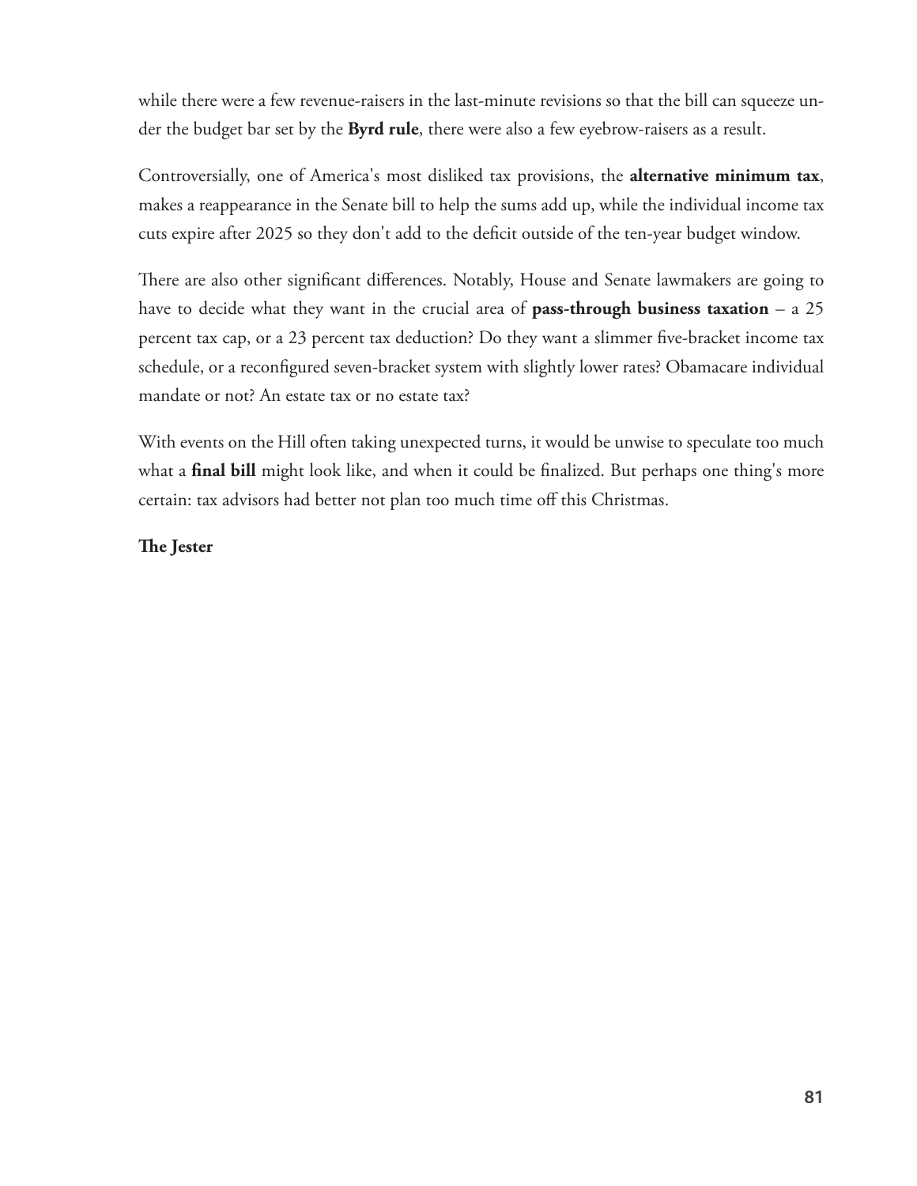while there were a few revenue-raisers in the last-minute revisions so that the bill can squeeze under the budget bar set by the **Byrd rule**, there were also a few eyebrow-raisers as a result.

Controversially, one of America's most disliked tax provisions, the **alternative minimum tax**, makes a reappearance in the Senate bill to help the sums add up, while the individual income tax cuts expire after 2025 so they don't add to the deficit outside of the ten-year budget window.

There are also other significant differences. Notably, House and Senate lawmakers are going to have to decide what they want in the crucial area of **pass-through business taxation** – a 25 percent tax cap, or a 23 percent tax deduction? Do they want a slimmer five-bracket income tax schedule, or a reconfigured seven-bracket system with slightly lower rates? Obamacare individual mandate or not? An estate tax or no estate tax?

With events on the Hill often taking unexpected turns, it would be unwise to speculate too much what a **final bill** might look like, and when it could be finalized. But perhaps one thing's more certain: tax advisors had better not plan too much time off this Christmas.

**The Jester**